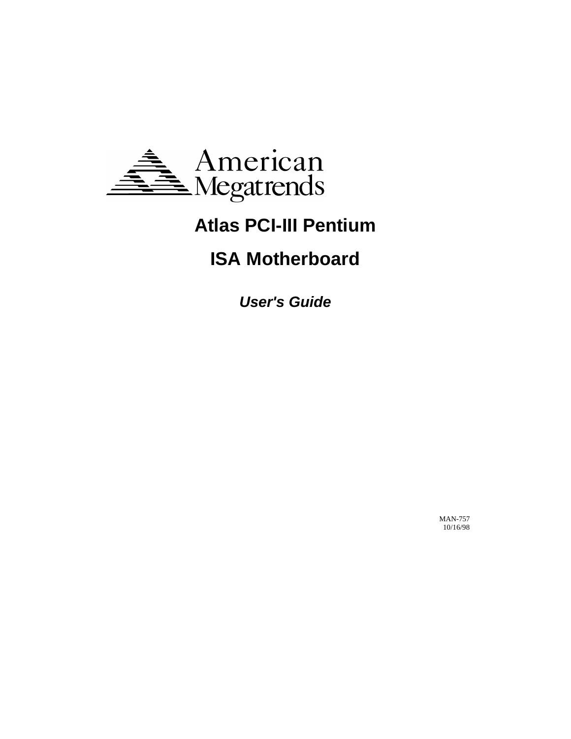American Megatrends

# Atlas PCI-III Pentium

# ISA Motherboard

***User's Guide***

MAN-757
10/16/98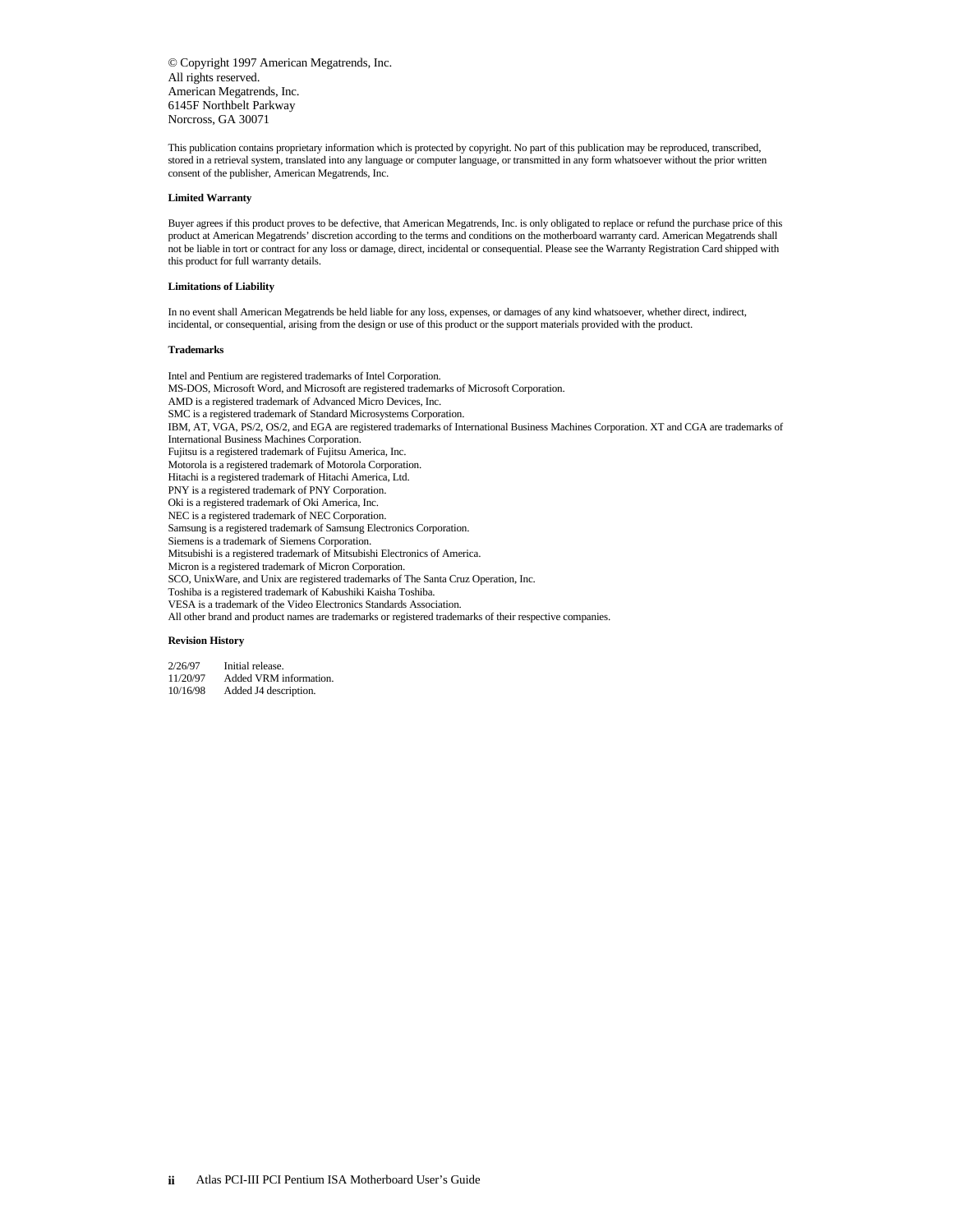© Copyright 1997 American Megatrends, Inc.
All rights reserved.
American Megatrends, Inc.
6145F Northbelt Parkway
Norcross, GA 30071

This publication contains proprietary information which is protected by copyright. No part of this publication may be reproduced, transcribed, stored in a retrieval system, translated into any language or computer language, or transmitted in any form whatsoever without the prior written consent of the publisher, American Megatrends, Inc.

**Limited Warranty**

Buyer agrees if this product proves to be defective, that American Megatrends, Inc. is only obligated to replace or refund the purchase price of this product at American Megatrends' discretion according to the terms and conditions on the motherboard warranty card. American Megatrends shall not be liable in tort or contract for any loss or damage, direct, incidental or consequential. Please see the Warranty Registration Card shipped with this product for full warranty details.

**Limitations of Liability**

In no event shall American Megatrends be held liable for any loss, expenses, or damages of any kind whatsoever, whether direct, indirect, incidental, or consequential, arising from the design or use of this product or the support materials provided with the product.

**Trademarks**

Intel and Pentium are registered trademarks of Intel Corporation.
MS-DOS, Microsoft Word, and Microsoft are registered trademarks of Microsoft Corporation.
AMD is a registered trademark of Advanced Micro Devices, Inc.
SMC is a registered trademark of Standard Microsystems Corporation.
IBM, AT, VGA, PS/2, OS/2, and EGA are registered trademarks of International Business Machines Corporation. XT and CGA are trademarks of International Business Machines Corporation.
Fujitsu is a registered trademark of Fujitsu America, Inc.
Motorola is a registered trademark of Motorola Corporation.
Hitachi is a registered trademark of Hitachi America, Ltd.
PNY is a registered trademark of PNY Corporation.
Oki is a registered trademark of Oki America, Inc.
NEC is a registered trademark of NEC Corporation.
Samsung is a registered trademark of Samsung Electronics Corporation.
Siemens is a trademark of Siemens Corporation.
Mitsubishi is a registered trademark of Mitsubishi Electronics of America.
Micron is a registered trademark of Micron Corporation.
SCO, UnixWare, and Unix are registered trademarks of The Santa Cruz Operation, Inc.
Toshiba is a registered trademark of Kabushiki Kaisha Toshiba.
VESA is a trademark of the Video Electronics Standards Association.
All other brand and product names are trademarks or registered trademarks of their respective companies.

**Revision History**

| | |
|---|---|
| 2/26/97 | Initial release. |
| 11/20/97 | Added VRM information. |
| 10/16/98 | Added J4 description. |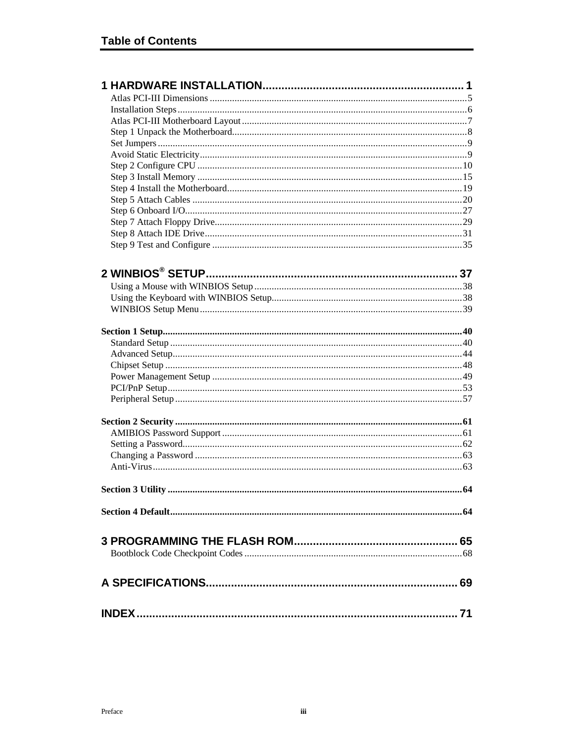# Table of Contents

## 1 HARDWARE INSTALLATION ..... 1

- Atlas PCI-III Dimensions ..... 5
- Installation Steps ..... 6
- Atlas PCI-III Motherboard Layout ..... 7
- Step 1 Unpack the Motherboard ..... 8
- Set Jumpers ..... 9
- Avoid Static Electricity ..... 9
- Step 2 Configure CPU ..... 10
- Step 3 Install Memory ..... 15
- Step 4 Install the Motherboard ..... 19
- Step 5 Attach Cables ..... 20
- Step 6 Onboard I/O ..... 27
- Step 7 Attach Floppy Drive ..... 29
- Step 8 Attach IDE Drive ..... 31
- Step 9 Test and Configure ..... 35

## 2 WINBIOS® SETUP ..... 37

- Using a Mouse with WINBIOS Setup ..... 38
- Using the Keyboard with WINBIOS Setup ..... 38
- WINBIOS Setup Menu ..... 39

**Section 1 Setup ..... 40**

- Standard Setup ..... 40
- Advanced Setup ..... 44
- Chipset Setup ..... 48
- Power Management Setup ..... 49
- PCI/PnP Setup ..... 53
- Peripheral Setup ..... 57

**Section 2 Security ..... 61**

- AMIBIOS Password Support ..... 61
- Setting a Password ..... 62
- Changing a Password ..... 63
- Anti-Virus ..... 63

**Section 3 Utility ..... 64**

**Section 4 Default ..... 64**

## 3 PROGRAMMING THE FLASH ROM ..... 65

- Bootblock Code Checkpoint Codes ..... 68

## A SPECIFICATIONS ..... 69

## INDEX ..... 71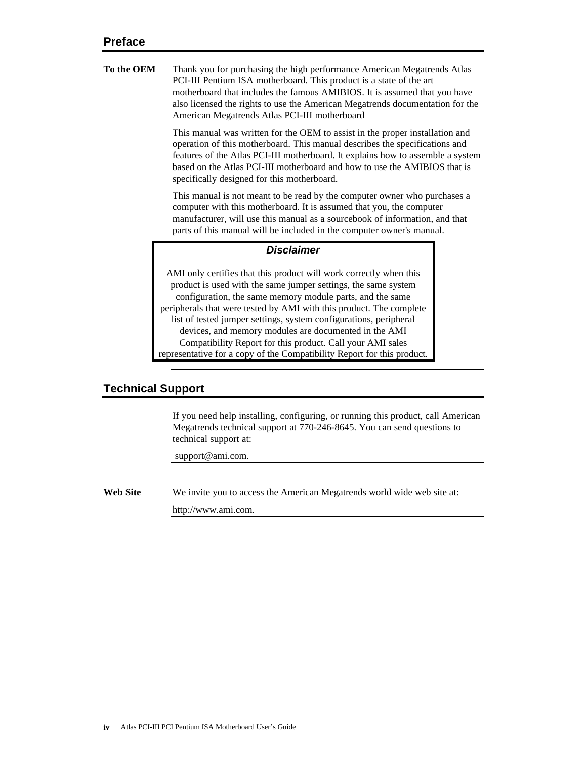## Preface

**To the OEM** Thank you for purchasing the high performance American Megatrends Atlas PCI-III Pentium ISA motherboard. This product is a state of the art motherboard that includes the famous AMIBIOS. It is assumed that you have also licensed the rights to use the American Megatrends documentation for the American Megatrends Atlas PCI-III motherboard

This manual was written for the OEM to assist in the proper installation and operation of this motherboard. This manual describes the specifications and features of the Atlas PCI-III motherboard. It explains how to assemble a system based on the Atlas PCI-III motherboard and how to use the AMIBIOS that is specifically designed for this motherboard.

This manual is not meant to be read by the computer owner who purchases a computer with this motherboard. It is assumed that you, the computer manufacturer, will use this manual as a sourcebook of information, and that parts of this manual will be included in the computer owner's manual.

> ***Disclaimer***
>
> AMI only certifies that this product will work correctly when this product is used with the same jumper settings, the same system configuration, the same memory module parts, and the same peripherals that were tested by AMI with this product. The complete list of tested jumper settings, system configurations, peripheral devices, and memory modules are documented in the AMI Compatibility Report for this product. Call your AMI sales representative for a copy of the Compatibility Report for this product.

## Technical Support

If you need help installing, configuring, or running this product, call American Megatrends technical support at 770-246-8645. You can send questions to technical support at:

support@ami.com.

**Web Site** We invite you to access the American Megatrends world wide web site at:

http://www.ami.com.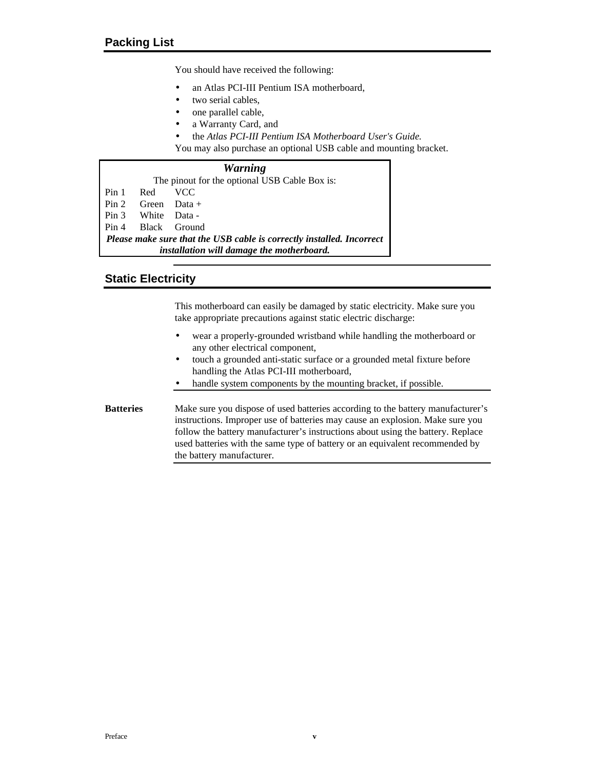## Packing List

You should have received the following:

- an Atlas PCI-III Pentium ISA motherboard,
- two serial cables,
- one parallel cable,
- a Warranty Card, and
- the *Atlas PCI-III Pentium ISA Motherboard User's Guide.*

You may also purchase an optional USB cable and mounting bracket.

> ***Warning***
>
> The pinout for the optional USB Cable Box is:
>
> | Pin | Color | Signal |
> |---|---|---|
> | Pin 1 | Red | VCC |
> | Pin 2 | Green | Data + |
> | Pin 3 | White | Data - |
> | Pin 4 | Black | Ground |
>
> ***Please make sure that the USB cable is correctly installed. Incorrect installation will damage the motherboard.***

## Static Electricity

This motherboard can easily be damaged by static electricity. Make sure you take appropriate precautions against static electric discharge:

- wear a properly-grounded wristband while handling the motherboard or any other electrical component,
- touch a grounded anti-static surface or a grounded metal fixture before handling the Atlas PCI-III motherboard,
- handle system components by the mounting bracket, if possible.

**Batteries**

Make sure you dispose of used batteries according to the battery manufacturer's instructions. Improper use of batteries may cause an explosion. Make sure you follow the battery manufacturer's instructions about using the battery. Replace used batteries with the same type of battery or an equivalent recommended by the battery manufacturer.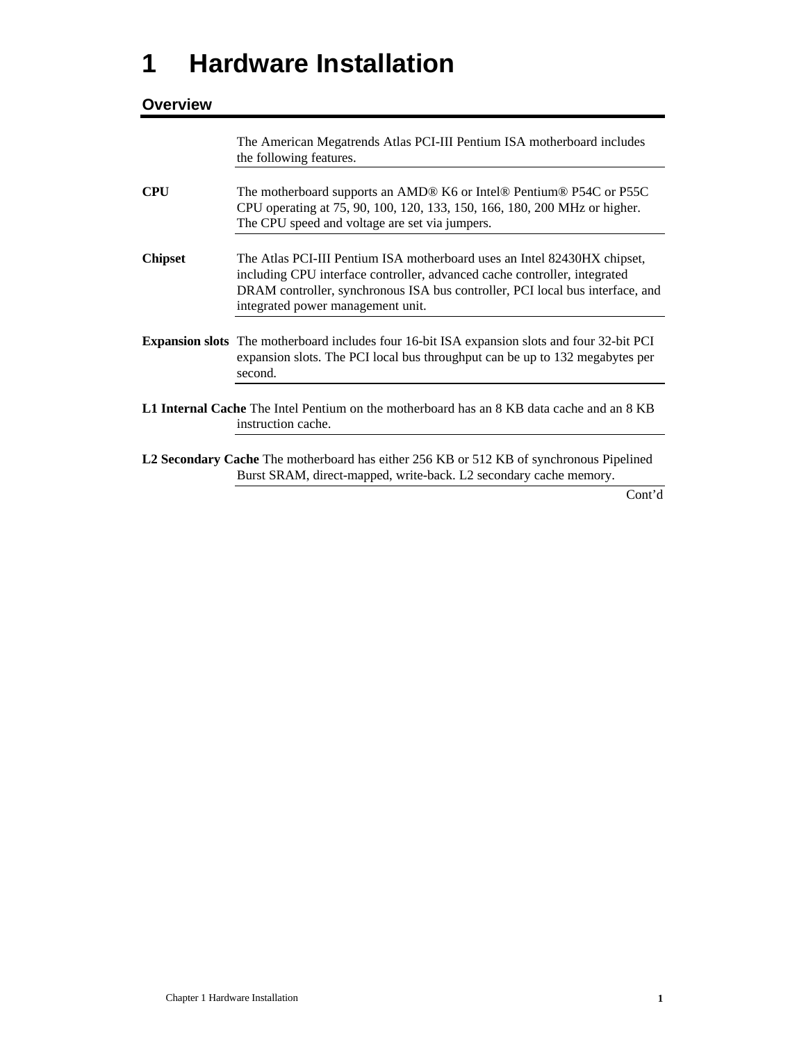# 1 Hardware Installation

## Overview

The American Megatrends Atlas PCI-III Pentium ISA motherboard includes the following features.

**CPU** The motherboard supports an AMD® K6 or Intel® Pentium® P54C or P55C CPU operating at 75, 90, 100, 120, 133, 150, 166, 180, 200 MHz or higher. The CPU speed and voltage are set via jumpers.

**Chipset** The Atlas PCI-III Pentium ISA motherboard uses an Intel 82430HX chipset, including CPU interface controller, advanced cache controller, integrated DRAM controller, synchronous ISA bus controller, PCI local bus interface, and integrated power management unit.

**Expansion slots** The motherboard includes four 16-bit ISA expansion slots and four 32-bit PCI expansion slots. The PCI local bus throughput can be up to 132 megabytes per second.

**L1 Internal Cache** The Intel Pentium on the motherboard has an 8 KB data cache and an 8 KB instruction cache.

**L2 Secondary Cache** The motherboard has either 256 KB or 512 KB of synchronous Pipelined Burst SRAM, direct-mapped, write-back. L2 secondary cache memory.

Cont'd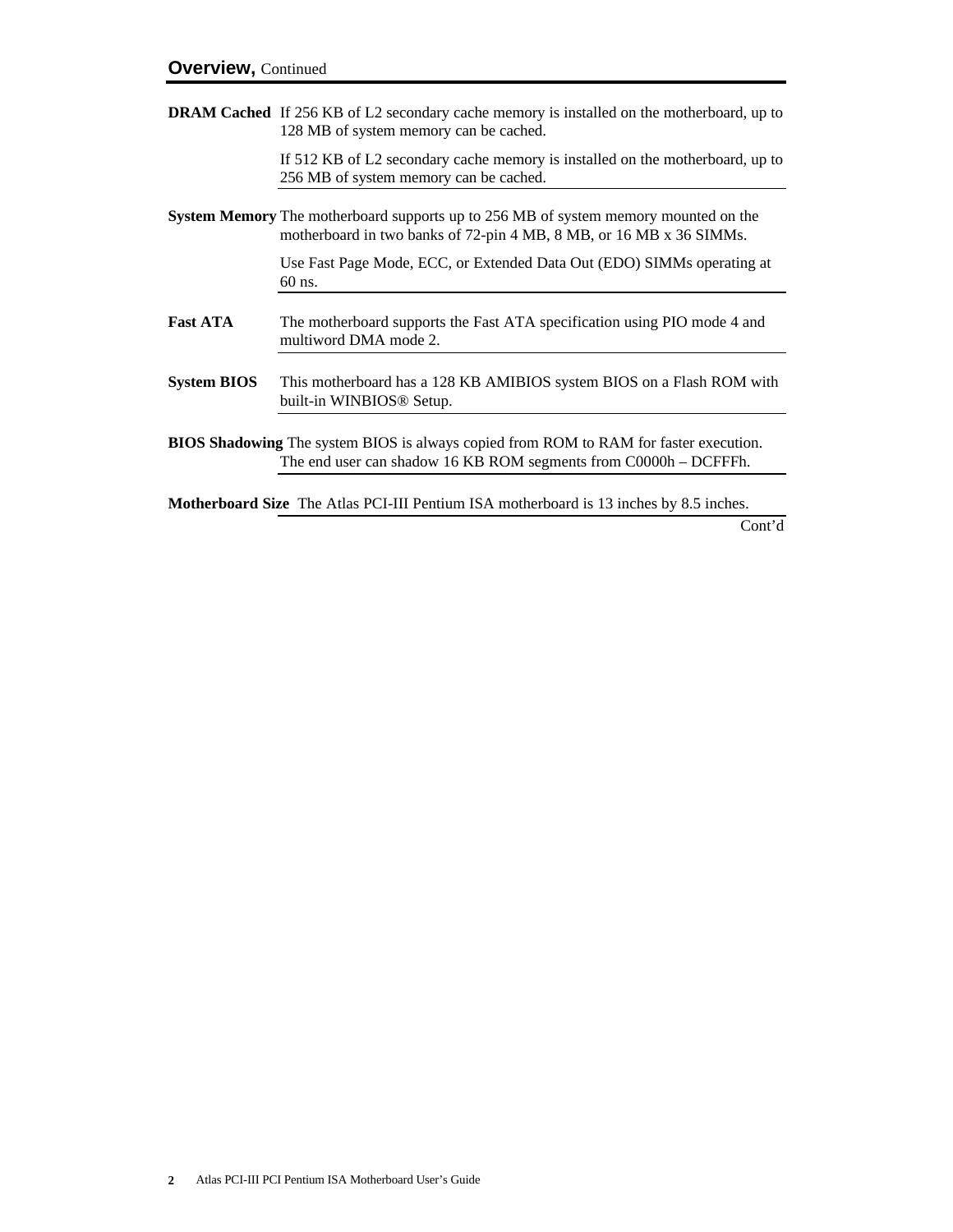## Overview, Continued

**DRAM Cached** If 256 KB of L2 secondary cache memory is installed on the motherboard, up to 128 MB of system memory can be cached.

If 512 KB of L2 secondary cache memory is installed on the motherboard, up to 256 MB of system memory can be cached.

**System Memory** The motherboard supports up to 256 MB of system memory mounted on the motherboard in two banks of 72-pin 4 MB, 8 MB, or 16 MB x 36 SIMMs.

Use Fast Page Mode, ECC, or Extended Data Out (EDO) SIMMs operating at 60 ns.

**Fast ATA** The motherboard supports the Fast ATA specification using PIO mode 4 and multiword DMA mode 2.

**System BIOS** This motherboard has a 128 KB AMIBIOS system BIOS on a Flash ROM with built-in WINBIOS® Setup.

**BIOS Shadowing** The system BIOS is always copied from ROM to RAM for faster execution. The end user can shadow 16 KB ROM segments from C0000h – DCFFFh.

**Motherboard Size** The Atlas PCI-III Pentium ISA motherboard is 13 inches by 8.5 inches.

Cont'd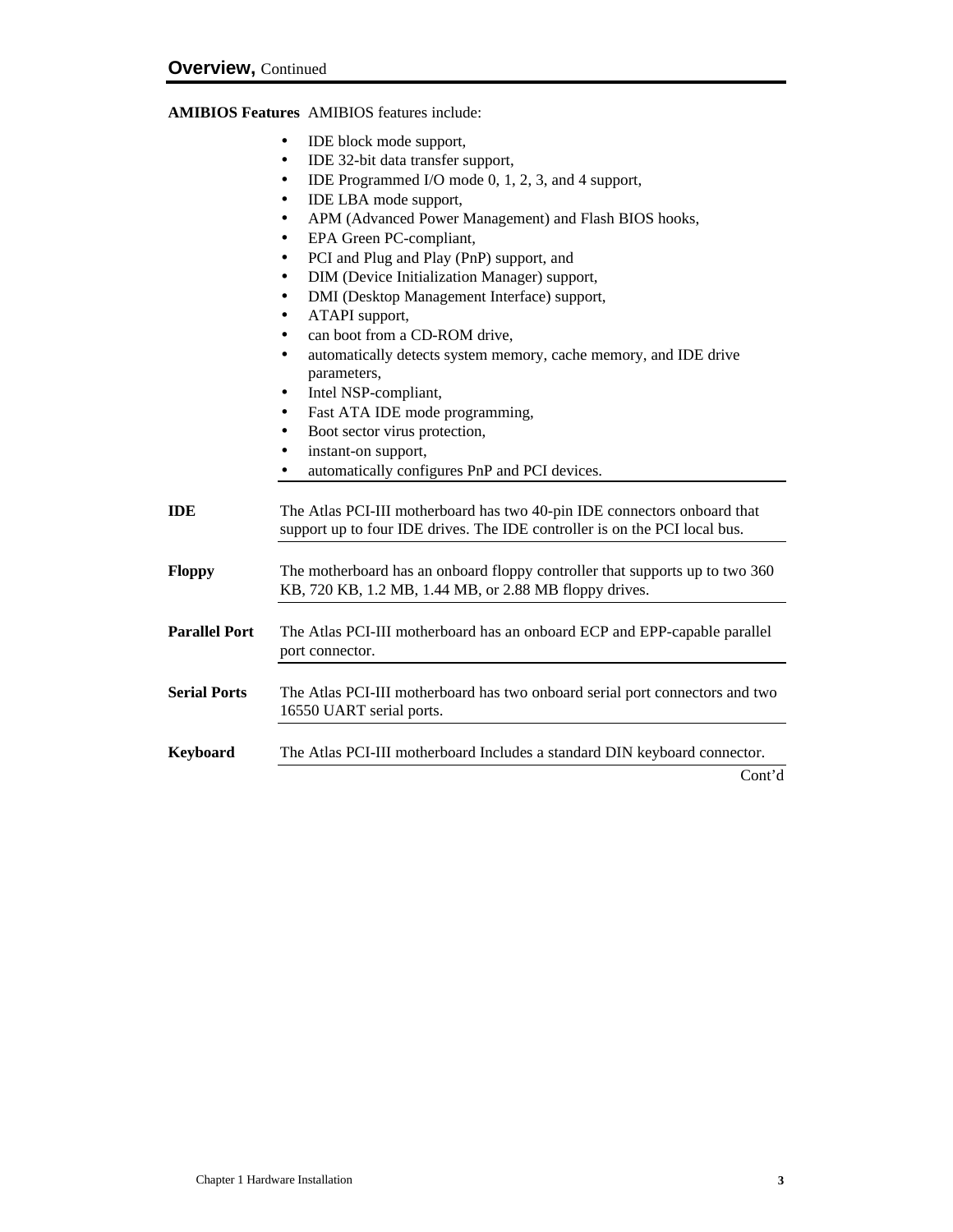## Overview, Continued

**AMIBIOS Features** AMIBIOS features include:

- IDE block mode support,
- IDE 32-bit data transfer support,
- IDE Programmed I/O mode 0, 1, 2, 3, and 4 support,
- IDE LBA mode support,
- APM (Advanced Power Management) and Flash BIOS hooks,
- EPA Green PC-compliant,
- PCI and Plug and Play (PnP) support, and
- DIM (Device Initialization Manager) support,
- DMI (Desktop Management Interface) support,
- ATAPI support,
- can boot from a CD-ROM drive,
- automatically detects system memory, cache memory, and IDE drive parameters,
- Intel NSP-compliant,
- Fast ATA IDE mode programming,
- Boot sector virus protection,
- instant-on support,
- automatically configures PnP and PCI devices.

**IDE** The Atlas PCI-III motherboard has two 40-pin IDE connectors onboard that support up to four IDE drives. The IDE controller is on the PCI local bus.

**Floppy** The motherboard has an onboard floppy controller that supports up to two 360 KB, 720 KB, 1.2 MB, 1.44 MB, or 2.88 MB floppy drives.

**Parallel Port** The Atlas PCI-III motherboard has an onboard ECP and EPP-capable parallel port connector.

**Serial Ports** The Atlas PCI-III motherboard has two onboard serial port connectors and two 16550 UART serial ports.

**Keyboard** The Atlas PCI-III motherboard Includes a standard DIN keyboard connector.

Cont'd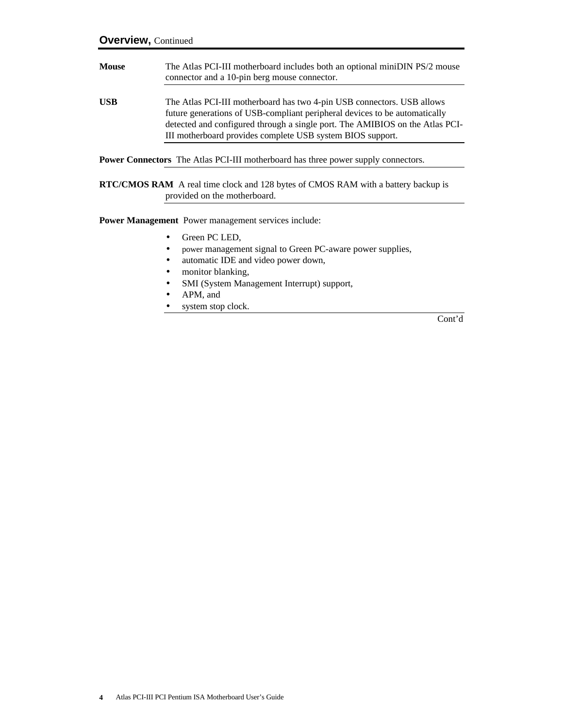## Overview, Continued

**Mouse**

The Atlas PCI-III motherboard includes both an optional miniDIN PS/2 mouse connector and a 10-pin berg mouse connector.

**USB**

The Atlas PCI-III motherboard has two 4-pin USB connectors. USB allows future generations of USB-compliant peripheral devices to be automatically detected and configured through a single port. The AMIBIOS on the Atlas PCI-III motherboard provides complete USB system BIOS support.

**Power Connectors**

The Atlas PCI-III motherboard has three power supply connectors.

**RTC/CMOS RAM**

A real time clock and 128 bytes of CMOS RAM with a battery backup is provided on the motherboard.

**Power Management**

Power management services include:

- Green PC LED,
- power management signal to Green PC-aware power supplies,
- automatic IDE and video power down,
- monitor blanking,
- SMI (System Management Interrupt) support,
- APM, and
- system stop clock.

Cont'd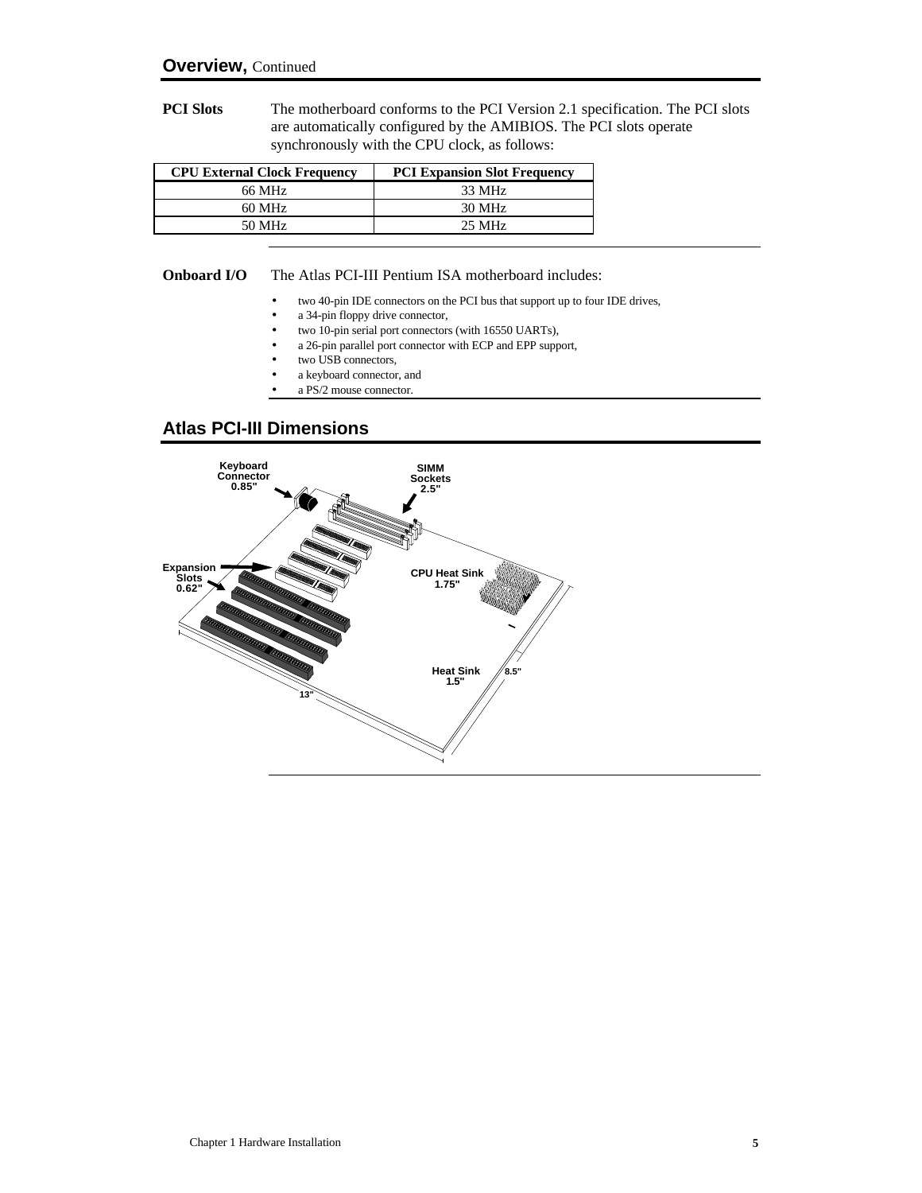## Overview, Continued

**PCI Slots** The motherboard conforms to the PCI Version 2.1 specification. The PCI slots are automatically configured by the AMIBIOS. The PCI slots operate synchronously with the CPU clock, as follows:

| CPU External Clock Frequency | PCI Expansion Slot Frequency |
|---|---|
| 66 MHz | 33 MHz |
| 60 MHz | 30 MHz |
| 50 MHz | 25 MHz |

**Onboard I/O** The Atlas PCI-III Pentium ISA motherboard includes:

- two 40-pin IDE connectors on the PCI bus that support up to four IDE drives,
- a 34-pin floppy drive connector,
- two 10-pin serial port connectors (with 16550 UARTs),
- a 26-pin parallel port connector with ECP and EPP support,
- two USB connectors,
- a keyboard connector, and
- a PS/2 mouse connector.

## Atlas PCI-III Dimensions

Keyboard Connector 0.85"

SIMM Sockets 2.5"

Expansion Slots 0.62"

CPU Heat Sink 1.75"

Heat Sink 1.5"

8.5"

13"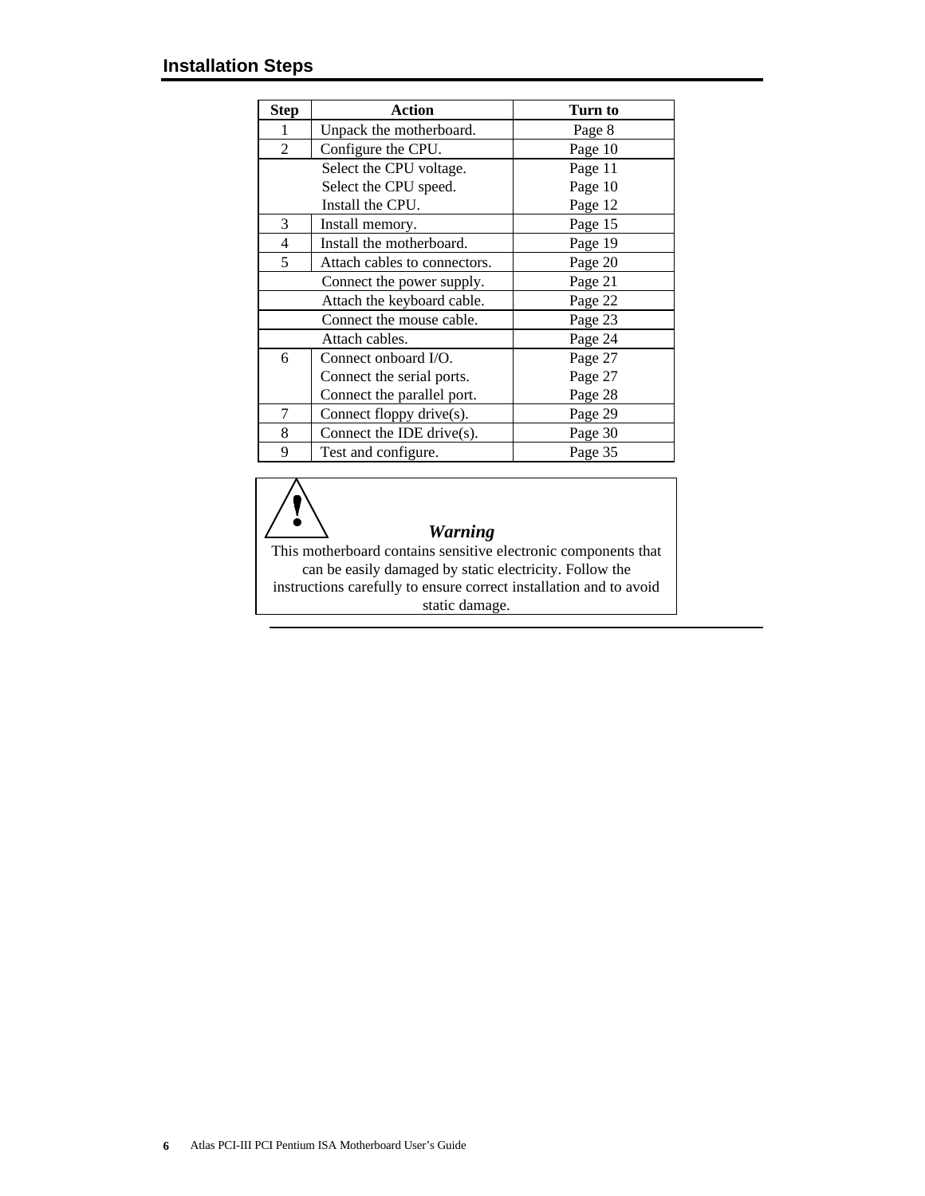## Installation Steps

| Step | Action | Turn to |
|---|---|---|
| 1 | Unpack the motherboard. | Page 8 |
| 2 | Configure the CPU. | Page 10 |
| | Select the CPU voltage. | Page 11 |
| | Select the CPU speed. | Page 10 |
| | Install the CPU. | Page 12 |
| 3 | Install memory. | Page 15 |
| 4 | Install the motherboard. | Page 19 |
| 5 | Attach cables to connectors. | Page 20 |
| | Connect the power supply. | Page 21 |
| | Attach the keyboard cable. | Page 22 |
| | Connect the mouse cable. | Page 23 |
| | Attach cables. | Page 24 |
| 6 | Connect onboard I/O. | Page 27 |
| | Connect the serial ports. | Page 27 |
| | Connect the parallel port. | Page 28 |
| 7 | Connect floppy drive(s). | Page 29 |
| 8 | Connect the IDE drive(s). | Page 30 |
| 9 | Test and configure. | Page 35 |

***Warning***

This motherboard contains sensitive electronic components that can be easily damaged by static electricity. Follow the instructions carefully to ensure correct installation and to avoid static damage.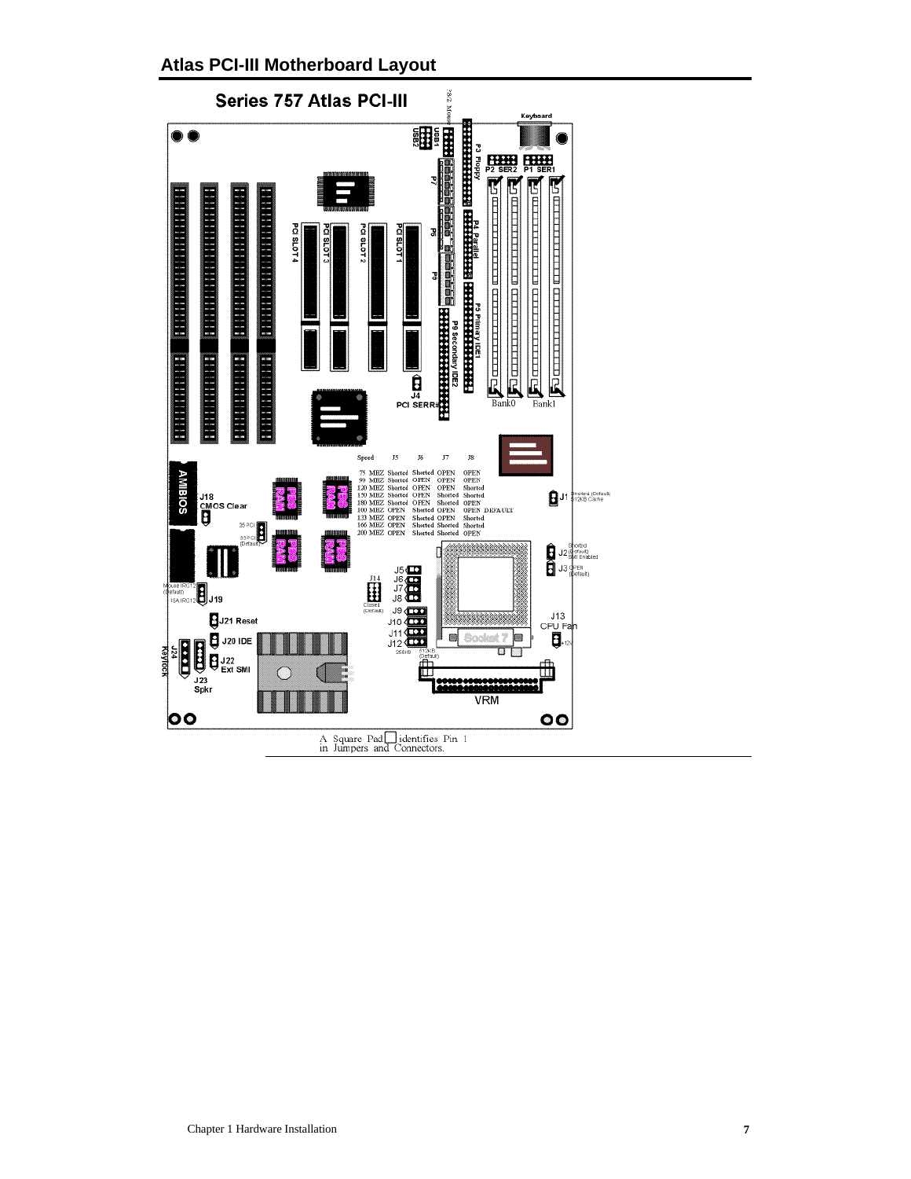## Atlas PCI-III Motherboard Layout

**Series 757 Atlas PCI-III**

| Speed | J5 | J6 | J7 | J8 |
|---|---|---|---|---|
| 75 MHZ | Shorted | Shorted | OPEN | OPEN |
| 90 MHZ | Shorted | OPEN | OPEN | OPEN |
| 120 MHZ | Shorted | OPEN | OPEN | Shorted |
| 150 MHZ | Shorted | OPEN | Shorted | Shorted |
| 180 MHZ | Shorted | OPEN | Shorted | OPEN |
| 100 MHZ | OPEN | Shorted | OPEN | OPEN DEFAULT |
| 133 MHZ | OPEN | Shorted | OPEN | Shorted |
| 166 MHZ | OPEN | Shorted | Shorted | Shorted |
| 200 MHZ | OPEN | Shorted | Shorted | OPEN |

A Square Pad identifies Pin 1 in Jumpers and Connectors.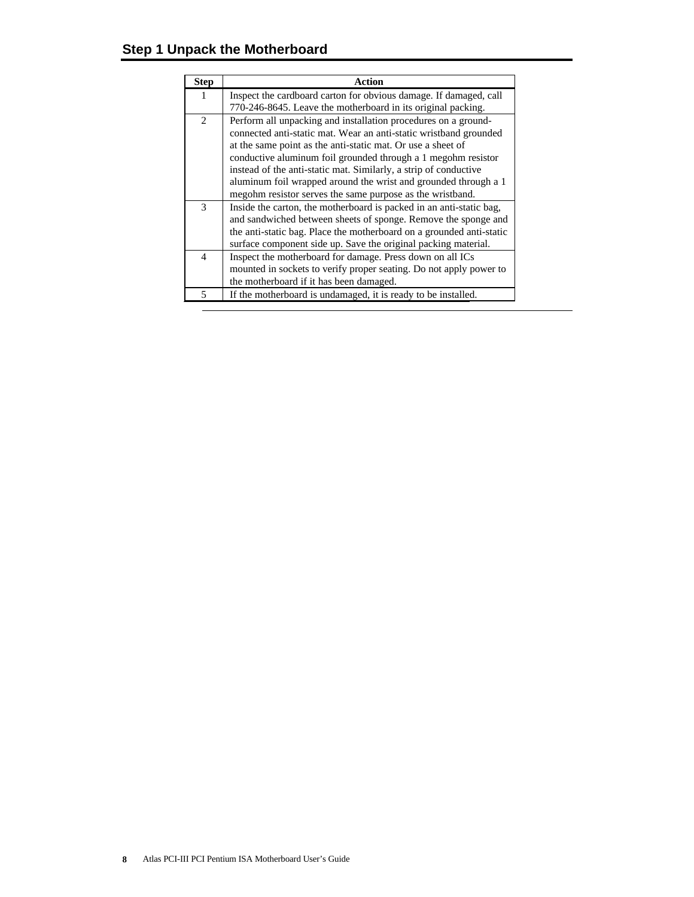## Step 1 Unpack the Motherboard

| Step | Action |
| --- | --- |
| 1 | Inspect the cardboard carton for obvious damage. If damaged, call 770-246-8645. Leave the motherboard in its original packing. |
| 2 | Perform all unpacking and installation procedures on a ground-connected anti-static mat. Wear an anti-static wristband grounded at the same point as the anti-static mat. Or use a sheet of conductive aluminum foil grounded through a 1 megohm resistor instead of the anti-static mat. Similarly, a strip of conductive aluminum foil wrapped around the wrist and grounded through a 1 megohm resistor serves the same purpose as the wristband. |
| 3 | Inside the carton, the motherboard is packed in an anti-static bag, and sandwiched between sheets of sponge. Remove the sponge and the anti-static bag. Place the motherboard on a grounded anti-static surface component side up. Save the original packing material. |
| 4 | Inspect the motherboard for damage. Press down on all ICs mounted in sockets to verify proper seating. Do not apply power to the motherboard if it has been damaged. |
| 5 | If the motherboard is undamaged, it is ready to be installed. |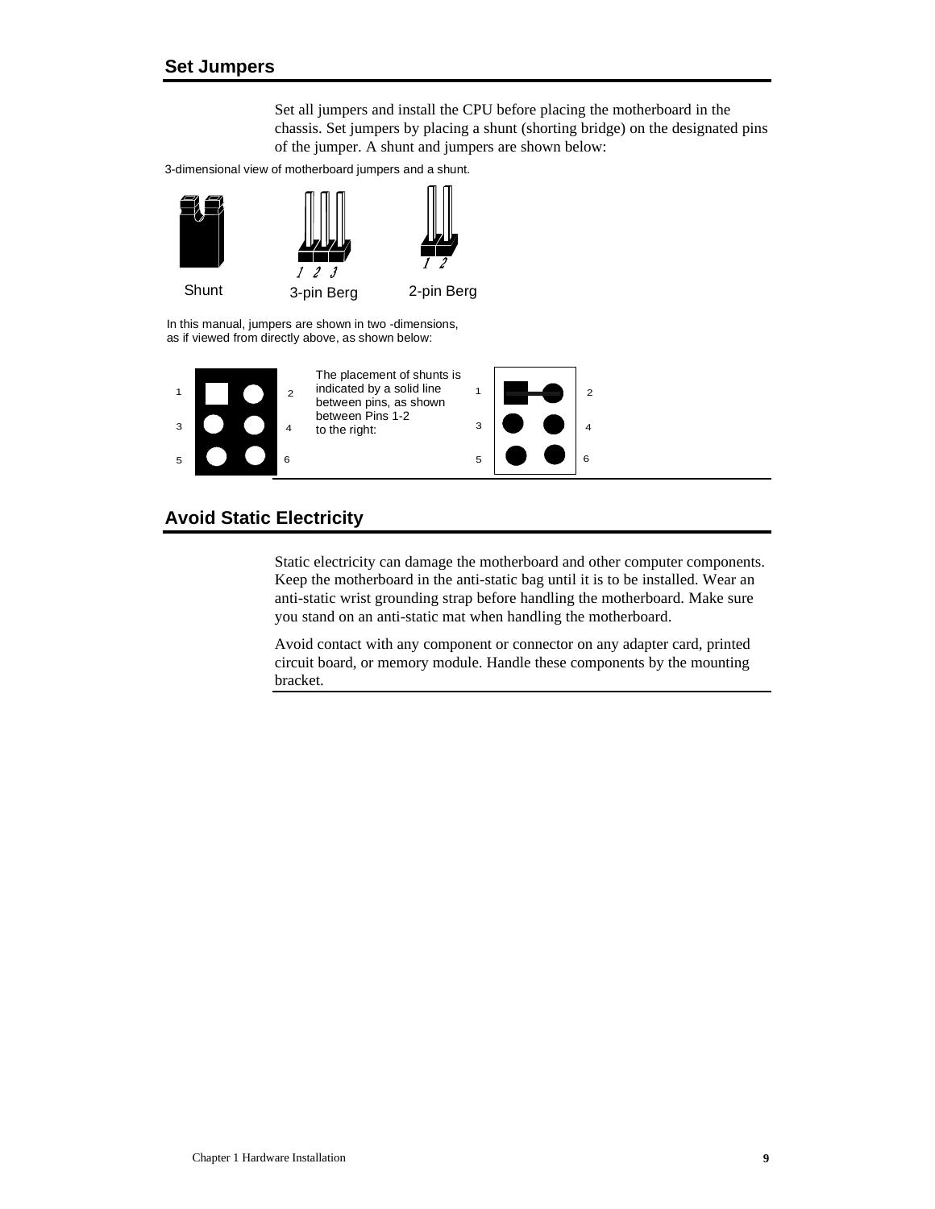## Set Jumpers

Set all jumpers and install the CPU before placing the motherboard in the chassis. Set jumpers by placing a shunt (shorting bridge) on the designated pins of the jumper. A shunt and jumpers are shown below:

3-dimensional view of motherboard jumpers and a shunt.

Shunt    3-pin Berg    2-pin Berg

In this manual, jumpers are shown in two -dimensions, as if viewed from directly above, as shown below:

The placement of shunts is indicated by a solid line between pins, as shown between Pins 1-2 to the right:

## Avoid Static Electricity

Static electricity can damage the motherboard and other computer components. Keep the motherboard in the anti-static bag until it is to be installed. Wear an anti-static wrist grounding strap before handling the motherboard. Make sure you stand on an anti-static mat when handling the motherboard.

Avoid contact with any component or connector on any adapter card, printed circuit board, or memory module. Handle these components by the mounting bracket.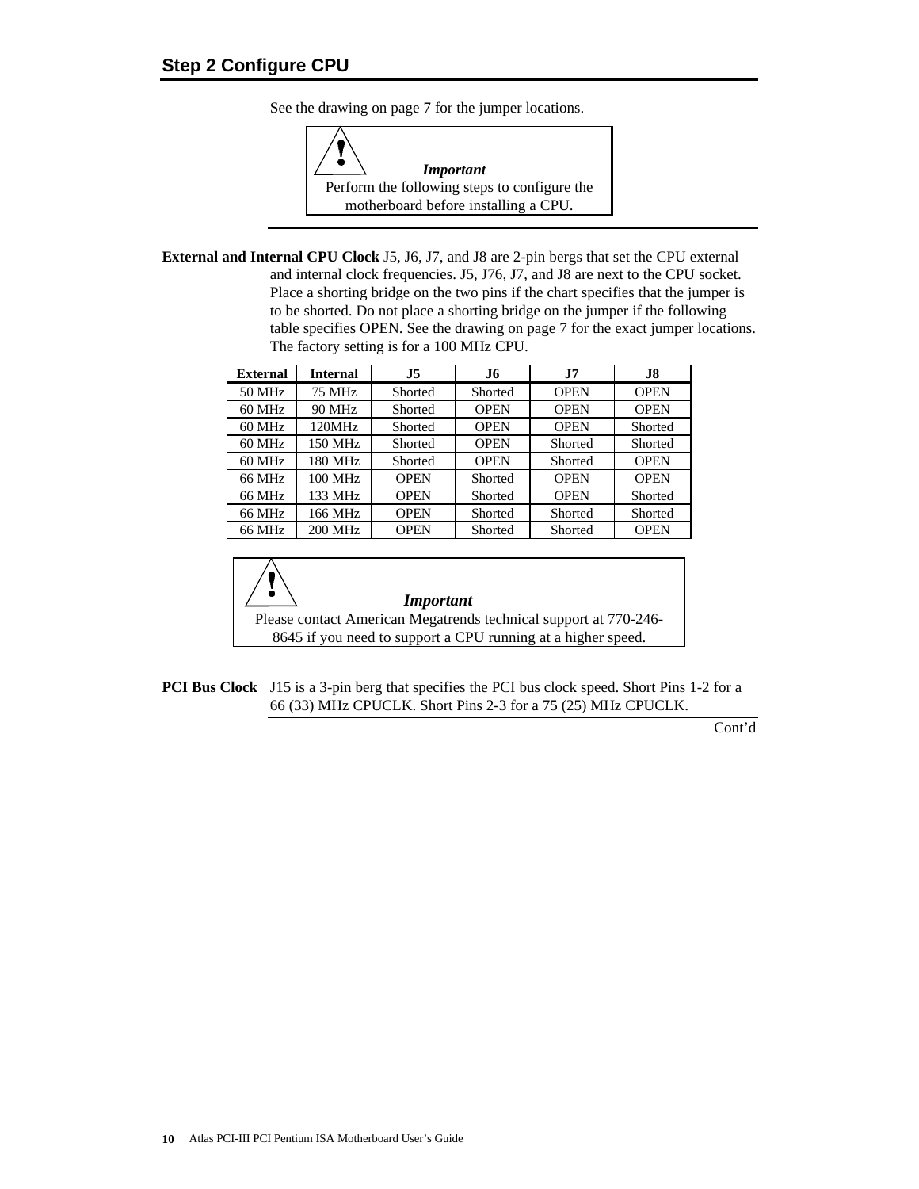## Step 2 Configure CPU

See the drawing on page 7 for the jumper locations.

> ***Important***
> Perform the following steps to configure the motherboard before installing a CPU.

**External and Internal CPU Clock** J5, J6, J7, and J8 are 2-pin bergs that set the CPU external and internal clock frequencies. J5, J76, J7, and J8 are next to the CPU socket. Place a shorting bridge on the two pins if the chart specifies that the jumper is to be shorted. Do not place a shorting bridge on the jumper if the following table specifies OPEN. See the drawing on page 7 for the exact jumper locations. The factory setting is for a 100 MHz CPU.

| External | Internal | J5 | J6 | J7 | J8 |
|---|---|---|---|---|---|
| 50 MHz | 75 MHz | Shorted | Shorted | OPEN | OPEN |
| 60 MHz | 90 MHz | Shorted | OPEN | OPEN | OPEN |
| 60 MHz | 120MHz | Shorted | OPEN | OPEN | Shorted |
| 60 MHz | 150 MHz | Shorted | OPEN | Shorted | Shorted |
| 60 MHz | 180 MHz | Shorted | OPEN | Shorted | OPEN |
| 66 MHz | 100 MHz | OPEN | Shorted | OPEN | OPEN |
| 66 MHz | 133 MHz | OPEN | Shorted | OPEN | Shorted |
| 66 MHz | 166 MHz | OPEN | Shorted | Shorted | Shorted |
| 66 MHz | 200 MHz | OPEN | Shorted | Shorted | OPEN |

> ***Important***
> Please contact American Megatrends technical support at 770-246-8645 if you need to support a CPU running at a higher speed.

**PCI Bus Clock** J15 is a 3-pin berg that specifies the PCI bus clock speed. Short Pins 1-2 for a 66 (33) MHz CPUCLK. Short Pins 2-3 for a 75 (25) MHz CPUCLK.

Cont'd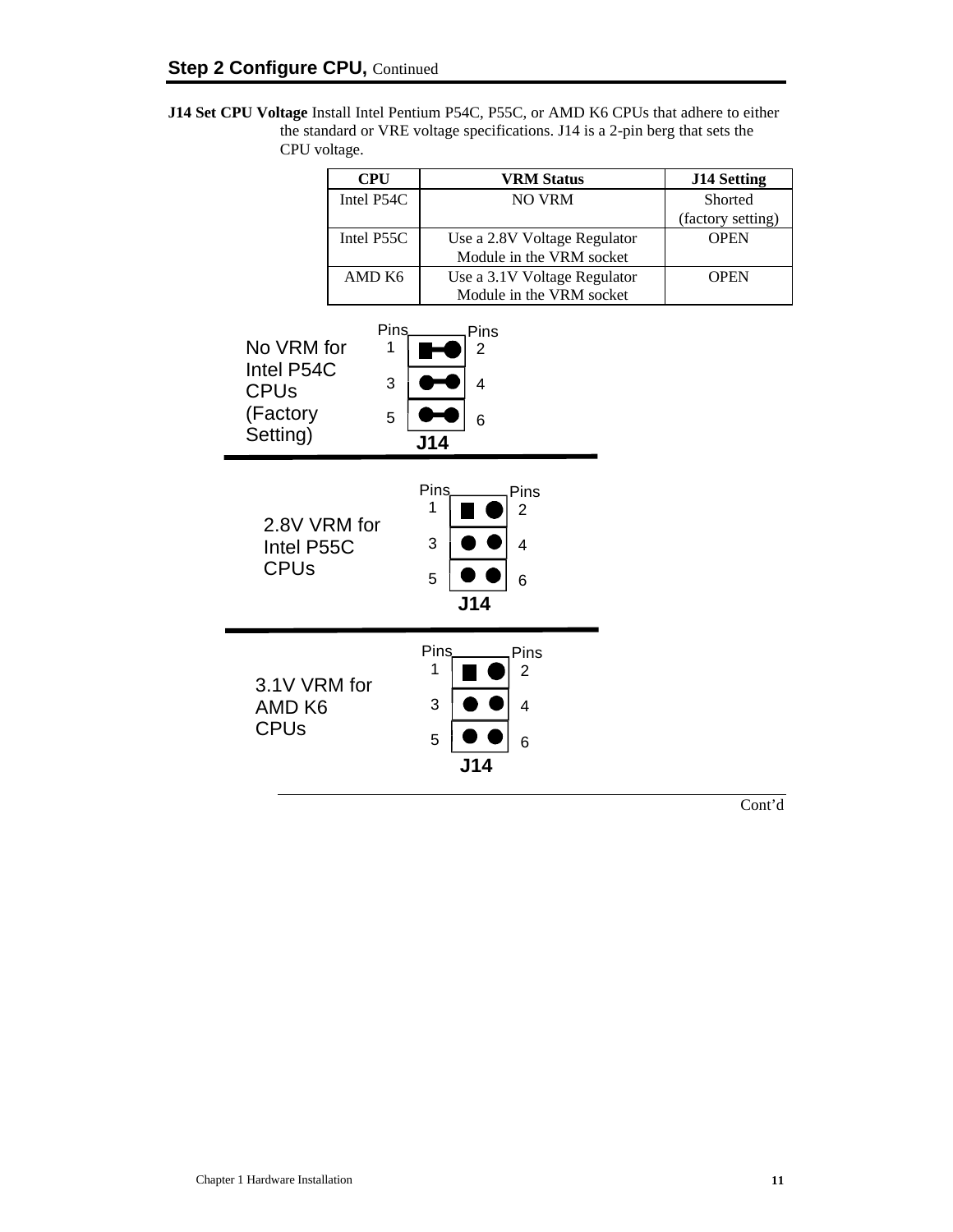## Step 2 Configure CPU, Continued

**J14 Set CPU Voltage** Install Intel Pentium P54C, P55C, or AMD K6 CPUs that adhere to either the standard or VRE voltage specifications. J14 is a 2-pin berg that sets the CPU voltage.

| CPU | VRM Status | J14 Setting |
|---|---|---|
| Intel P54C | NO VRM | Shorted (factory setting) |
| Intel P55C | Use a 2.8V Voltage Regulator Module in the VRM socket | OPEN |
| AMD K6 | Use a 3.1V Voltage Regulator Module in the VRM socket | OPEN |

No VRM for Intel P54C CPUs (Factory Setting)

Pins 1, 3, 5 / Pins 2, 4, 6 — J14 (1-2, 3-4, 5-6 shorted)

2.8V VRM for Intel P55C CPUs

Pins 1, 3, 5 / Pins 2, 4, 6 — J14 (open)

3.1V VRM for AMD K6 CPUs

Pins 1, 3, 5 / Pins 2, 4, 6 — J14 (open)

Cont'd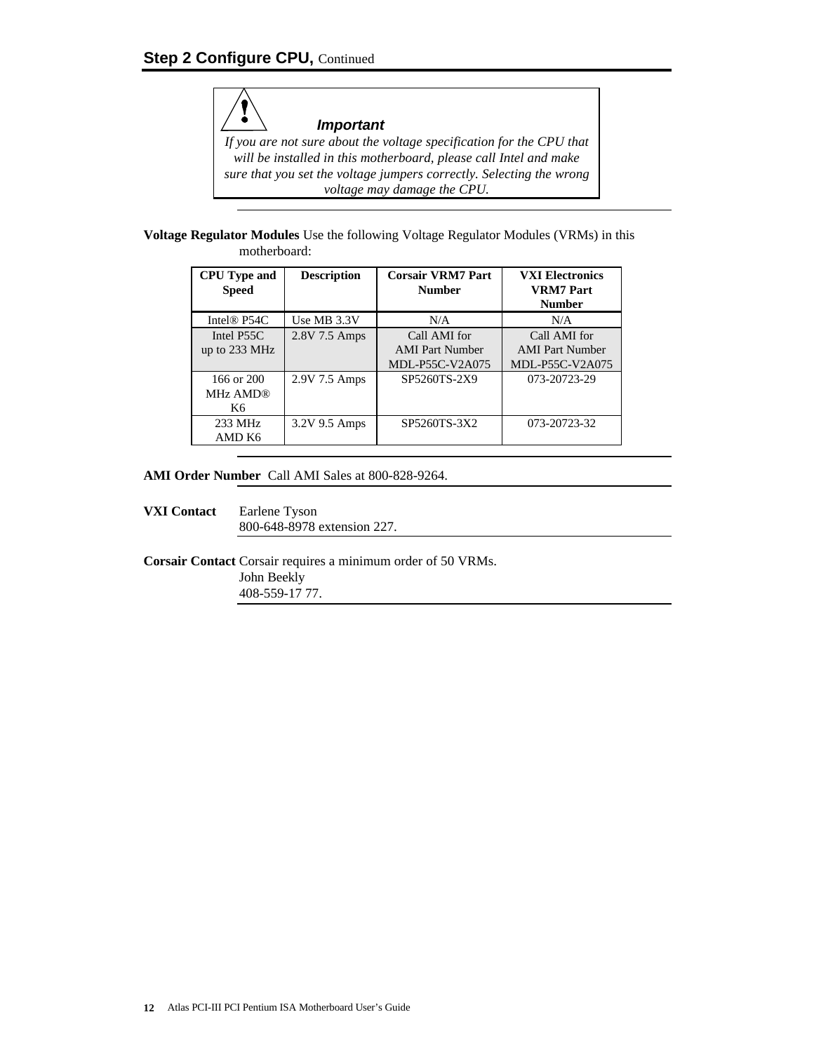## Step 2 Configure CPU, Continued

> **Important**
>
> *If you are not sure about the voltage specification for the CPU that will be installed in this motherboard, please call Intel and make sure that you set the voltage jumpers correctly. Selecting the wrong voltage may damage the CPU.*

**Voltage Regulator Modules** Use the following Voltage Regulator Modules (VRMs) in this motherboard:

| CPU Type and Speed | Description | Corsair VRM7 Part Number | VXI Electronics VRM7 Part Number |
|---|---|---|---|
| Intel® P54C | Use MB 3.3V | N/A | N/A |
| Intel P55C up to 233 MHz | 2.8V 7.5 Amps | Call AMI for AMI Part Number MDL-P55C-V2A075 | Call AMI for AMI Part Number MDL-P55C-V2A075 |
| 166 or 200 MHz AMD® K6 | 2.9V 7.5 Amps | SP5260TS-2X9 | 073-20723-29 |
| 233 MHz AMD K6 | 3.2V 9.5 Amps | SP5260TS-3X2 | 073-20723-32 |

**AMI Order Number** Call AMI Sales at 800-828-9264.

**VXI Contact** Earlene Tyson
800-648-8978 extension 227.

**Corsair Contact** Corsair requires a minimum order of 50 VRMs.
John Beekly
408-559-17 77.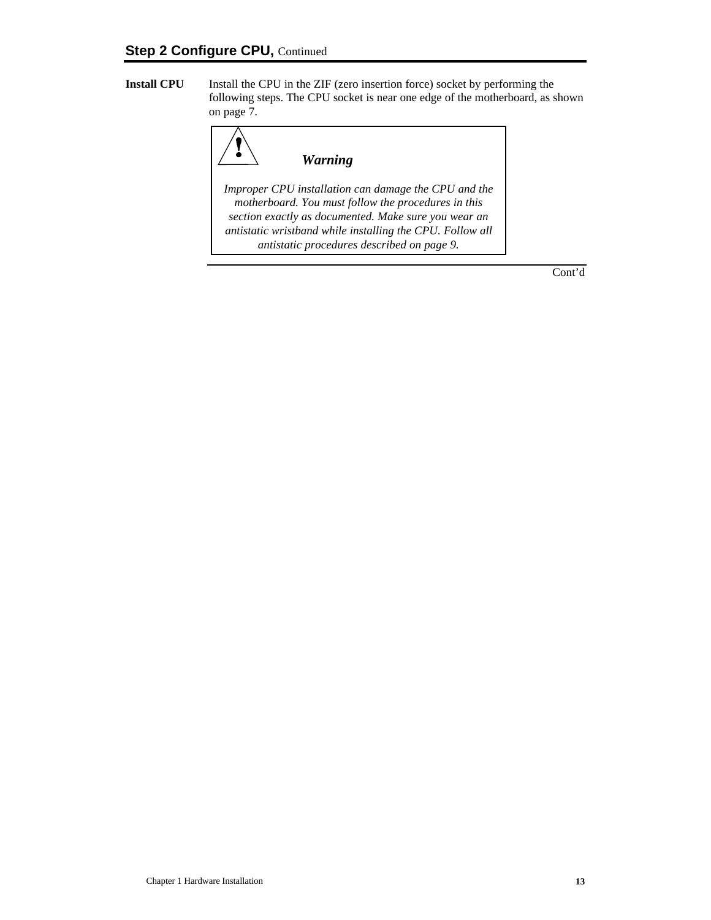## Step 2 Configure CPU, Continued

**Install CPU**

Install the CPU in the ZIF (zero insertion force) socket by performing the following steps. The CPU socket is near one edge of the motherboard, as shown on page 7.

> **! *Warning***
>
> *Improper CPU installation can damage the CPU and the motherboard. You must follow the procedures in this section exactly as documented. Make sure you wear an antistatic wristband while installing the CPU. Follow all antistatic procedures described on page 9.*

Cont'd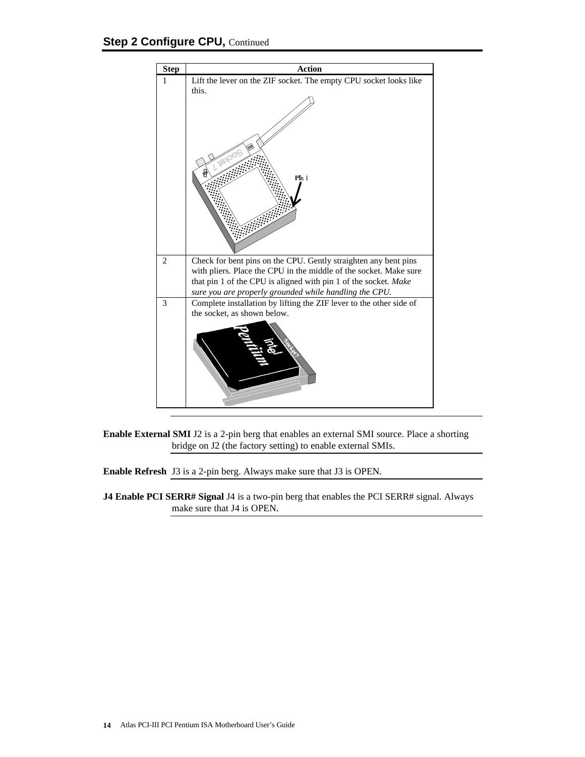## Step 2 Configure CPU, Continued

| Step | Action |
|---|---|
| 1 | Lift the lever on the ZIF socket. The empty CPU socket looks like this. |
| 2 | Check for bent pins on the CPU. Gently straighten any bent pins with pliers. Place the CPU in the middle of the socket. Make sure that pin 1 of the CPU is aligned with pin 1 of the socket. *Make sure you are properly grounded while handling the CPU.* |
| 3 | Complete installation by lifting the ZIF lever to the other side of the socket, as shown below. |

**Enable External SMI** J2 is a 2-pin berg that enables an external SMI source. Place a shorting bridge on J2 (the factory setting) to enable external SMIs.

**Enable Refresh** J3 is a 2-pin berg. Always make sure that J3 is OPEN.

**J4 Enable PCI SERR# Signal** J4 is a two-pin berg that enables the PCI SERR# signal. Always make sure that J4 is OPEN.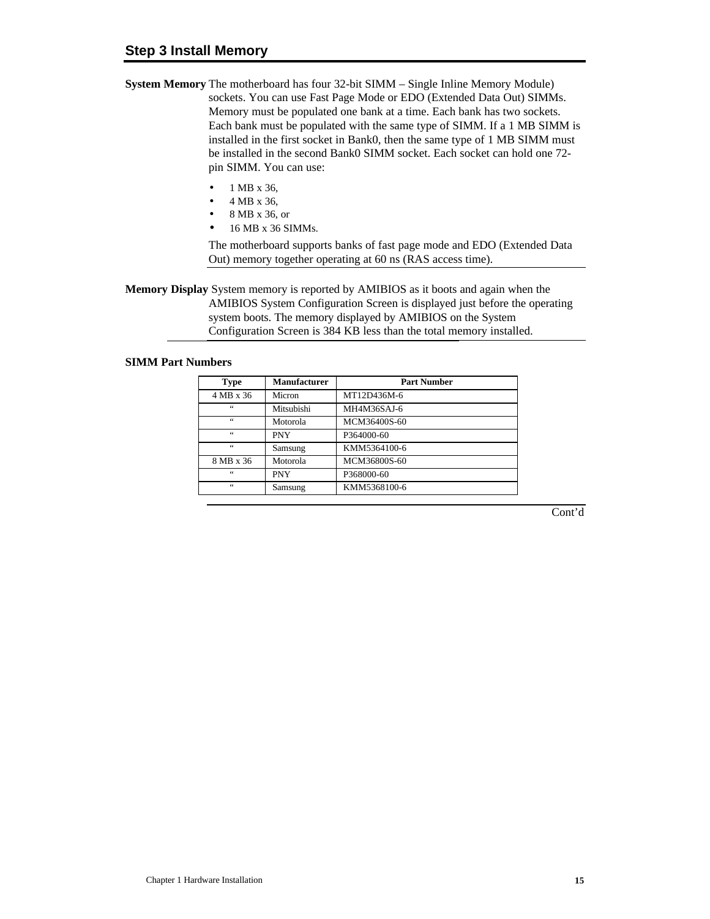## Step 3 Install Memory

**System Memory** The motherboard has four 32-bit SIMM – Single Inline Memory Module) sockets. You can use Fast Page Mode or EDO (Extended Data Out) SIMMs. Memory must be populated one bank at a time. Each bank has two sockets. Each bank must be populated with the same type of SIMM. If a 1 MB SIMM is installed in the first socket in Bank0, then the same type of 1 MB SIMM must be installed in the second Bank0 SIMM socket. Each socket can hold one 72-pin SIMM. You can use:

- 1 MB x 36,
- 4 MB x 36,
- 8 MB x 36, or
- 16 MB x 36 SIMMs.

The motherboard supports banks of fast page mode and EDO (Extended Data Out) memory together operating at 60 ns (RAS access time).

**Memory Display** System memory is reported by AMIBIOS as it boots and again when the AMIBIOS System Configuration Screen is displayed just before the operating system boots. The memory displayed by AMIBIOS on the System Configuration Screen is 384 KB less than the total memory installed.

**SIMM Part Numbers**

| Type | Manufacturer | Part Number |
|---|---|---|
| 4 MB x 36 | Micron | MT12D436M-6 |
| “ | Mitsubishi | MH4M36SAJ-6 |
| “ | Motorola | MCM36400S-60 |
| “ | PNY | P364000-60 |
| “ | Samsung | KMM5364100-6 |
| 8 MB x 36 | Motorola | MCM36800S-60 |
| “ | PNY | P368000-60 |
| “ | Samsung | KMM5368100-6 |

Cont’d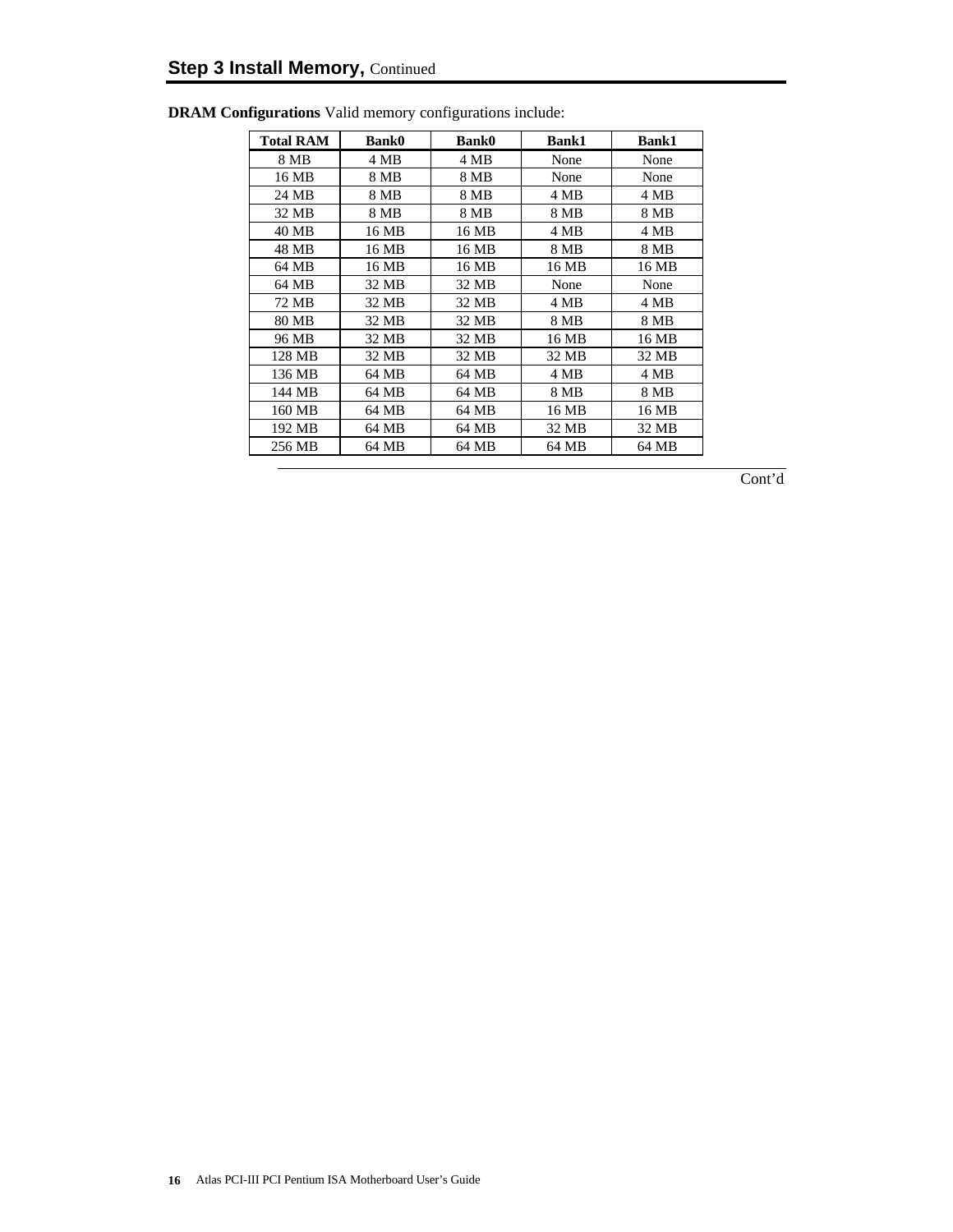## Step 3 Install Memory, Continued

**DRAM Configurations** Valid memory configurations include:

| Total RAM | Bank0 | Bank0 | Bank1 | Bank1 |
|---|---|---|---|---|
| 8 MB | 4 MB | 4 MB | None | None |
| 16 MB | 8 MB | 8 MB | None | None |
| 24 MB | 8 MB | 8 MB | 4 MB | 4 MB |
| 32 MB | 8 MB | 8 MB | 8 MB | 8 MB |
| 40 MB | 16 MB | 16 MB | 4 MB | 4 MB |
| 48 MB | 16 MB | 16 MB | 8 MB | 8 MB |
| 64 MB | 16 MB | 16 MB | 16 MB | 16 MB |
| 64 MB | 32 MB | 32 MB | None | None |
| 72 MB | 32 MB | 32 MB | 4 MB | 4 MB |
| 80 MB | 32 MB | 32 MB | 8 MB | 8 MB |
| 96 MB | 32 MB | 32 MB | 16 MB | 16 MB |
| 128 MB | 32 MB | 32 MB | 32 MB | 32 MB |
| 136 MB | 64 MB | 64 MB | 4 MB | 4 MB |
| 144 MB | 64 MB | 64 MB | 8 MB | 8 MB |
| 160 MB | 64 MB | 64 MB | 16 MB | 16 MB |
| 192 MB | 64 MB | 64 MB | 32 MB | 32 MB |
| 256 MB | 64 MB | 64 MB | 64 MB | 64 MB |

Cont'd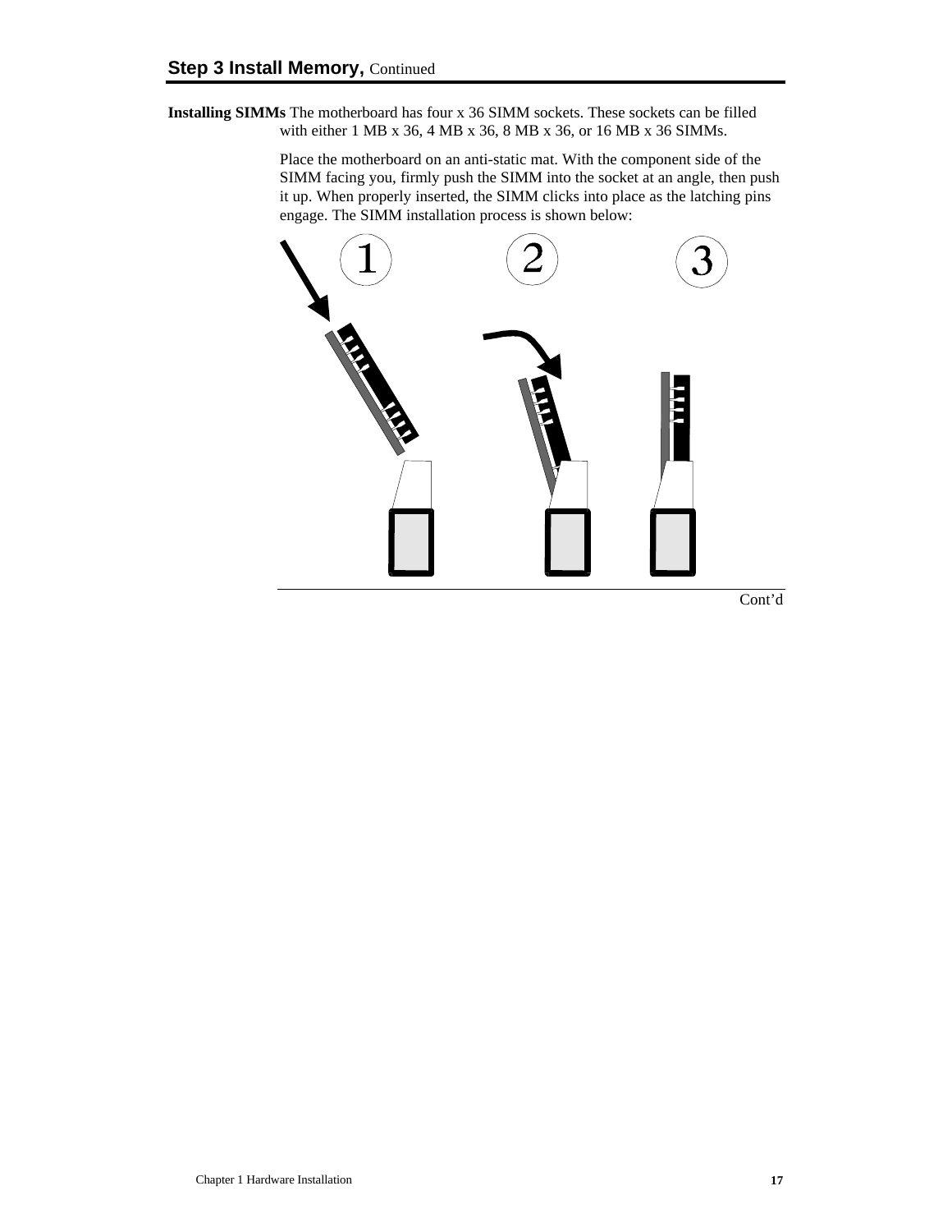## Step 3 Install Memory, Continued

**Installing SIMMs** The motherboard has four x 36 SIMM sockets. These sockets can be filled with either 1 MB x 36, 4 MB x 36, 8 MB x 36, or 16 MB x 36 SIMMs.

Place the motherboard on an anti-static mat. With the component side of the SIMM facing you, firmly push the SIMM into the socket at an angle, then push it up. When properly inserted, the SIMM clicks into place as the latching pins engage. The SIMM installation process is shown below:

Cont'd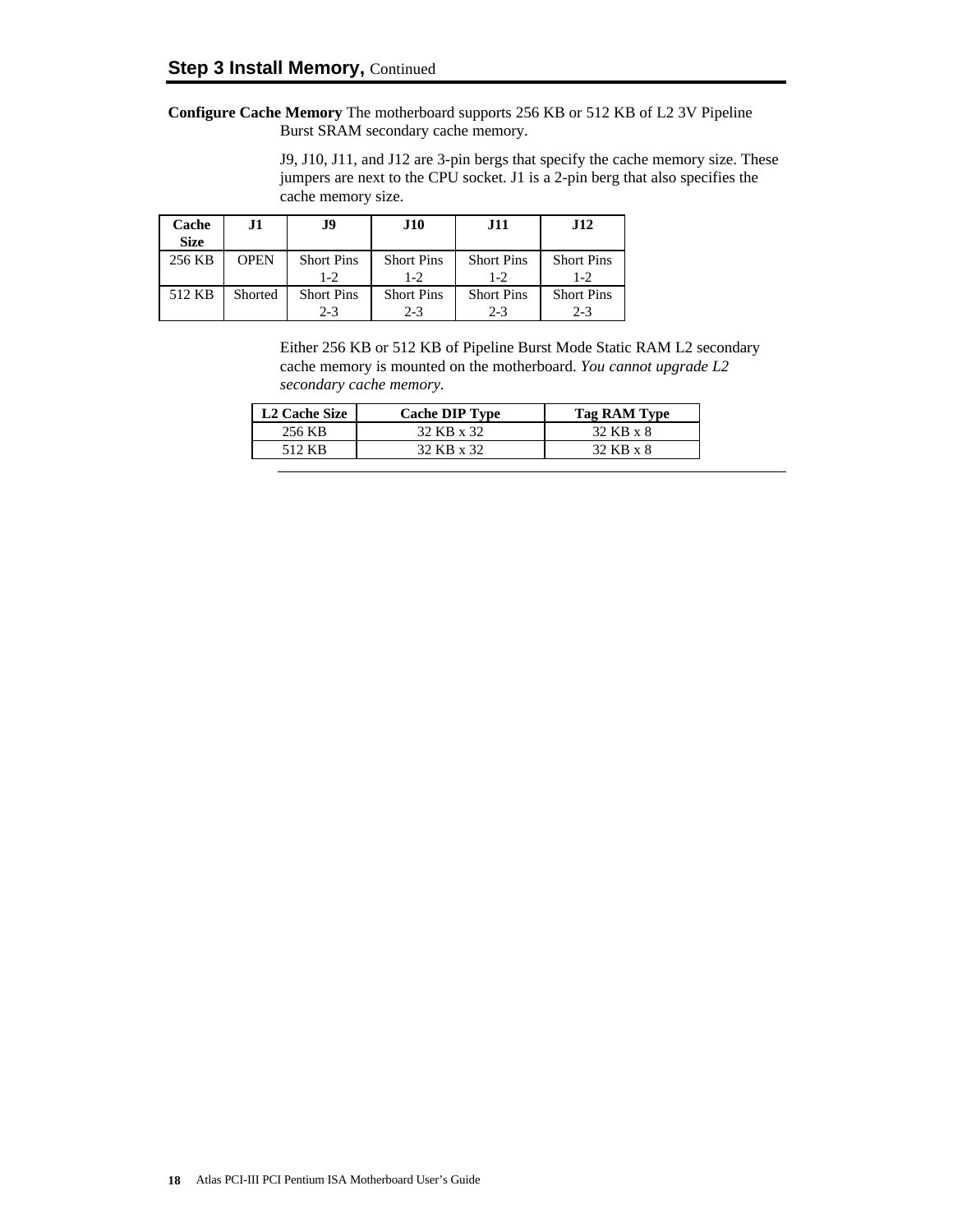## Step 3 Install Memory, Continued

**Configure Cache Memory** The motherboard supports 256 KB or 512 KB of L2 3V Pipeline Burst SRAM secondary cache memory.

J9, J10, J11, and J12 are 3-pin bergs that specify the cache memory size. These jumpers are next to the CPU socket. J1 is a 2-pin berg that also specifies the cache memory size.

| Cache Size | J1 | J9 | J10 | J11 | J12 |
|---|---|---|---|---|---|
| 256 KB | OPEN | Short Pins 1-2 | Short Pins 1-2 | Short Pins 1-2 | Short Pins 1-2 |
| 512 KB | Shorted | Short Pins 2-3 | Short Pins 2-3 | Short Pins 2-3 | Short Pins 2-3 |

Either 256 KB or 512 KB of Pipeline Burst Mode Static RAM L2 secondary cache memory is mounted on the motherboard. *You cannot upgrade L2 secondary cache memory.*

| L2 Cache Size | Cache DIP Type | Tag RAM Type |
|---|---|---|
| 256 KB | 32 KB x 32 | 32 KB x 8 |
| 512 KB | 32 KB x 32 | 32 KB x 8 |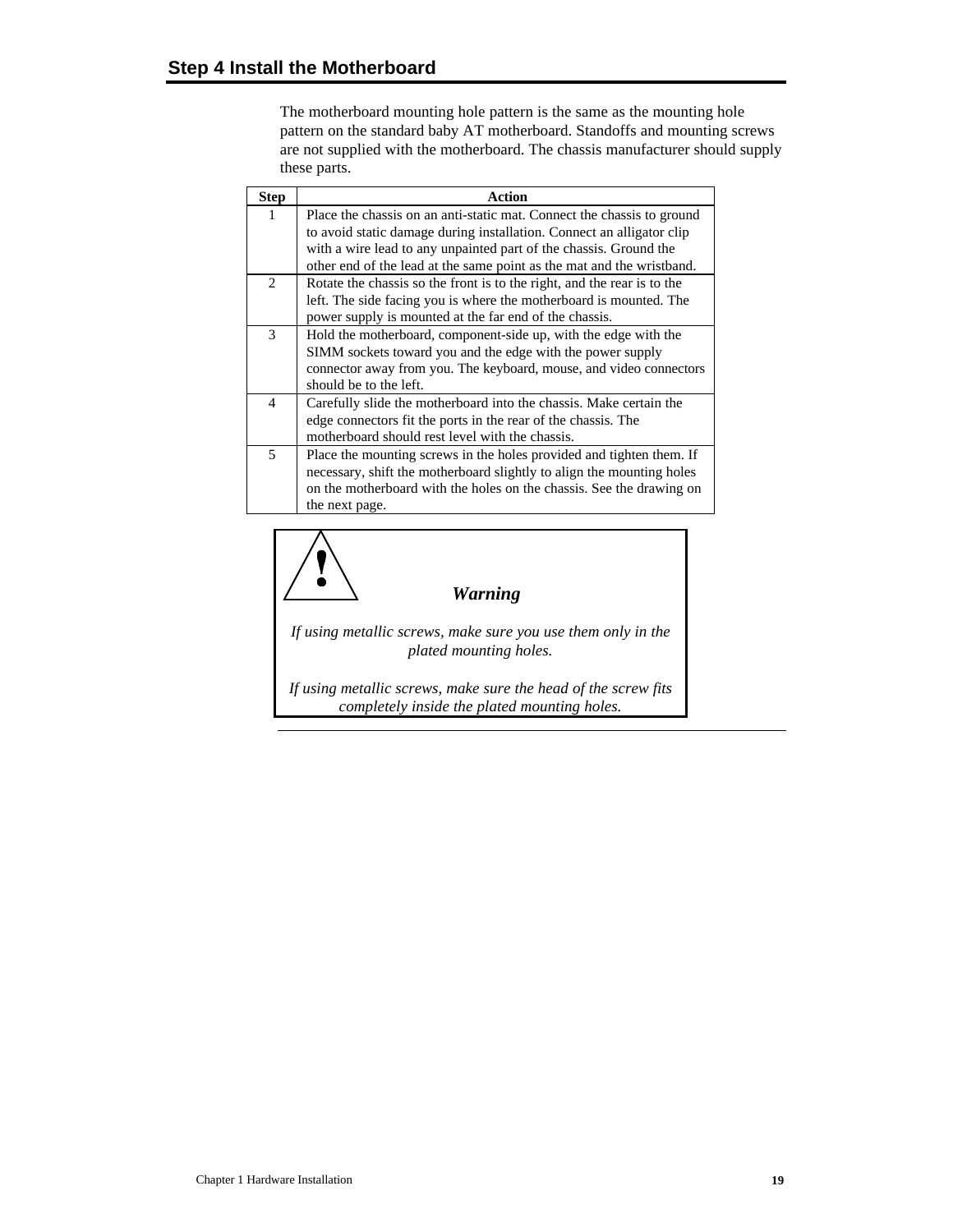## Step 4 Install the Motherboard

The motherboard mounting hole pattern is the same as the mounting hole pattern on the standard baby AT motherboard. Standoffs and mounting screws are not supplied with the motherboard. The chassis manufacturer should supply these parts.

| Step | Action |
|---|---|
| 1 | Place the chassis on an anti-static mat. Connect the chassis to ground to avoid static damage during installation. Connect an alligator clip with a wire lead to any unpainted part of the chassis. Ground the other end of the lead at the same point as the mat and the wristband. |
| 2 | Rotate the chassis so the front is to the right, and the rear is to the left. The side facing you is where the motherboard is mounted. The power supply is mounted at the far end of the chassis. |
| 3 | Hold the motherboard, component-side up, with the edge with the SIMM sockets toward you and the edge with the power supply connector away from you. The keyboard, mouse, and video connectors should be to the left. |
| 4 | Carefully slide the motherboard into the chassis. Make certain the edge connectors fit the ports in the rear of the chassis. The motherboard should rest level with the chassis. |
| 5 | Place the mounting screws in the holes provided and tighten them. If necessary, shift the motherboard slightly to align the mounting holes on the motherboard with the holes on the chassis. See the drawing on the next page. |

***Warning***

*If using metallic screws, make sure you use them only in the plated mounting holes.*

*If using metallic screws, make sure the head of the screw fits completely inside the plated mounting holes.*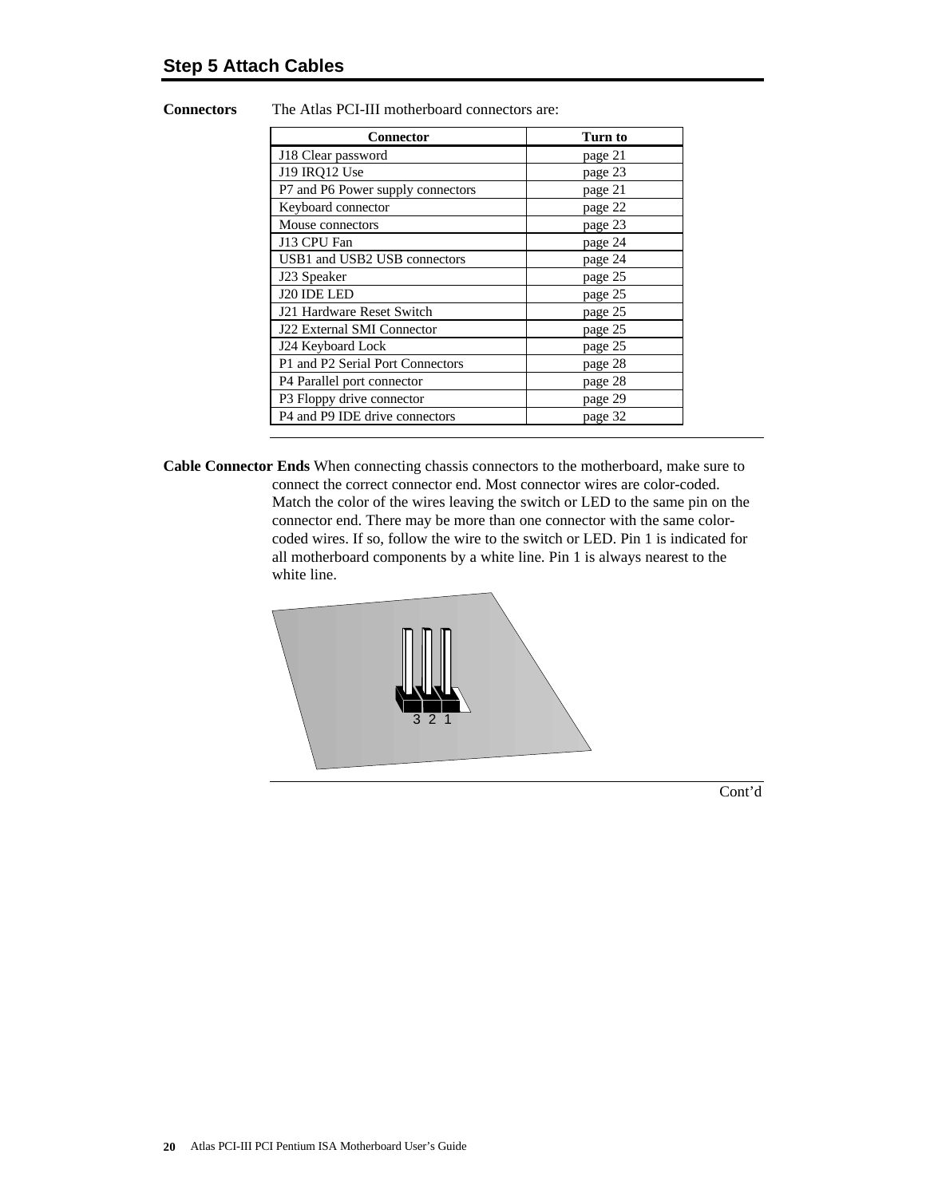## Step 5 Attach Cables

**Connectors** The Atlas PCI-III motherboard connectors are:

| Connector | Turn to |
|---|---|
| J18 Clear password | page 21 |
| J19 IRQ12 Use | page 23 |
| P7 and P6 Power supply connectors | page 21 |
| Keyboard connector | page 22 |
| Mouse connectors | page 23 |
| J13 CPU Fan | page 24 |
| USB1 and USB2 USB connectors | page 24 |
| J23 Speaker | page 25 |
| J20 IDE LED | page 25 |
| J21 Hardware Reset Switch | page 25 |
| J22 External SMI Connector | page 25 |
| J24 Keyboard Lock | page 25 |
| P1 and P2 Serial Port Connectors | page 28 |
| P4 Parallel port connector | page 28 |
| P3 Floppy drive connector | page 29 |
| P4 and P9 IDE drive connectors | page 32 |

**Cable Connector Ends** When connecting chassis connectors to the motherboard, make sure to connect the correct connector end. Most connector wires are color-coded. Match the color of the wires leaving the switch or LED to the same pin on the connector end. There may be more than one connector with the same color-coded wires. If so, follow the wire to the switch or LED. Pin 1 is indicated for all motherboard components by a white line. Pin 1 is always nearest to the white line.

3 2 1

Cont'd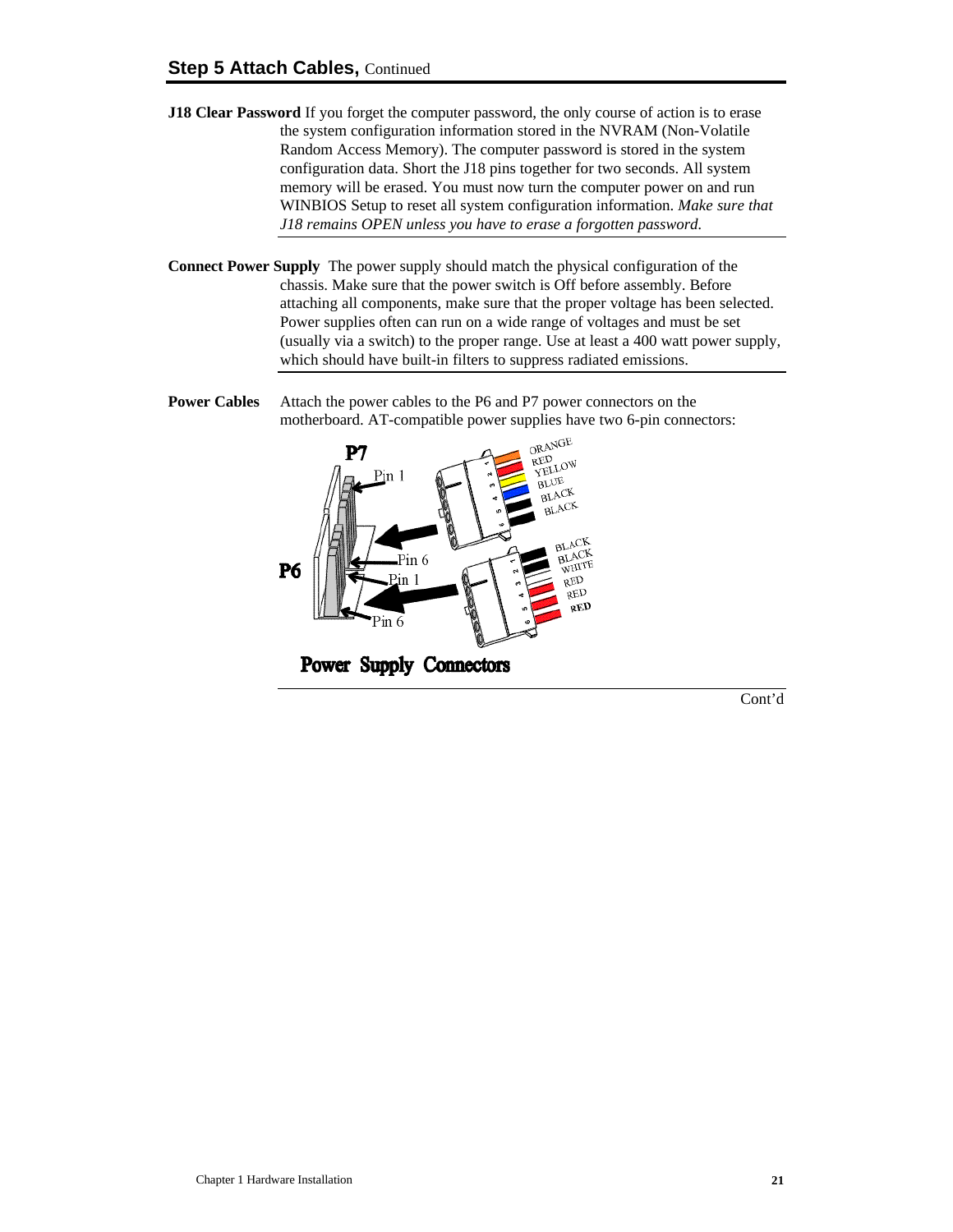## Step 5 Attach Cables, Continued

**J18 Clear Password** If you forget the computer password, the only course of action is to erase the system configuration information stored in the NVRAM (Non-Volatile Random Access Memory). The computer password is stored in the system configuration data. Short the J18 pins together for two seconds. All system memory will be erased. You must now turn the computer power on and run WINBIOS Setup to reset all system configuration information. *Make sure that J18 remains OPEN unless you have to erase a forgotten password.*

---

**Connect Power Supply** The power supply should match the physical configuration of the chassis. Make sure that the power switch is Off before assembly. Before attaching all components, make sure that the proper voltage has been selected. Power supplies often can run on a wide range of voltages and must be set (usually via a switch) to the proper range. Use at least a 400 watt power supply, which should have built-in filters to suppress radiated emissions.

---

**Power Cables** Attach the power cables to the P6 and P7 power connectors on the motherboard. AT-compatible power supplies have two 6-pin connectors:

P7 — Pin 1 — ORANGE, RED, YELLOW, BLUE, BLACK, BLACK — Pin 6

P6 — Pin 1 — BLACK, BLACK, WHITE, RED, RED, RED — Pin 6

**Power Supply Connectors**

---

Cont'd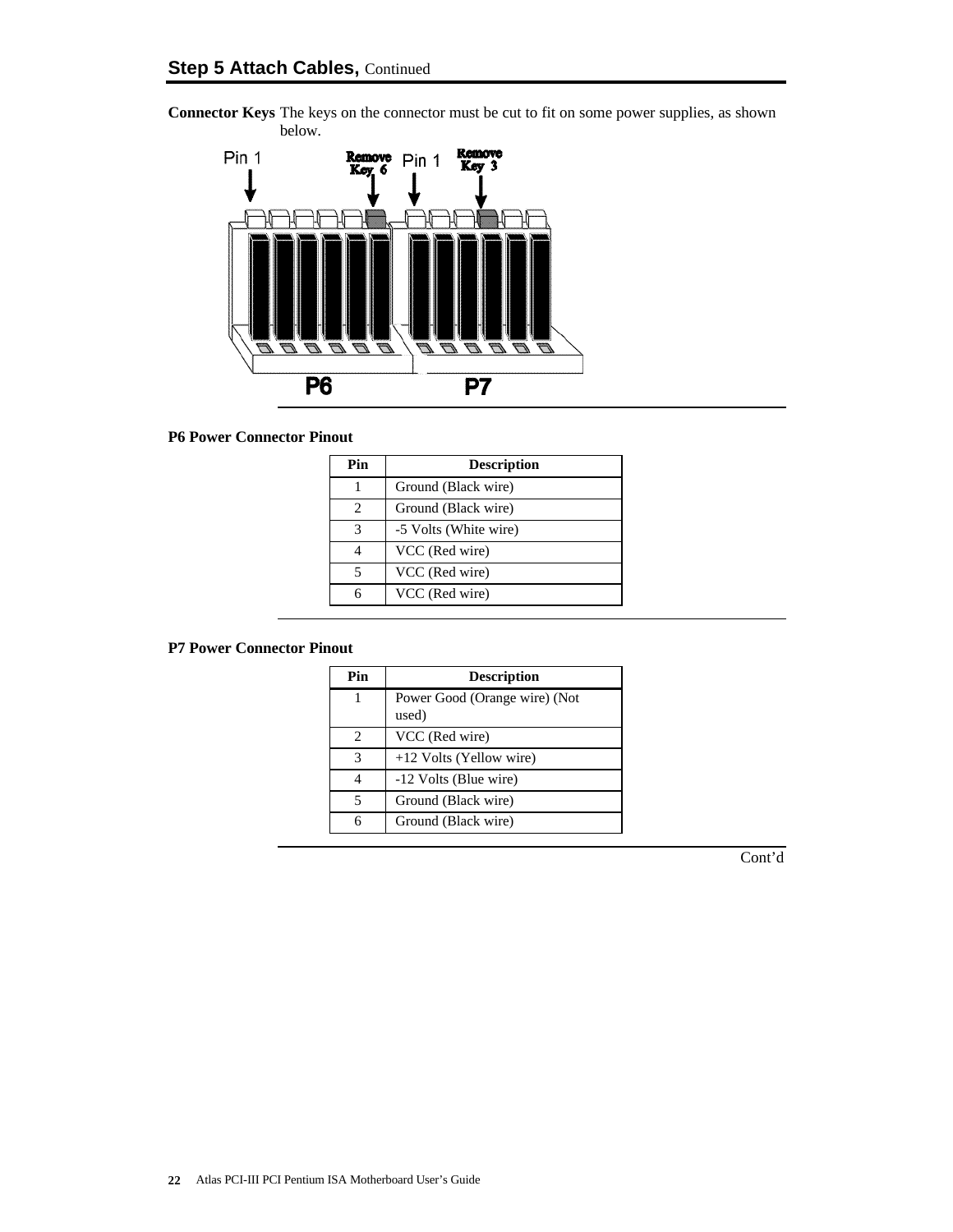## Step 5 Attach Cables, Continued

**Connector Keys** The keys on the connector must be cut to fit on some power supplies, as shown below.

Pin 1 Remove Key 6 Pin 1 Remove Key 3

P6 P7

**P6 Power Connector Pinout**

| Pin | Description |
|---|---|
| 1 | Ground (Black wire) |
| 2 | Ground (Black wire) |
| 3 | -5 Volts (White wire) |
| 4 | VCC (Red wire) |
| 5 | VCC (Red wire) |
| 6 | VCC (Red wire) |

**P7 Power Connector Pinout**

| Pin | Description |
|---|---|
| 1 | Power Good (Orange wire) (Not used) |
| 2 | VCC (Red wire) |
| 3 | +12 Volts (Yellow wire) |
| 4 | -12 Volts (Blue wire) |
| 5 | Ground (Black wire) |
| 6 | Ground (Black wire) |

Cont'd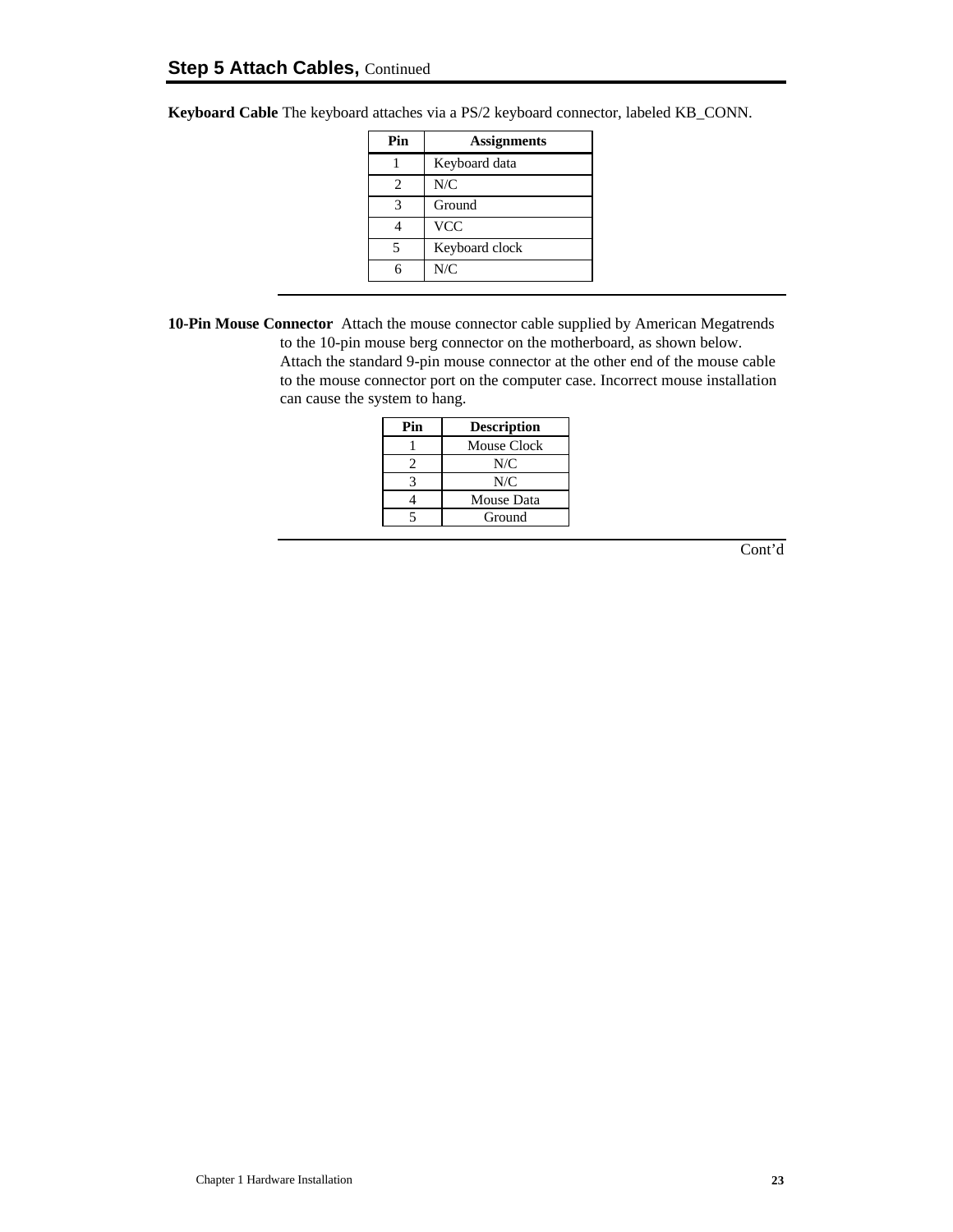## Step 5 Attach Cables, Continued

**Keyboard Cable** The keyboard attaches via a PS/2 keyboard connector, labeled KB_CONN.

| Pin | Assignments |
|---|---|
| 1 | Keyboard data |
| 2 | N/C |
| 3 | Ground |
| 4 | VCC |
| 5 | Keyboard clock |
| 6 | N/C |

---

**10-Pin Mouse Connector** Attach the mouse connector cable supplied by American Megatrends to the 10-pin mouse berg connector on the motherboard, as shown below. Attach the standard 9-pin mouse connector at the other end of the mouse cable to the mouse connector port on the computer case. Incorrect mouse installation can cause the system to hang.

| Pin | Description |
|---|---|
| 1 | Mouse Clock |
| 2 | N/C |
| 3 | N/C |
| 4 | Mouse Data |
| 5 | Ground |

---

Cont'd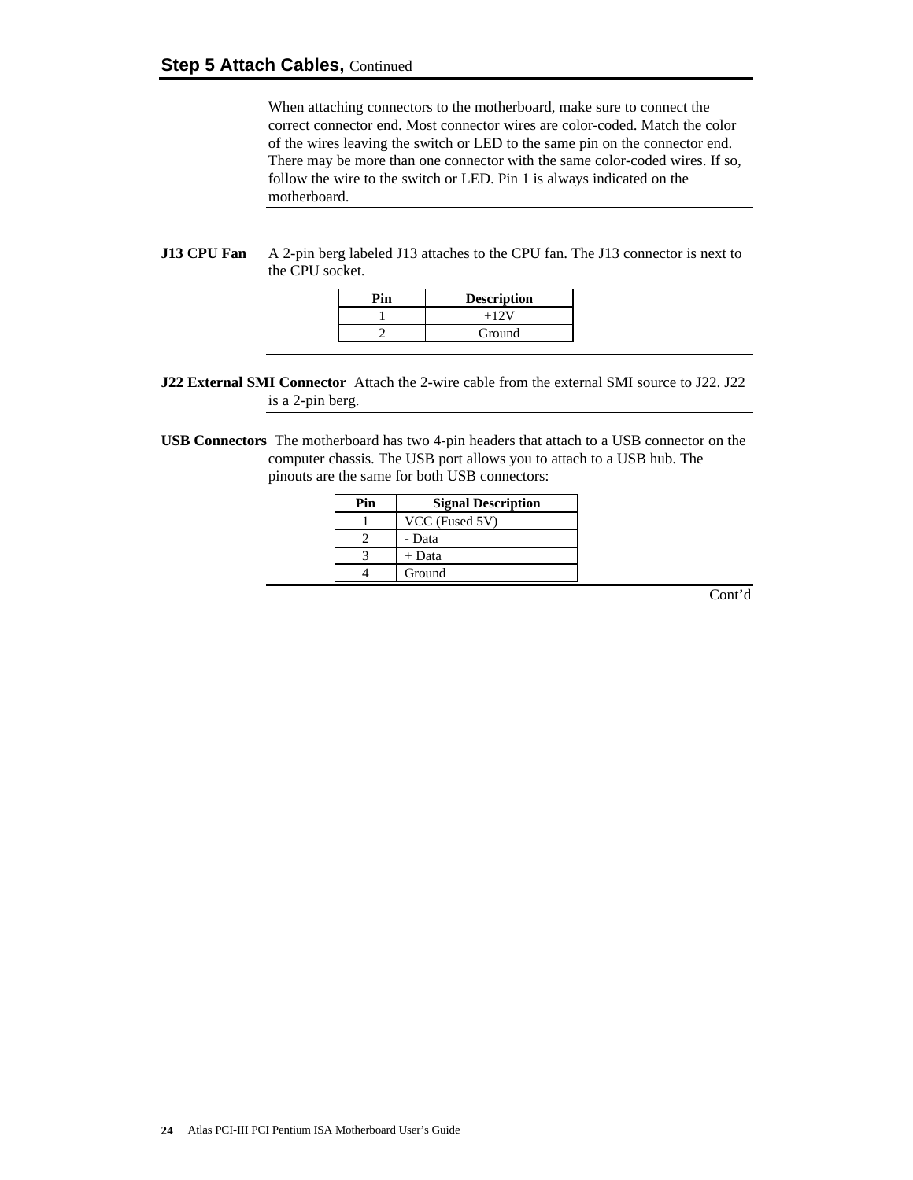## Step 5 Attach Cables, Continued

When attaching connectors to the motherboard, make sure to connect the correct connector end. Most connector wires are color-coded. Match the color of the wires leaving the switch or LED to the same pin on the connector end. There may be more than one connector with the same color-coded wires. If so, follow the wire to the switch or LED. Pin 1 is always indicated on the motherboard.

**J13 CPU Fan** A 2-pin berg labeled J13 attaches to the CPU fan. The J13 connector is next to the CPU socket.

| Pin | Description |
|---|---|
| 1 | +12V |
| 2 | Ground |

**J22 External SMI Connector** Attach the 2-wire cable from the external SMI source to J22. J22 is a 2-pin berg.

**USB Connectors** The motherboard has two 4-pin headers that attach to a USB connector on the computer chassis. The USB port allows you to attach to a USB hub. The pinouts are the same for both USB connectors:

| Pin | Signal Description |
|---|---|
| 1 | VCC (Fused 5V) |
| 2 | - Data |
| 3 | + Data |
| 4 | Ground |

Cont'd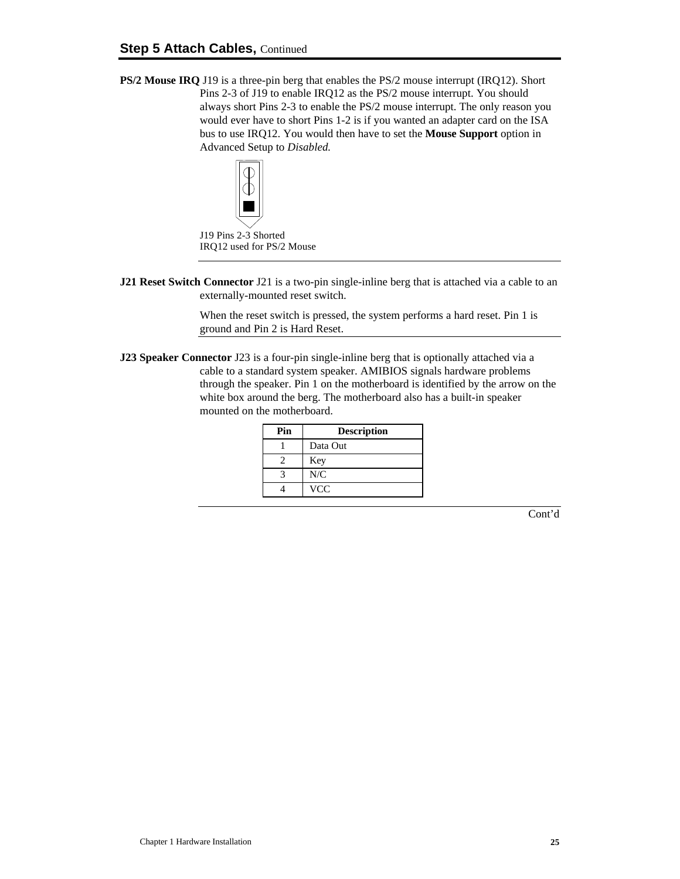## Step 5 Attach Cables, Continued

**PS/2 Mouse IRQ** J19 is a three-pin berg that enables the PS/2 mouse interrupt (IRQ12). Short Pins 2-3 of J19 to enable IRQ12 as the PS/2 mouse interrupt. You should always short Pins 2-3 to enable the PS/2 mouse interrupt. The only reason you would ever have to short Pins 1-2 is if you wanted an adapter card on the ISA bus to use IRQ12. You would then have to set the **Mouse Support** option in Advanced Setup to *Disabled.*

J19 Pins 2-3 Shorted
IRQ12 used for PS/2 Mouse

---

**J21 Reset Switch Connector** J21 is a two-pin single-inline berg that is attached via a cable to an externally-mounted reset switch.

When the reset switch is pressed, the system performs a hard reset. Pin 1 is ground and Pin 2 is Hard Reset.

---

**J23 Speaker Connector** J23 is a four-pin single-inline berg that is optionally attached via a cable to a standard system speaker. AMIBIOS signals hardware problems through the speaker. Pin 1 on the motherboard is identified by the arrow on the white box around the berg. The motherboard also has a built-in speaker mounted on the motherboard.

| Pin | Description |
|---|---|
| 1 | Data Out |
| 2 | Key |
| 3 | N/C |
| 4 | VCC |

---

Cont'd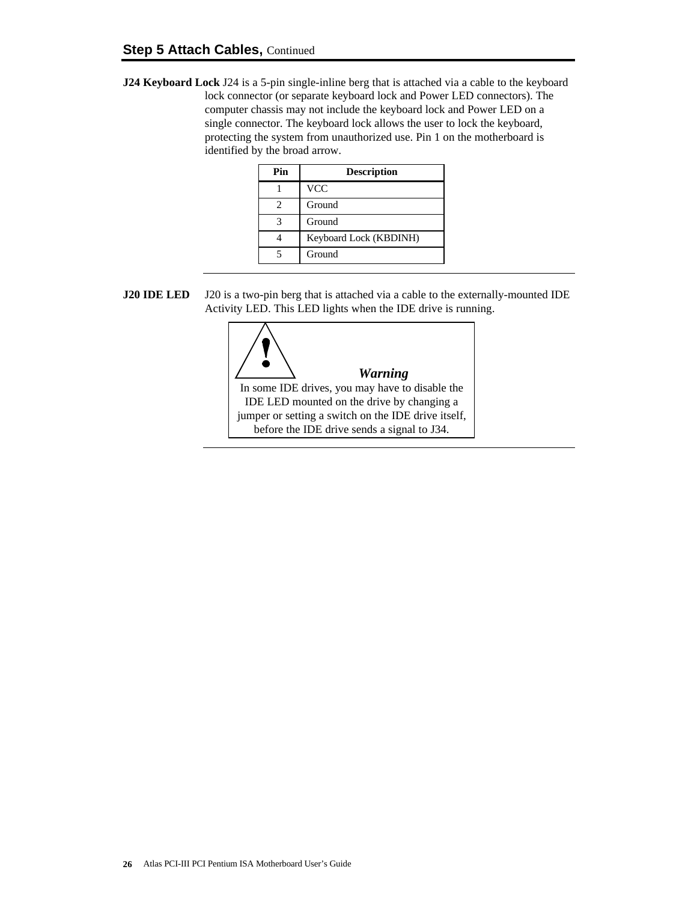## Step 5 Attach Cables, Continued

**J24 Keyboard Lock** J24 is a 5-pin single-inline berg that is attached via a cable to the keyboard lock connector (or separate keyboard lock and Power LED connectors). The computer chassis may not include the keyboard lock and Power LED on a single connector. The keyboard lock allows the user to lock the keyboard, protecting the system from unauthorized use. Pin 1 on the motherboard is identified by the broad arrow.

| Pin | Description |
|---|---|
| 1 | VCC |
| 2 | Ground |
| 3 | Ground |
| 4 | Keyboard Lock (KBDINH) |
| 5 | Ground |

---

**J20 IDE LED** J20 is a two-pin berg that is attached via a cable to the externally-mounted IDE Activity LED. This LED lights when the IDE drive is running.

> ***Warning***
>
> In some IDE drives, you may have to disable the IDE LED mounted on the drive by changing a jumper or setting a switch on the IDE drive itself, before the IDE drive sends a signal to J34.

---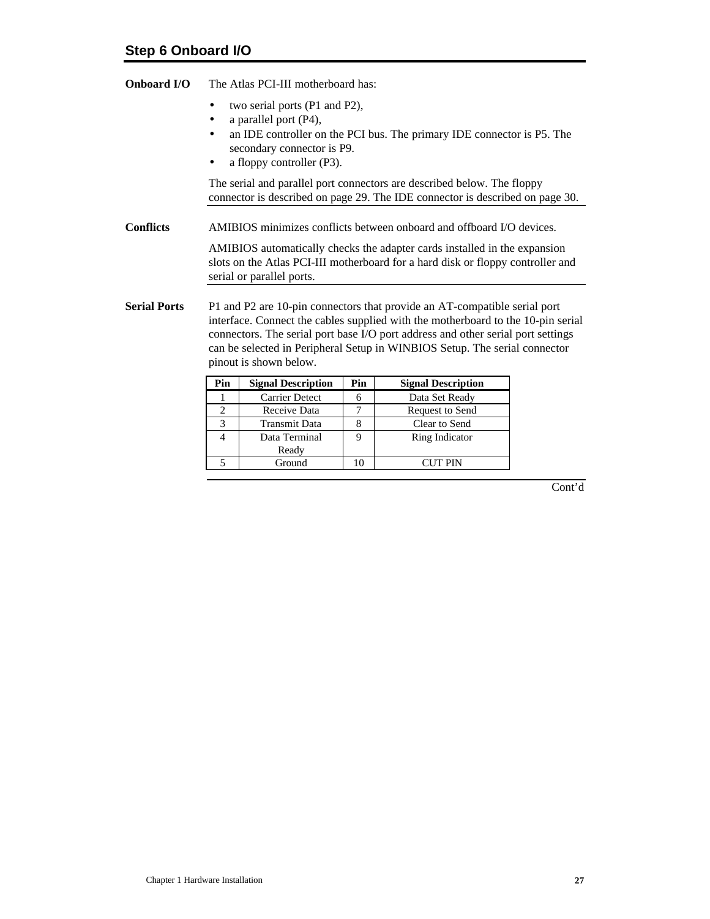## Step 6 Onboard I/O

**Onboard I/O**

The Atlas PCI-III motherboard has:

- two serial ports (P1 and P2),
- a parallel port (P4),
- an IDE controller on the PCI bus. The primary IDE connector is P5. The secondary connector is P9.
- a floppy controller (P3).

The serial and parallel port connectors are described below. The floppy connector is described on page 29. The IDE connector is described on page 30.

**Conflicts**

AMIBIOS minimizes conflicts between onboard and offboard I/O devices.

AMIBIOS automatically checks the adapter cards installed in the expansion slots on the Atlas PCI-III motherboard for a hard disk or floppy controller and serial or parallel ports.

**Serial Ports**

P1 and P2 are 10-pin connectors that provide an AT-compatible serial port interface. Connect the cables supplied with the motherboard to the 10-pin serial connectors. The serial port base I/O port address and other serial port settings can be selected in Peripheral Setup in WINBIOS Setup. The serial connector pinout is shown below.

| Pin | Signal Description | Pin | Signal Description |
|---|---|---|---|
| 1 | Carrier Detect | 6 | Data Set Ready |
| 2 | Receive Data | 7 | Request to Send |
| 3 | Transmit Data | 8 | Clear to Send |
| 4 | Data Terminal Ready | 9 | Ring Indicator |
| 5 | Ground | 10 | CUT PIN |

Cont'd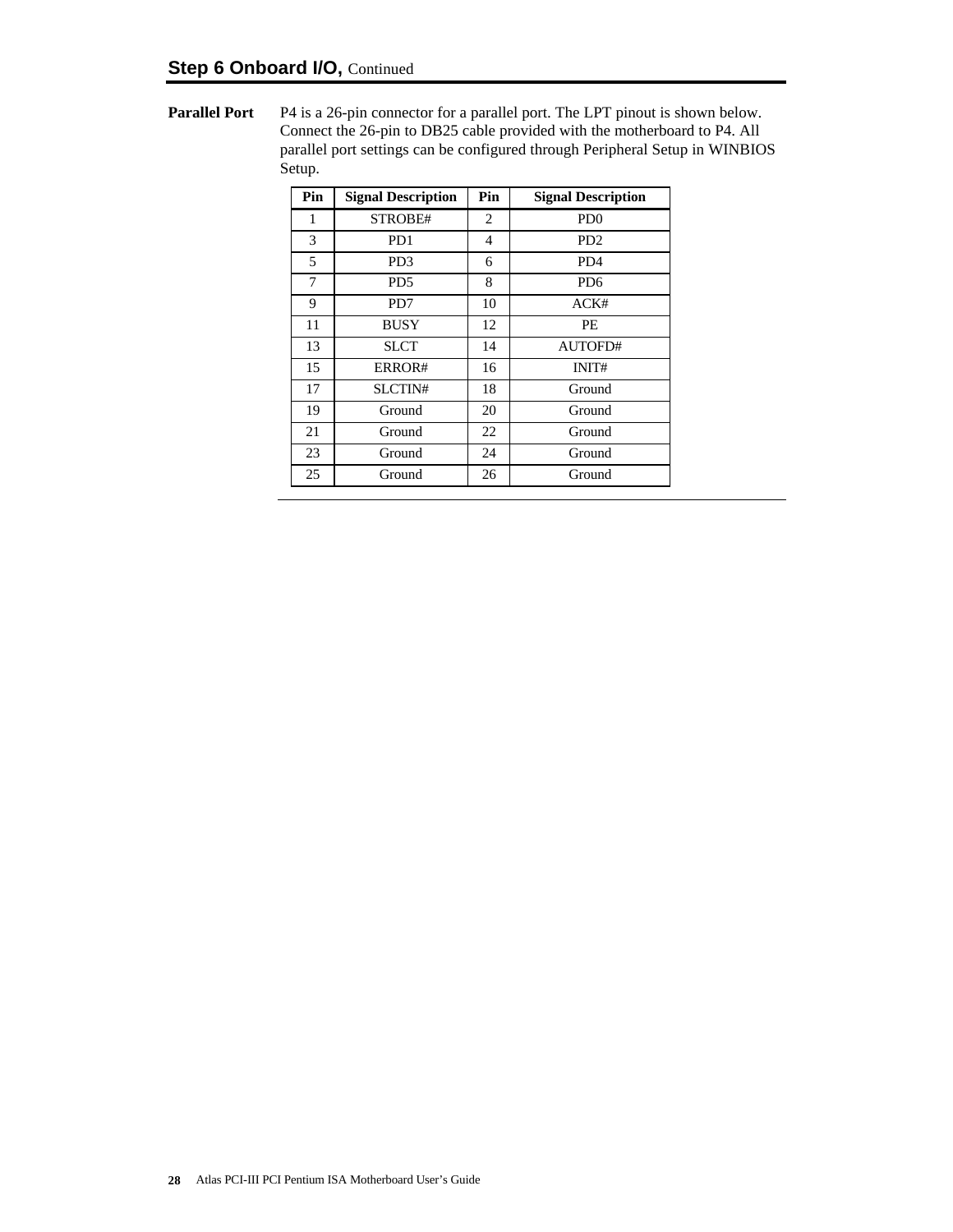## Step 6 Onboard I/O, Continued

**Parallel Port** P4 is a 26-pin connector for a parallel port. The LPT pinout is shown below. Connect the 26-pin to DB25 cable provided with the motherboard to P4. All parallel port settings can be configured through Peripheral Setup in WINBIOS Setup.

| Pin | Signal Description | Pin | Signal Description |
|---|---|---|---|
| 1 | STROBE# | 2 | PD0 |
| 3 | PD1 | 4 | PD2 |
| 5 | PD3 | 6 | PD4 |
| 7 | PD5 | 8 | PD6 |
| 9 | PD7 | 10 | ACK# |
| 11 | BUSY | 12 | PE |
| 13 | SLCT | 14 | AUTOFD# |
| 15 | ERROR# | 16 | INIT# |
| 17 | SLCTIN# | 18 | Ground |
| 19 | Ground | 20 | Ground |
| 21 | Ground | 22 | Ground |
| 23 | Ground | 24 | Ground |
| 25 | Ground | 26 | Ground |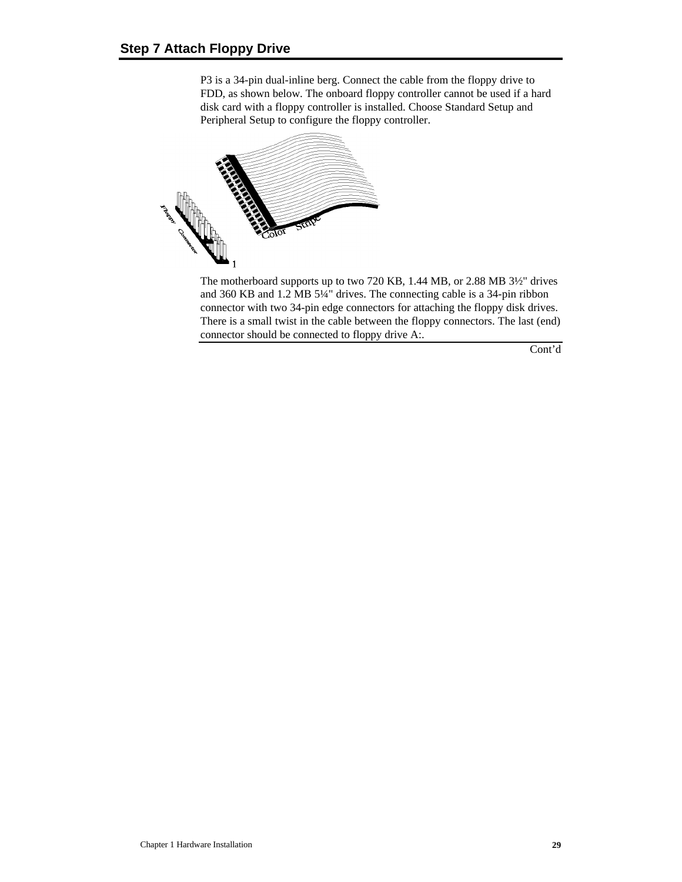## Step 7 Attach Floppy Drive

P3 is a 34-pin dual-inline berg. Connect the cable from the floppy drive to FDD, as shown below. The onboard floppy controller cannot be used if a hard disk card with a floppy controller is installed. Choose Standard Setup and Peripheral Setup to configure the floppy controller.

The motherboard supports up to two 720 KB, 1.44 MB, or 2.88 MB 3½" drives and 360 KB and 1.2 MB 5¼" drives. The connecting cable is a 34-pin ribbon connector with two 34-pin edge connectors for attaching the floppy disk drives. There is a small twist in the cable between the floppy connectors. The last (end) connector should be connected to floppy drive A:.

Cont'd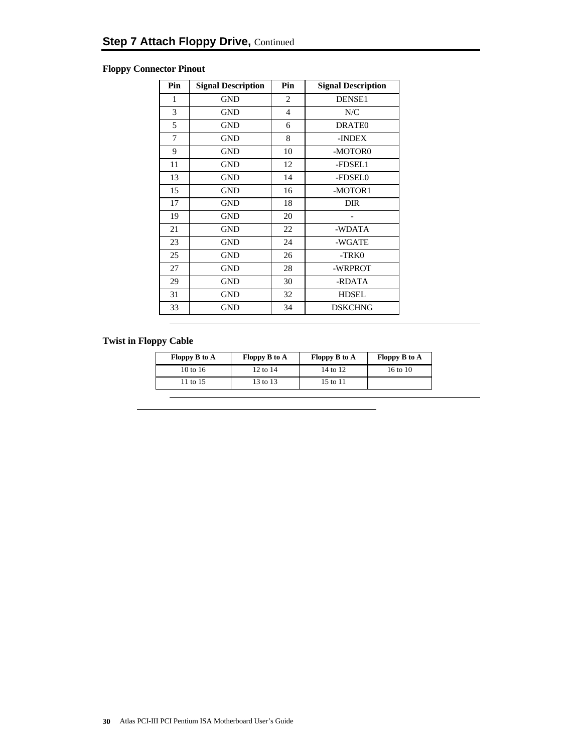## Step 7 Attach Floppy Drive, Continued

### Floppy Connector Pinout

| Pin | Signal Description | Pin | Signal Description |
|---|---|---|---|
| 1 | GND | 2 | DENSE1 |
| 3 | GND | 4 | N/C |
| 5 | GND | 6 | DRATE0 |
| 7 | GND | 8 | -INDEX |
| 9 | GND | 10 | -MOTOR0 |
| 11 | GND | 12 | -FDSEL1 |
| 13 | GND | 14 | -FDSEL0 |
| 15 | GND | 16 | -MOTOR1 |
| 17 | GND | 18 | DIR |
| 19 | GND | 20 | - |
| 21 | GND | 22 | -WDATA |
| 23 | GND | 24 | -WGATE |
| 25 | GND | 26 | -TRK0 |
| 27 | GND | 28 | -WRPROT |
| 29 | GND | 30 | -RDATA |
| 31 | GND | 32 | HDSEL |
| 33 | GND | 34 | DSKCHNG |

### Twist in Floppy Cable

| Floppy B to A | Floppy B to A | Floppy B to A | Floppy B to A |
|---|---|---|---|
| 10 to 16 | 12 to 14 | 14 to 12 | 16 to 10 |
| 11 to 15 | 13 to 13 | 15 to 11 | |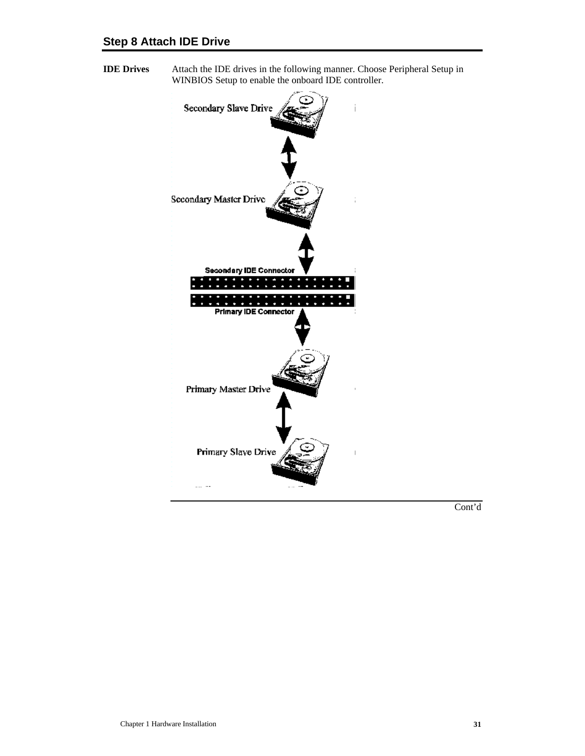## Step 8 Attach IDE Drive

**IDE Drives** Attach the IDE drives in the following manner. Choose Peripheral Setup in WINBIOS Setup to enable the onboard IDE controller.

Secondary Slave Drive

Secondary Master Drive

Secondary IDE Connector

Primary IDE Connector

Primary Master Drive

Primary Slave Drive

Cont'd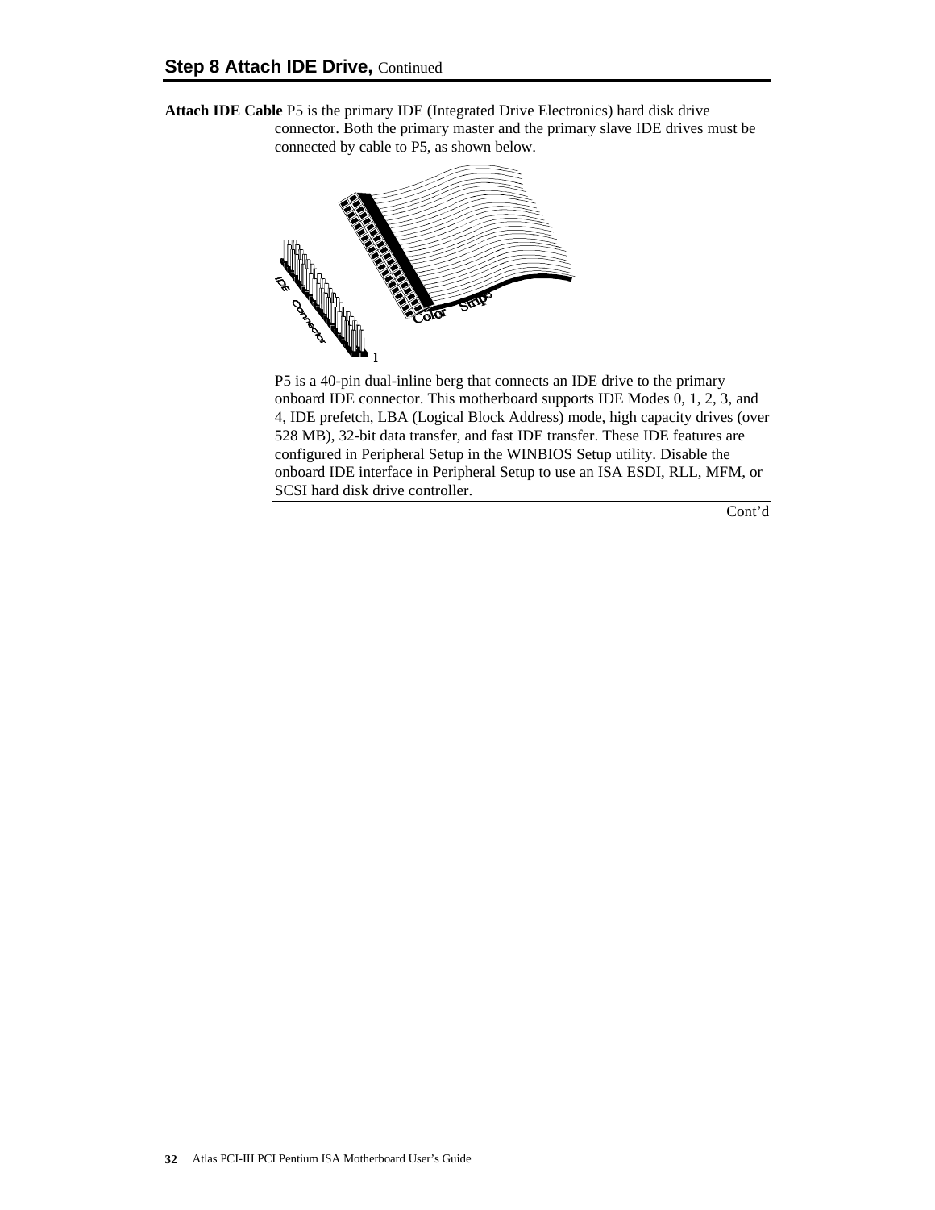## Step 8 Attach IDE Drive, Continued

**Attach IDE Cable** P5 is the primary IDE (Integrated Drive Electronics) hard disk drive connector. Both the primary master and the primary slave IDE drives must be connected by cable to P5, as shown below.

P5 is a 40-pin dual-inline berg that connects an IDE drive to the primary onboard IDE connector. This motherboard supports IDE Modes 0, 1, 2, 3, and 4, IDE prefetch, LBA (Logical Block Address) mode, high capacity drives (over 528 MB), 32-bit data transfer, and fast IDE transfer. These IDE features are configured in Peripheral Setup in the WINBIOS Setup utility. Disable the onboard IDE interface in Peripheral Setup to use an ISA ESDI, RLL, MFM, or SCSI hard disk drive controller.

Cont'd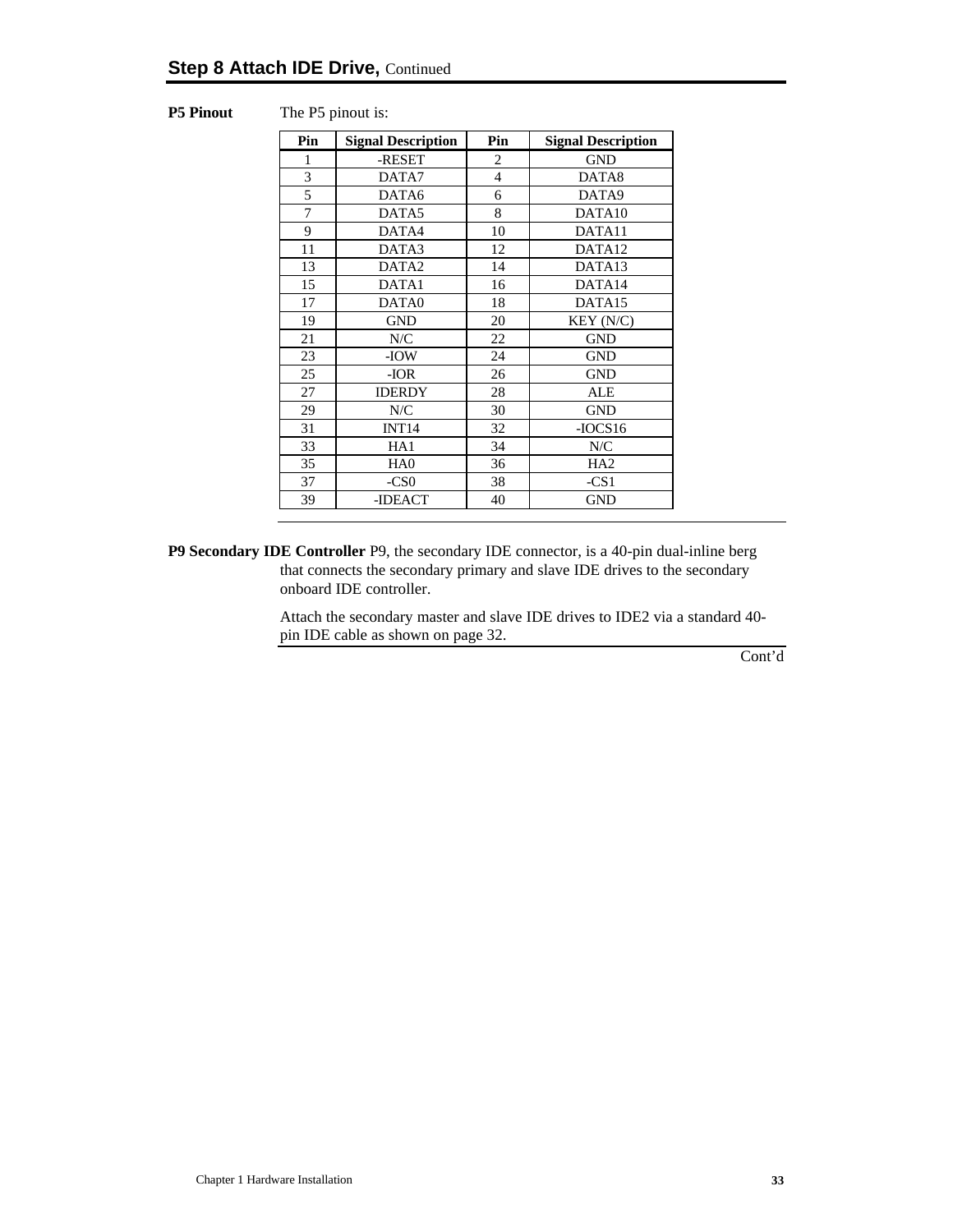## Step 8 Attach IDE Drive, Continued

**P5 Pinout** The P5 pinout is:

| Pin | Signal Description | Pin | Signal Description |
|---|---|---|---|
| 1 | -RESET | 2 | GND |
| 3 | DATA7 | 4 | DATA8 |
| 5 | DATA6 | 6 | DATA9 |
| 7 | DATA5 | 8 | DATA10 |
| 9 | DATA4 | 10 | DATA11 |
| 11 | DATA3 | 12 | DATA12 |
| 13 | DATA2 | 14 | DATA13 |
| 15 | DATA1 | 16 | DATA14 |
| 17 | DATA0 | 18 | DATA15 |
| 19 | GND | 20 | KEY (N/C) |
| 21 | N/C | 22 | GND |
| 23 | -IOW | 24 | GND |
| 25 | -IOR | 26 | GND |
| 27 | IDERDY | 28 | ALE |
| 29 | N/C | 30 | GND |
| 31 | INT14 | 32 | -IOCS16 |
| 33 | HA1 | 34 | N/C |
| 35 | HA0 | 36 | HA2 |
| 37 | -CS0 | 38 | -CS1 |
| 39 | -IDEACT | 40 | GND |

**P9 Secondary IDE Controller** P9, the secondary IDE connector, is a 40-pin dual-inline berg that connects the secondary primary and slave IDE drives to the secondary onboard IDE controller.

Attach the secondary master and slave IDE drives to IDE2 via a standard 40-pin IDE cable as shown on page 32.

Cont'd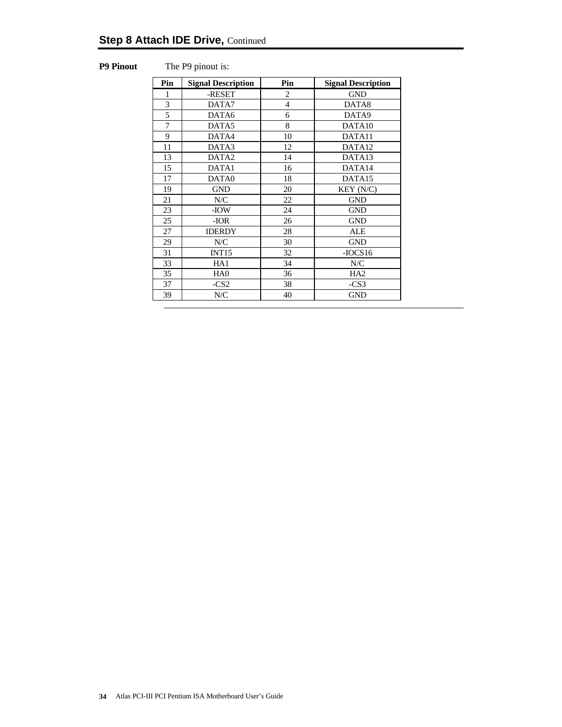## Step 8 Attach IDE Drive, Continued

**P9 Pinout** The P9 pinout is:

| Pin | Signal Description | Pin | Signal Description |
|---|---|---|---|
| 1 | -RESET | 2 | GND |
| 3 | DATA7 | 4 | DATA8 |
| 5 | DATA6 | 6 | DATA9 |
| 7 | DATA5 | 8 | DATA10 |
| 9 | DATA4 | 10 | DATA11 |
| 11 | DATA3 | 12 | DATA12 |
| 13 | DATA2 | 14 | DATA13 |
| 15 | DATA1 | 16 | DATA14 |
| 17 | DATA0 | 18 | DATA15 |
| 19 | GND | 20 | KEY (N/C) |
| 21 | N/C | 22 | GND |
| 23 | -IOW | 24 | GND |
| 25 | -IOR | 26 | GND |
| 27 | IDERDY | 28 | ALE |
| 29 | N/C | 30 | GND |
| 31 | INT15 | 32 | -IOCS16 |
| 33 | HA1 | 34 | N/C |
| 35 | HA0 | 36 | HA2 |
| 37 | -CS2 | 38 | -CS3 |
| 39 | N/C | 40 | GND |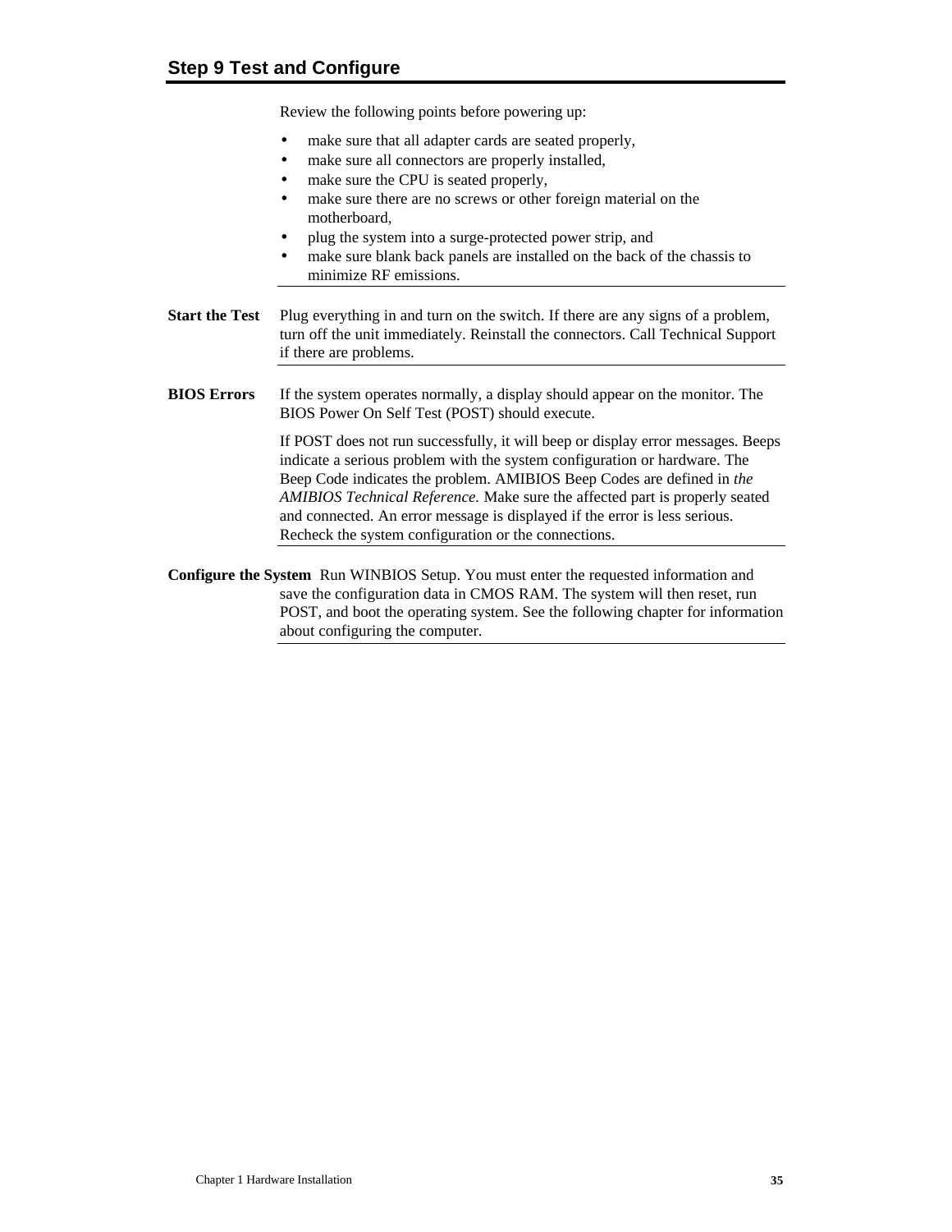## Step 9 Test and Configure

Review the following points before powering up:

- make sure that all adapter cards are seated properly,
- make sure all connectors are properly installed,
- make sure the CPU is seated properly,
- make sure there are no screws or other foreign material on the motherboard,
- plug the system into a surge-protected power strip, and
- make sure blank back panels are installed on the back of the chassis to minimize RF emissions.

**Start the Test** Plug everything in and turn on the switch. If there are any signs of a problem, turn off the unit immediately. Reinstall the connectors. Call Technical Support if there are problems.

**BIOS Errors** If the system operates normally, a display should appear on the monitor. The BIOS Power On Self Test (POST) should execute.

If POST does not run successfully, it will beep or display error messages. Beeps indicate a serious problem with the system configuration or hardware. The Beep Code indicates the problem. AMIBIOS Beep Codes are defined in *the AMIBIOS Technical Reference.* Make sure the affected part is properly seated and connected. An error message is displayed if the error is less serious. Recheck the system configuration or the connections.

**Configure the System** Run WINBIOS Setup. You must enter the requested information and save the configuration data in CMOS RAM. The system will then reset, run POST, and boot the operating system. See the following chapter for information about configuring the computer.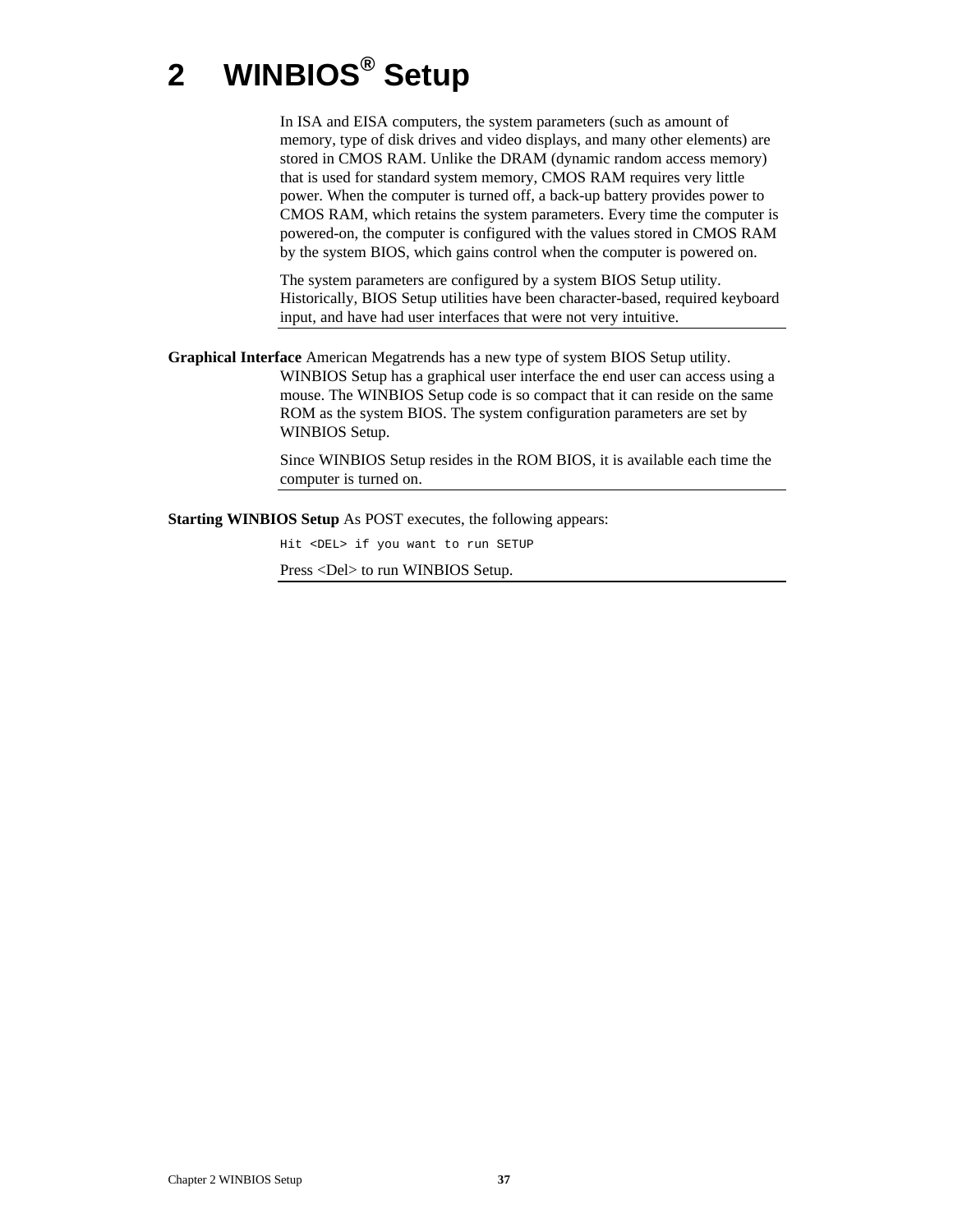# 2 WINBIOS® Setup

In ISA and EISA computers, the system parameters (such as amount of memory, type of disk drives and video displays, and many other elements) are stored in CMOS RAM. Unlike the DRAM (dynamic random access memory) that is used for standard system memory, CMOS RAM requires very little power. When the computer is turned off, a back-up battery provides power to CMOS RAM, which retains the system parameters. Every time the computer is powered-on, the computer is configured with the values stored in CMOS RAM by the system BIOS, which gains control when the computer is powered on.

The system parameters are configured by a system BIOS Setup utility. Historically, BIOS Setup utilities have been character-based, required keyboard input, and have had user interfaces that were not very intuitive.

**Graphical Interface** American Megatrends has a new type of system BIOS Setup utility. WINBIOS Setup has a graphical user interface the end user can access using a mouse. The WINBIOS Setup code is so compact that it can reside on the same ROM as the system BIOS. The system configuration parameters are set by WINBIOS Setup.

Since WINBIOS Setup resides in the ROM BIOS, it is available each time the computer is turned on.

**Starting WINBIOS Setup** As POST executes, the following appears:

```
Hit <DEL> if you want to run SETUP
```

Press <Del> to run WINBIOS Setup.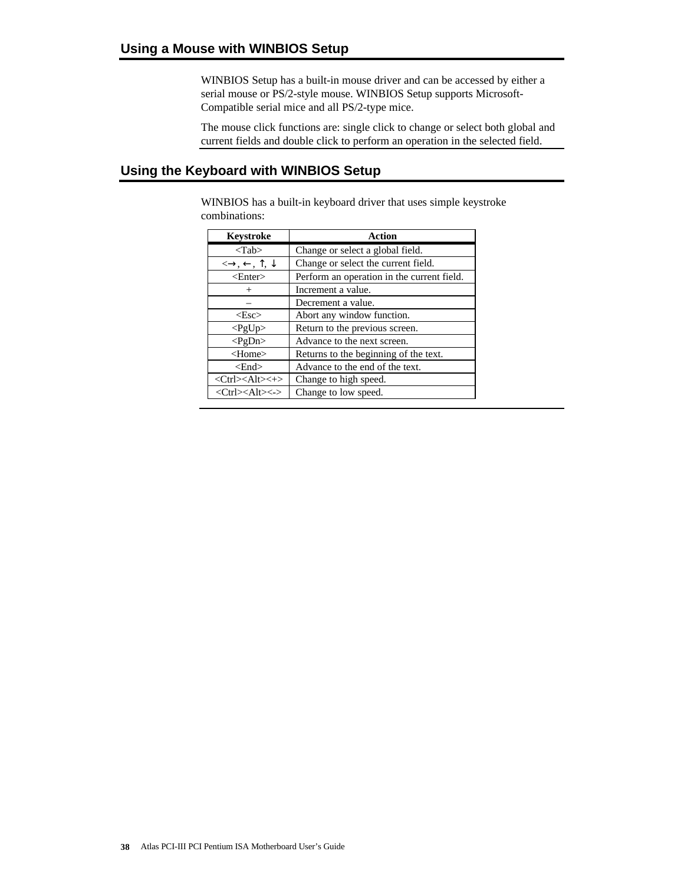## Using a Mouse with WINBIOS Setup

WINBIOS Setup has a built-in mouse driver and can be accessed by either a serial mouse or PS/2-style mouse. WINBIOS Setup supports Microsoft-Compatible serial mice and all PS/2-type mice.

The mouse click functions are: single click to change or select both global and current fields and double click to perform an operation in the selected field.

## Using the Keyboard with WINBIOS Setup

WINBIOS has a built-in keyboard driver that uses simple keystroke combinations:

| Keystroke | Action |
|---|---|
| <Tab> | Change or select a global field. |
| <→, ←, ↑, ↓ | Change or select the current field. |
| <Enter> | Perform an operation in the current field. |
| + | Increment a value. |
| – | Decrement a value. |
| <Esc> | Abort any window function. |
| <PgUp> | Return to the previous screen. |
| <PgDn> | Advance to the next screen. |
| <Home> | Returns to the beginning of the text. |
| <End> | Advance to the end of the text. |
| <Ctrl><Alt><+> | Change to high speed. |
| <Ctrl><Alt><-> | Change to low speed. |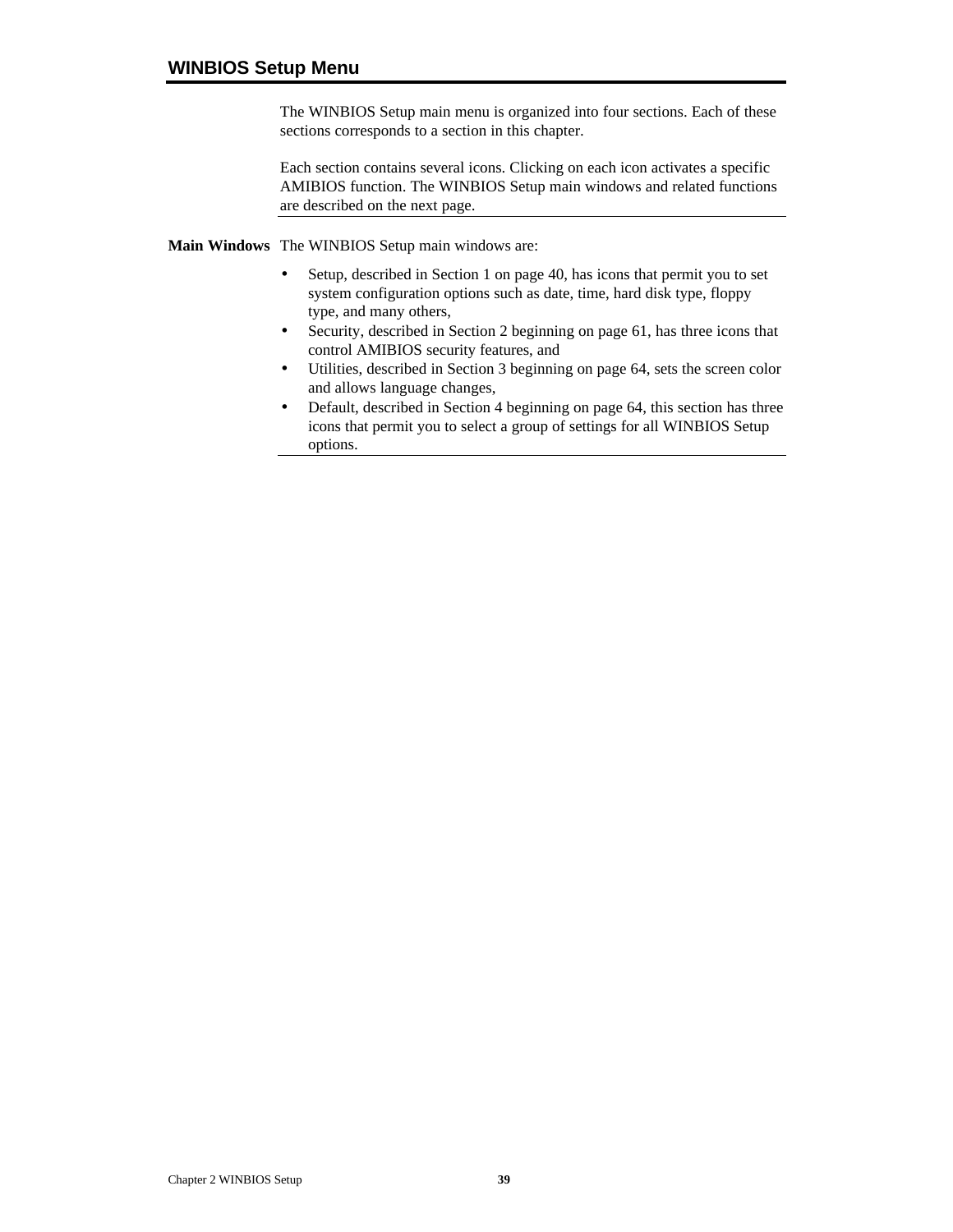## WINBIOS Setup Menu

The WINBIOS Setup main menu is organized into four sections. Each of these sections corresponds to a section in this chapter.

Each section contains several icons. Clicking on each icon activates a specific AMIBIOS function. The WINBIOS Setup main windows and related functions are described on the next page.

**Main Windows** The WINBIOS Setup main windows are:

- Setup, described in Section 1 on page 40, has icons that permit you to set system configuration options such as date, time, hard disk type, floppy type, and many others,
- Security, described in Section 2 beginning on page 61, has three icons that control AMIBIOS security features, and
- Utilities, described in Section 3 beginning on page 64, sets the screen color and allows language changes,
- Default, described in Section 4 beginning on page 64, this section has three icons that permit you to select a group of settings for all WINBIOS Setup options.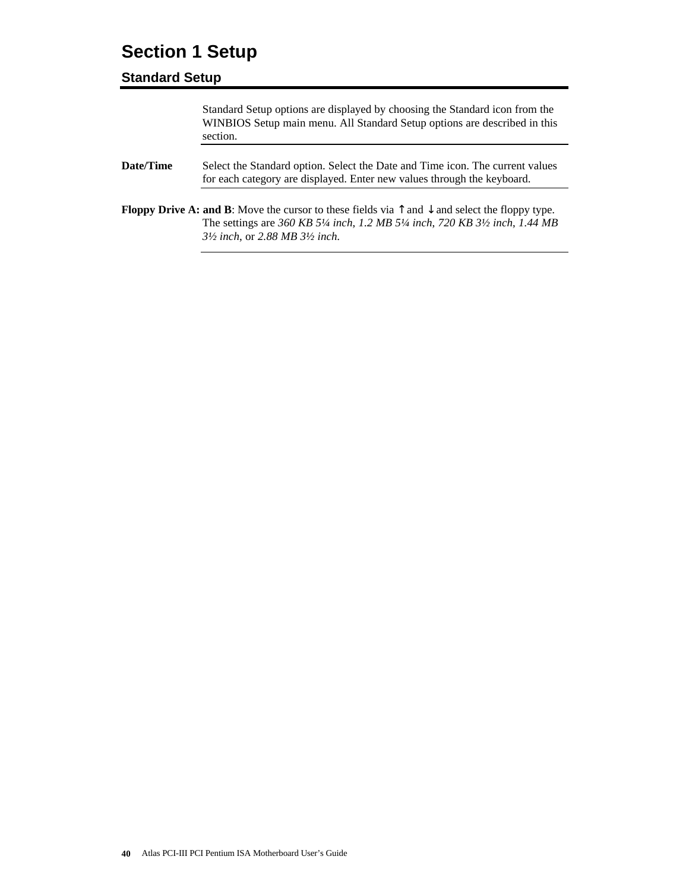# Section 1 Setup

## Standard Setup

Standard Setup options are displayed by choosing the Standard icon from the WINBIOS Setup main menu. All Standard Setup options are described in this section.

**Date/Time**

Select the Standard option. Select the Date and Time icon. The current values for each category are displayed. Enter new values through the keyboard.

**Floppy Drive A: and B**: Move the cursor to these fields via ↑ and ↓ and select the floppy type. The settings are *360 KB 5¼ inch*, *1.2 MB 5¼ inch*, *720 KB 3½ inch*, *1.44 MB 3½ inch*, or *2.88 MB 3½ inch*.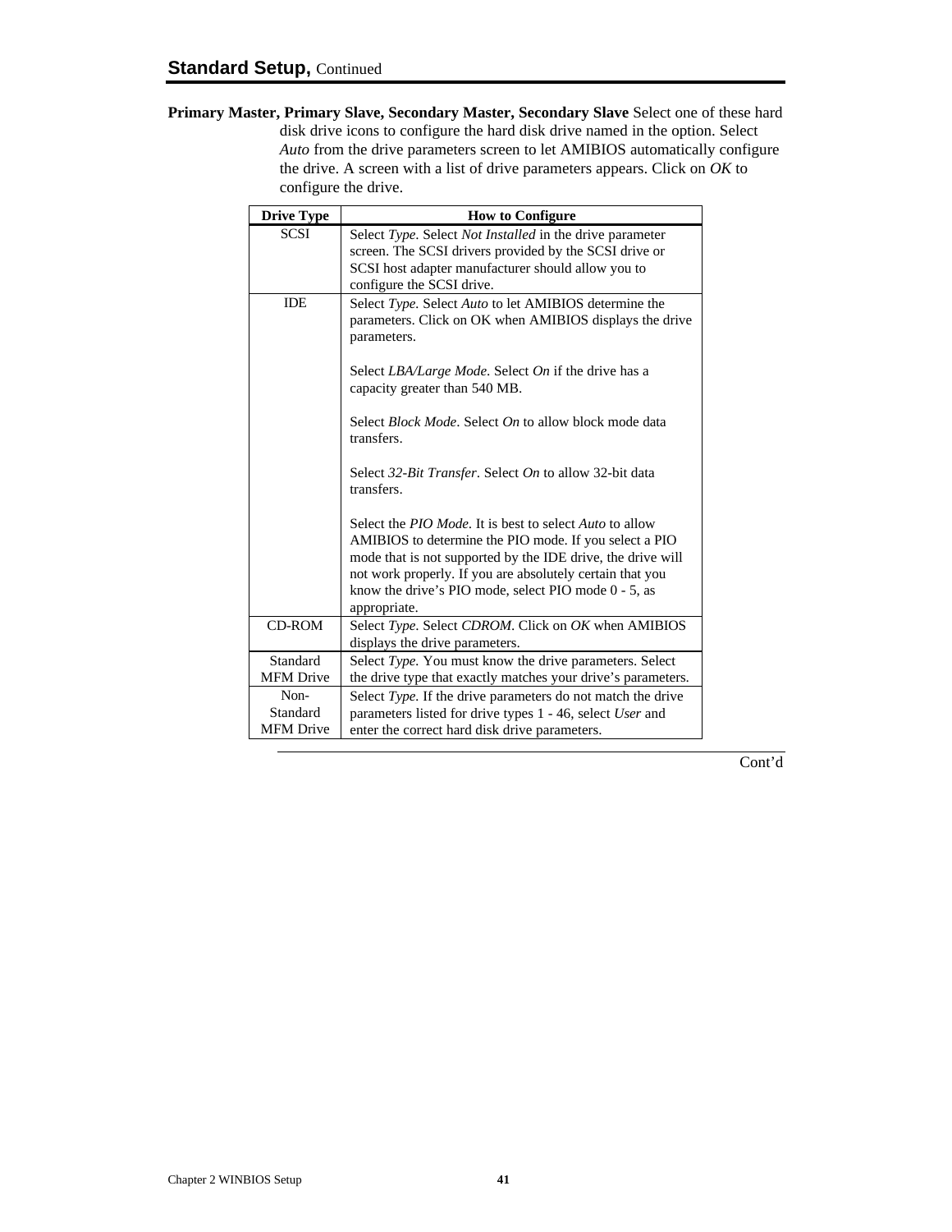## Standard Setup, Continued

**Primary Master, Primary Slave, Secondary Master, Secondary Slave** Select one of these hard disk drive icons to configure the hard disk drive named in the option. Select *Auto* from the drive parameters screen to let AMIBIOS automatically configure the drive. A screen with a list of drive parameters appears. Click on *OK* to configure the drive.

| Drive Type | How to Configure |
|---|---|
| SCSI | Select *Type*. Select *Not Installed* in the drive parameter screen. The SCSI drivers provided by the SCSI drive or SCSI host adapter manufacturer should allow you to configure the SCSI drive. |
| IDE | Select *Type*. Select *Auto* to let AMIBIOS determine the parameters. Click on OK when AMIBIOS displays the drive parameters.<br><br>Select *LBA/Large Mode*. Select *On* if the drive has a capacity greater than 540 MB.<br><br>Select *Block Mode*. Select *On* to allow block mode data transfers.<br><br>Select *32-Bit Transfer*. Select *On* to allow 32-bit data transfers.<br><br>Select the *PIO Mode*. It is best to select *Auto* to allow AMIBIOS to determine the PIO mode. If you select a PIO mode that is not supported by the IDE drive, the drive will not work properly. If you are absolutely certain that you know the drive's PIO mode, select PIO mode 0 - 5, as appropriate. |
| CD-ROM | Select *Type*. Select *CDROM*. Click on *OK* when AMIBIOS displays the drive parameters. |
| Standard MFM Drive | Select *Type*. You must know the drive parameters. Select the drive type that exactly matches your drive's parameters. |
| Non-Standard MFM Drive | Select *Type*. If the drive parameters do not match the drive parameters listed for drive types 1 - 46, select *User* and enter the correct hard disk drive parameters. |

Cont'd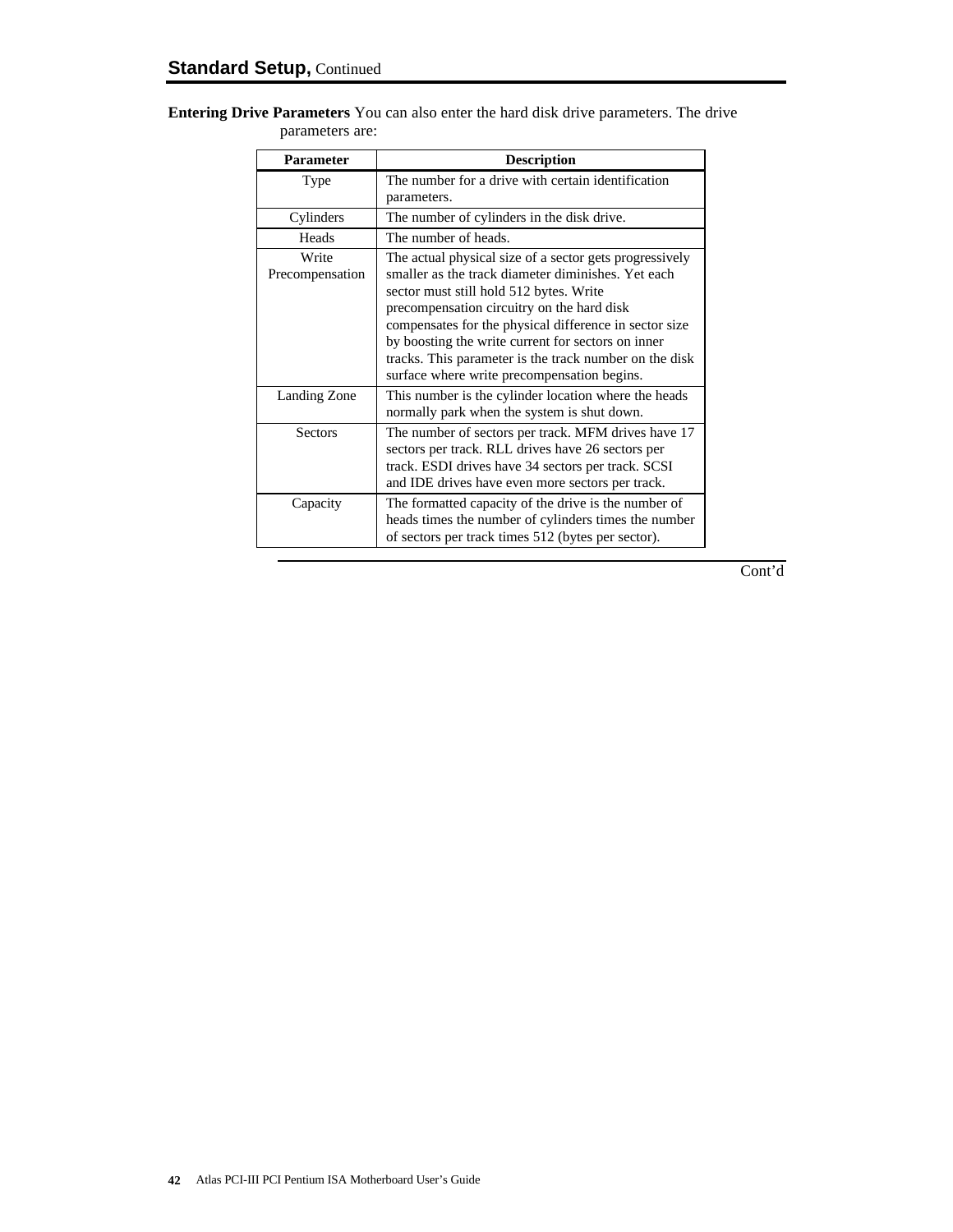## Standard Setup, Continued

**Entering Drive Parameters** You can also enter the hard disk drive parameters. The drive parameters are:

| Parameter | Description |
|---|---|
| Type | The number for a drive with certain identification parameters. |
| Cylinders | The number of cylinders in the disk drive. |
| Heads | The number of heads. |
| Write Precompensation | The actual physical size of a sector gets progressively smaller as the track diameter diminishes. Yet each sector must still hold 512 bytes. Write precompensation circuitry on the hard disk compensates for the physical difference in sector size by boosting the write current for sectors on inner tracks. This parameter is the track number on the disk surface where write precompensation begins. |
| Landing Zone | This number is the cylinder location where the heads normally park when the system is shut down. |
| Sectors | The number of sectors per track. MFM drives have 17 sectors per track. RLL drives have 26 sectors per track. ESDI drives have 34 sectors per track. SCSI and IDE drives have even more sectors per track. |
| Capacity | The formatted capacity of the drive is the number of heads times the number of cylinders times the number of sectors per track times 512 (bytes per sector). |

Cont'd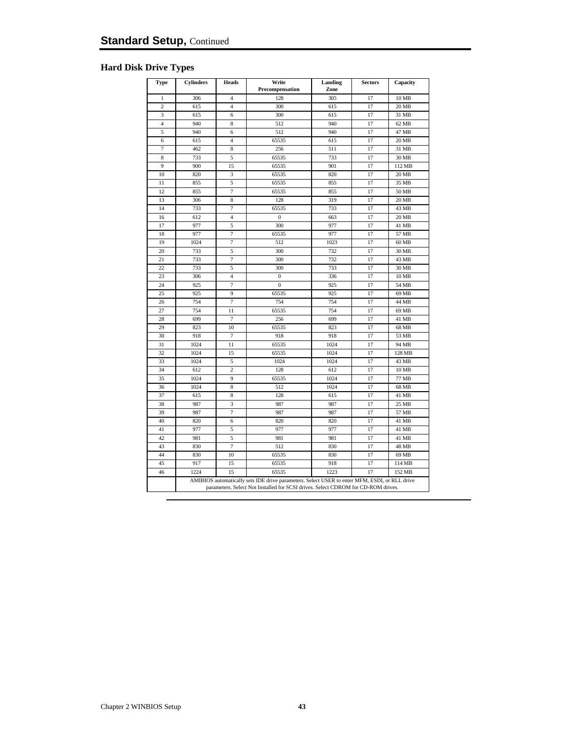# Standard Setup, Continued

## Hard Disk Drive Types

| Type | Cylinders | Heads | Write Precompensation | Landing Zone | Sectors | Capacity |
|---|---|---|---|---|---|---|
| 1 | 306 | 4 | 128 | 305 | 17 | 10 MB |
| 2 | 615 | 4 | 300 | 615 | 17 | 20 MB |
| 3 | 615 | 6 | 300 | 615 | 17 | 31 MB |
| 4 | 940 | 8 | 512 | 940 | 17 | 62 MB |
| 5 | 940 | 6 | 512 | 940 | 17 | 47 MB |
| 6 | 615 | 4 | 65535 | 615 | 17 | 20 MB |
| 7 | 462 | 8 | 256 | 511 | 17 | 31 MB |
| 8 | 733 | 5 | 65535 | 733 | 17 | 30 MB |
| 9 | 900 | 15 | 65535 | 901 | 17 | 112 MB |
| 10 | 820 | 3 | 65535 | 820 | 17 | 20 MB |
| 11 | 855 | 5 | 65535 | 855 | 17 | 35 MB |
| 12 | 855 | 7 | 65535 | 855 | 17 | 50 MB |
| 13 | 306 | 8 | 128 | 319 | 17 | 20 MB |
| 14 | 733 | 7 | 65535 | 733 | 17 | 43 MB |
| 16 | 612 | 4 | 0 | 663 | 17 | 20 MB |
| 17 | 977 | 5 | 300 | 977 | 17 | 41 MB |
| 18 | 977 | 7 | 65535 | 977 | 17 | 57 MB |
| 19 | 1024 | 7 | 512 | 1023 | 17 | 60 MB |
| 20 | 733 | 5 | 300 | 732 | 17 | 30 MB |
| 21 | 733 | 7 | 300 | 732 | 17 | 43 MB |
| 22 | 733 | 5 | 300 | 733 | 17 | 30 MB |
| 23 | 306 | 4 | 0 | 336 | 17 | 10 MB |
| 24 | 925 | 7 | 0 | 925 | 17 | 54 MB |
| 25 | 925 | 9 | 65535 | 925 | 17 | 69 MB |
| 26 | 754 | 7 | 754 | 754 | 17 | 44 MB |
| 27 | 754 | 11 | 65535 | 754 | 17 | 69 MB |
| 28 | 699 | 7 | 256 | 699 | 17 | 41 MB |
| 29 | 823 | 10 | 65535 | 823 | 17 | 68 MB |
| 30 | 918 | 7 | 918 | 918 | 17 | 53 MB |
| 31 | 1024 | 11 | 65535 | 1024 | 17 | 94 MB |
| 32 | 1024 | 15 | 65535 | 1024 | 17 | 128 MB |
| 33 | 1024 | 5 | 1024 | 1024 | 17 | 43 MB |
| 34 | 612 | 2 | 128 | 612 | 17 | 10 MB |
| 35 | 1024 | 9 | 65535 | 1024 | 17 | 77 MB |
| 36 | 1024 | 8 | 512 | 1024 | 17 | 68 MB |
| 37 | 615 | 8 | 128 | 615 | 17 | 41 MB |
| 38 | 987 | 3 | 987 | 987 | 17 | 25 MB |
| 39 | 987 | 7 | 987 | 987 | 17 | 57 MB |
| 40 | 820 | 6 | 820 | 820 | 17 | 41 MB |
| 41 | 977 | 5 | 977 | 977 | 17 | 41 MB |
| 42 | 981 | 5 | 981 | 981 | 17 | 41 MB |
| 43 | 830 | 7 | 512 | 830 | 17 | 48 MB |
| 44 | 830 | 10 | 65535 | 830 | 17 | 69 MB |
| 45 | 917 | 15 | 65535 | 918 | 17 | 114 MB |
| 46 | 1224 | 15 | 65535 | 1223 | 17 | 152 MB |
| | AMIBIOS automatically sets IDE drive parameters. Select USER to enter MFM, ESDI, or RLL drive parameters. Select Not Installed for SCSI drives. Select CDROM for CD-ROM drives. | | | | | |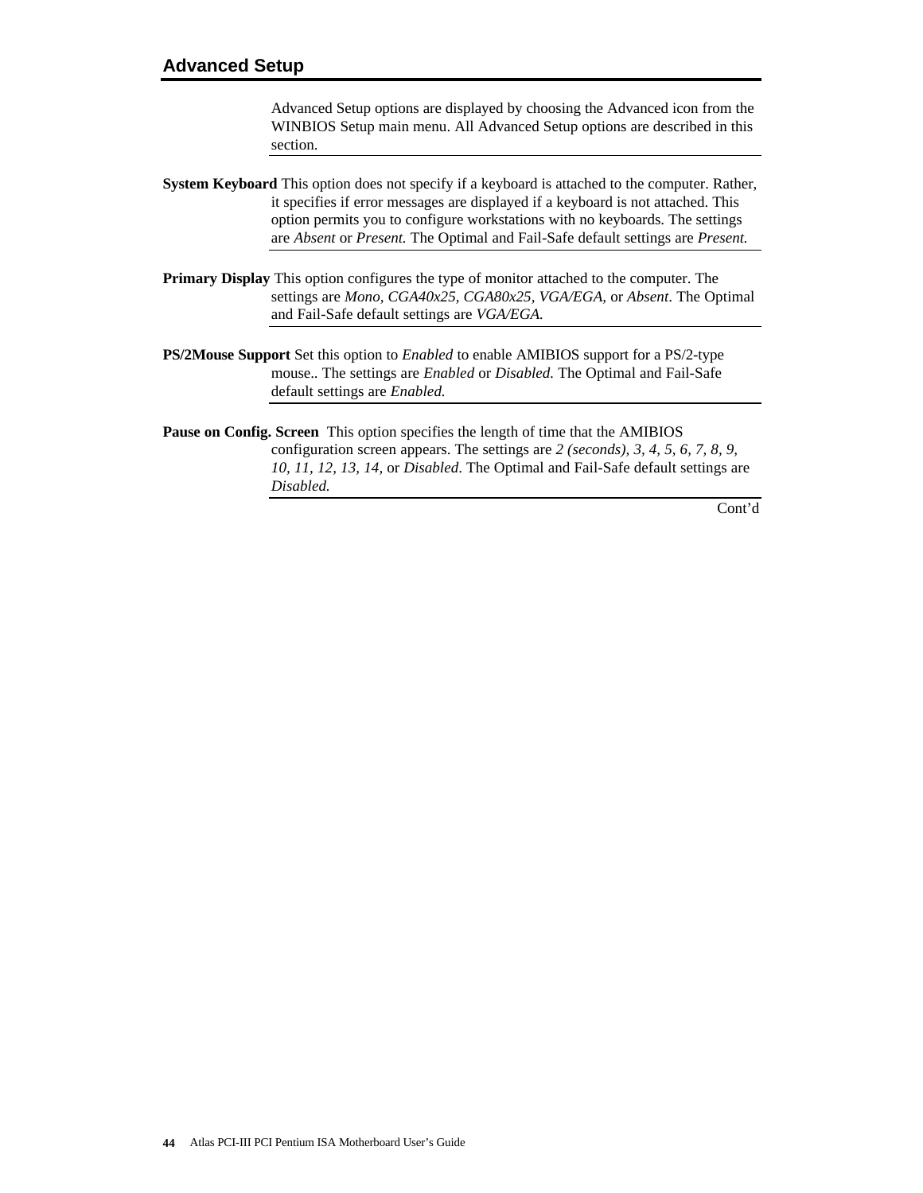## Advanced Setup

Advanced Setup options are displayed by choosing the Advanced icon from the WINBIOS Setup main menu. All Advanced Setup options are described in this section.

**System Keyboard** This option does not specify if a keyboard is attached to the computer. Rather, it specifies if error messages are displayed if a keyboard is not attached. This option permits you to configure workstations with no keyboards. The settings are *Absent* or *Present.* The Optimal and Fail-Safe default settings are *Present.*

**Primary Display** This option configures the type of monitor attached to the computer. The settings are *Mono, CGA40x25, CGA80x25, VGA/EGA,* or *Absent*. The Optimal and Fail-Safe default settings are *VGA/EGA.*

**PS/2Mouse Support** Set this option to *Enabled* to enable AMIBIOS support for a PS/2-type mouse.. The settings are *Enabled* or *Disabled.* The Optimal and Fail-Safe default settings are *Enabled.*

**Pause on Config. Screen** This option specifies the length of time that the AMIBIOS configuration screen appears. The settings are *2 (seconds), 3, 4, 5, 6, 7, 8, 9, 10, 11, 12, 13, 14,* or *Disabled*. The Optimal and Fail-Safe default settings are *Disabled.*

Cont'd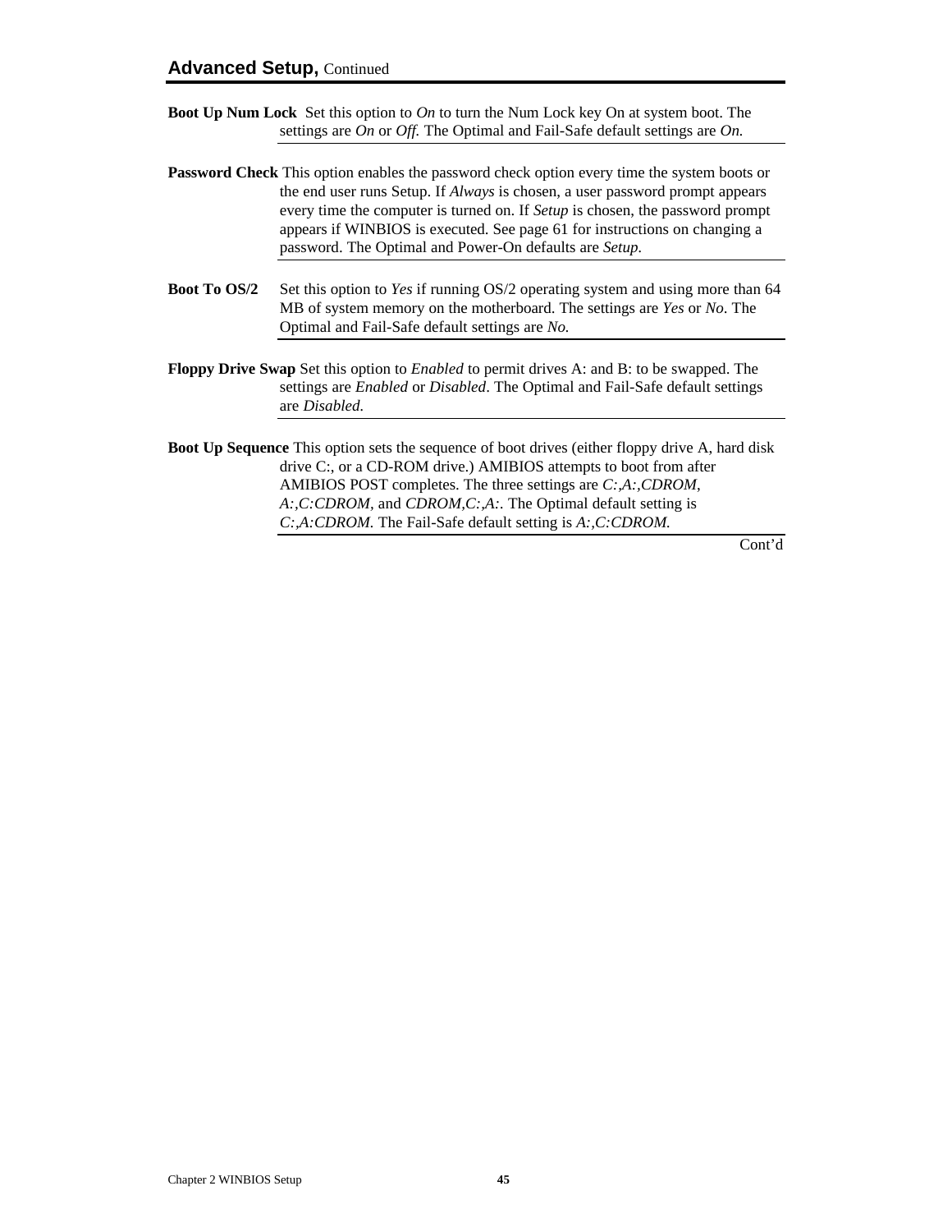## Advanced Setup, Continued

**Boot Up Num Lock** Set this option to *On* to turn the Num Lock key On at system boot. The settings are *On* or *Off.* The Optimal and Fail-Safe default settings are *On.*

**Password Check** This option enables the password check option every time the system boots or the end user runs Setup. If *Always* is chosen, a user password prompt appears every time the computer is turned on. If *Setup* is chosen, the password prompt appears if WINBIOS is executed. See page 61 for instructions on changing a password. The Optimal and Power-On defaults are *Setup*.

**Boot To OS/2** Set this option to *Yes* if running OS/2 operating system and using more than 64 MB of system memory on the motherboard. The settings are *Yes* or *No*. The Optimal and Fail-Safe default settings are *No.*

**Floppy Drive Swap** Set this option to *Enabled* to permit drives A: and B: to be swapped. The settings are *Enabled* or *Disabled*. The Optimal and Fail-Safe default settings are *Disabled.*

**Boot Up Sequence** This option sets the sequence of boot drives (either floppy drive A, hard disk drive C:, or a CD-ROM drive.) AMIBIOS attempts to boot from after AMIBIOS POST completes. The three settings are *C:,A:,CDROM*, *A:,C:CDROM*, and *CDROM,C:,A:*. The Optimal default setting is *C:,A:CDROM.* The Fail-Safe default setting is *A:,C:CDROM.*

Cont'd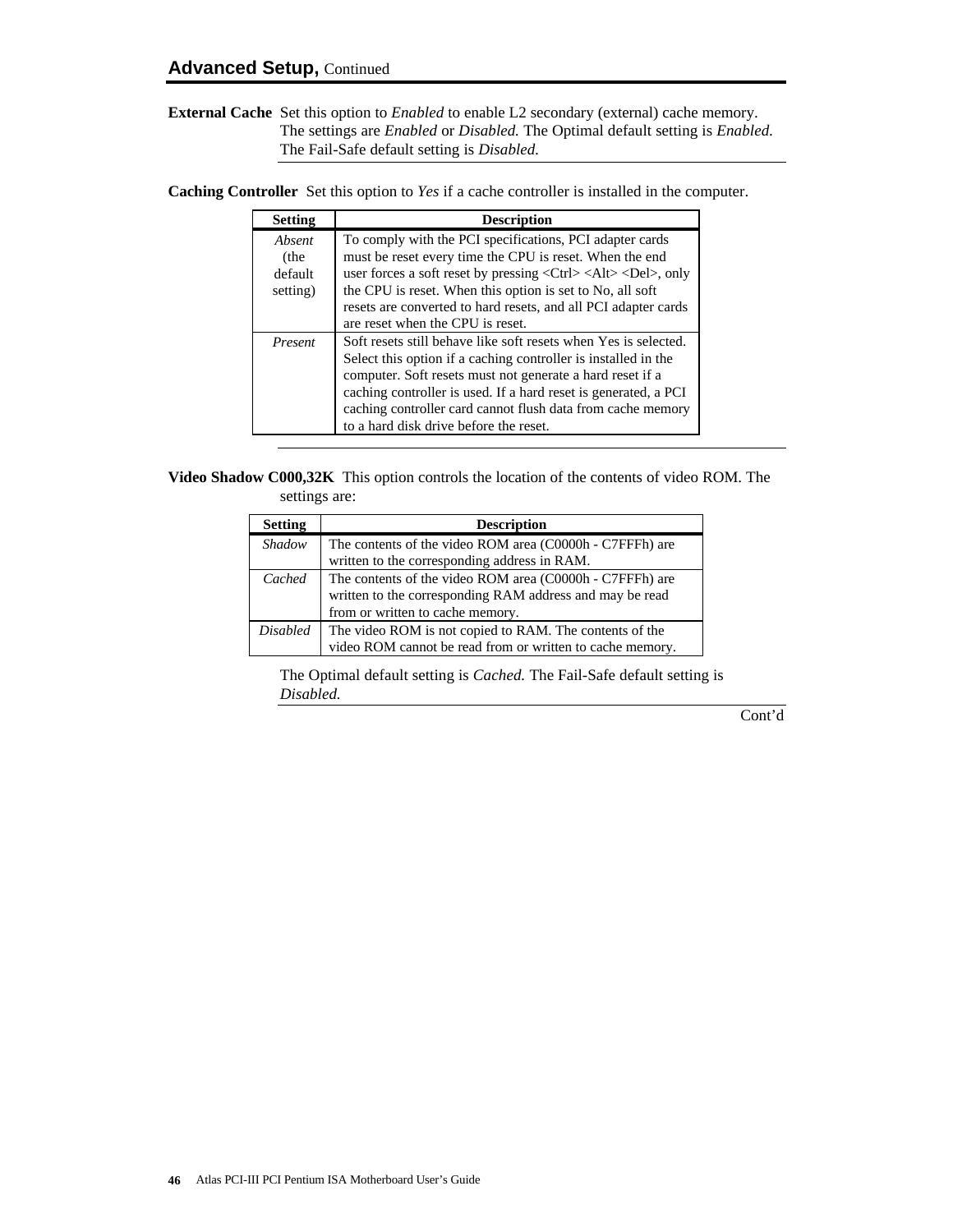## Advanced Setup, Continued

**External Cache** Set this option to *Enabled* to enable L2 secondary (external) cache memory. The settings are *Enabled* or *Disabled.* The Optimal default setting is *Enabled.* The Fail-Safe default setting is *Disabled.*

**Caching Controller** Set this option to *Yes* if a cache controller is installed in the computer.

| Setting | Description |
|---|---|
| *Absent* (the default setting) | To comply with the PCI specifications, PCI adapter cards must be reset every time the CPU is reset. When the end user forces a soft reset by pressing <Ctrl> <Alt> <Del>, only the CPU is reset. When this option is set to No, all soft resets are converted to hard resets, and all PCI adapter cards are reset when the CPU is reset. |
| *Present* | Soft resets still behave like soft resets when Yes is selected. Select this option if a caching controller is installed in the computer. Soft resets must not generate a hard reset if a caching controller is used. If a hard reset is generated, a PCI caching controller card cannot flush data from cache memory to a hard disk drive before the reset. |

**Video Shadow C000,32K** This option controls the location of the contents of video ROM. The settings are:

| Setting | Description |
|---|---|
| *Shadow* | The contents of the video ROM area (C0000h - C7FFFh) are written to the corresponding address in RAM. |
| *Cached* | The contents of the video ROM area (C0000h - C7FFFh) are written to the corresponding RAM address and may be read from or written to cache memory. |
| *Disabled* | The video ROM is not copied to RAM. The contents of the video ROM cannot be read from or written to cache memory. |

The Optimal default setting is *Cached.* The Fail-Safe default setting is *Disabled.*

Cont'd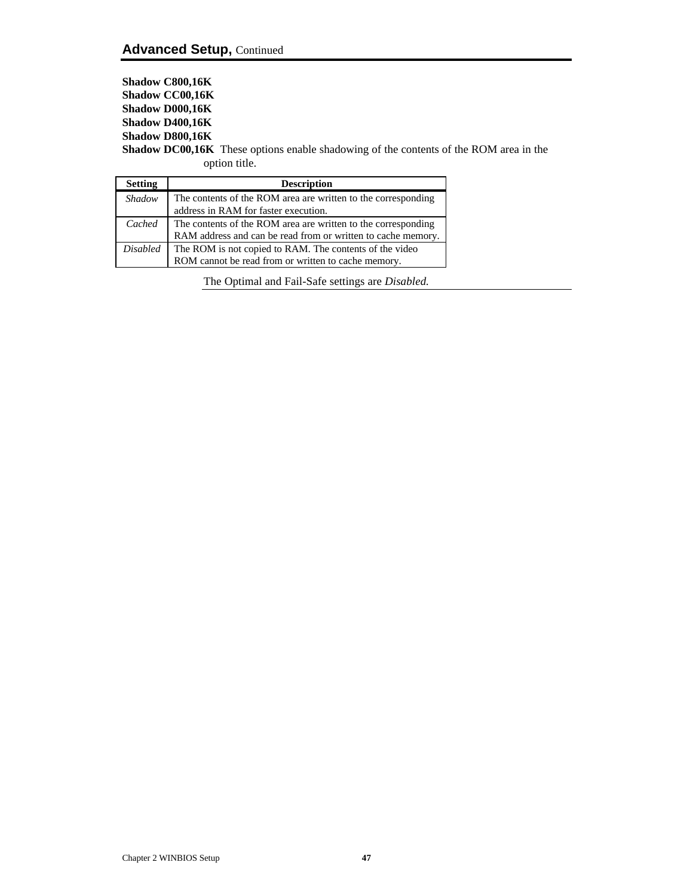## Advanced Setup, Continued

**Shadow C800,16K**
**Shadow CC00,16K**
**Shadow D000,16K**
**Shadow D400,16K**
**Shadow D800,16K**
**Shadow DC00,16K** These options enable shadowing of the contents of the ROM area in the option title.

| Setting | Description |
|---|---|
| *Shadow* | The contents of the ROM area are written to the corresponding address in RAM for faster execution. |
| *Cached* | The contents of the ROM area are written to the corresponding RAM address and can be read from or written to cache memory. |
| *Disabled* | The ROM is not copied to RAM. The contents of the video ROM cannot be read from or written to cache memory. |

The Optimal and Fail-Safe settings are *Disabled.*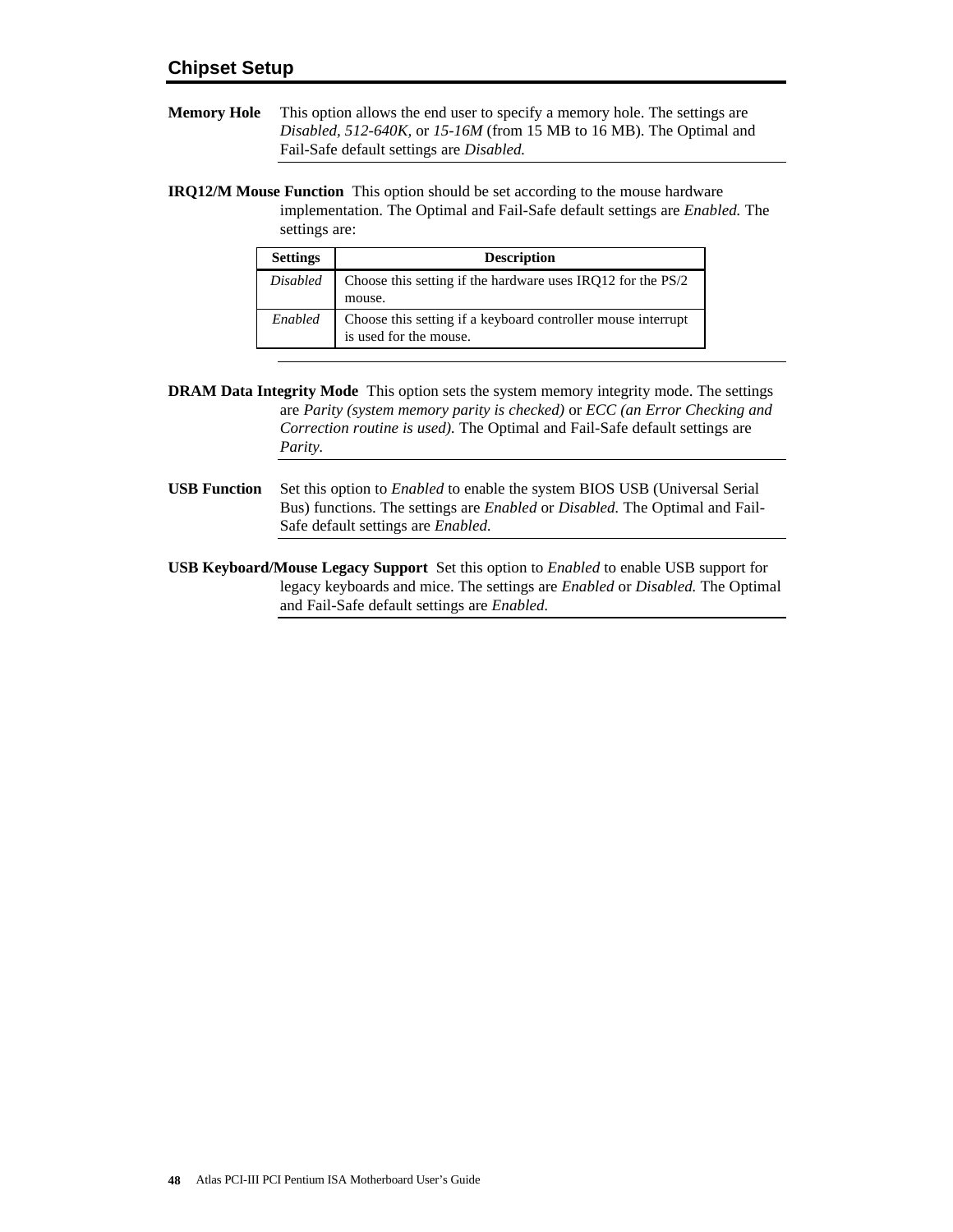## Chipset Setup

**Memory Hole** This option allows the end user to specify a memory hole. The settings are *Disabled, 512-640K*, or *15-16M* (from 15 MB to 16 MB). The Optimal and Fail-Safe default settings are *Disabled.*

**IRQ12/M Mouse Function** This option should be set according to the mouse hardware implementation. The Optimal and Fail-Safe default settings are *Enabled.* The settings are:

| Settings | Description |
|---|---|
| *Disabled* | Choose this setting if the hardware uses IRQ12 for the PS/2 mouse. |
| *Enabled* | Choose this setting if a keyboard controller mouse interrupt is used for the mouse. |

**DRAM Data Integrity Mode** This option sets the system memory integrity mode. The settings are *Parity (system memory parity is checked)* or *ECC (an Error Checking and Correction routine is used).* The Optimal and Fail-Safe default settings are *Parity.*

**USB Function** Set this option to *Enabled* to enable the system BIOS USB (Universal Serial Bus) functions. The settings are *Enabled* or *Disabled.* The Optimal and Fail-Safe default settings are *Enabled.*

**USB Keyboard/Mouse Legacy Support** Set this option to *Enabled* to enable USB support for legacy keyboards and mice. The settings are *Enabled* or *Disabled.* The Optimal and Fail-Safe default settings are *Enabled.*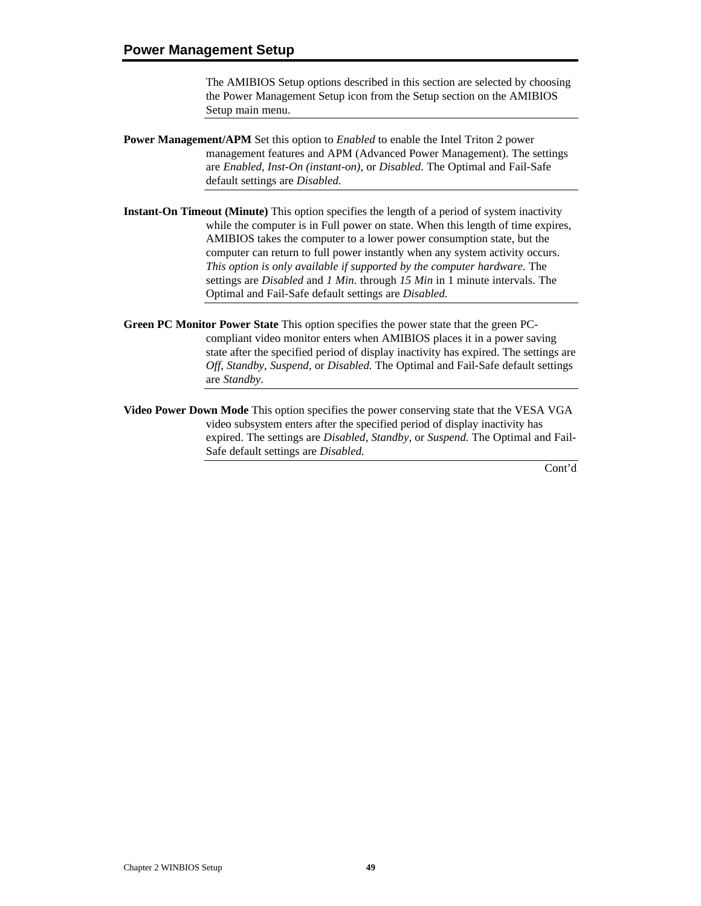## Power Management Setup

The AMIBIOS Setup options described in this section are selected by choosing the Power Management Setup icon from the Setup section on the AMIBIOS Setup main menu.

**Power Management/APM** Set this option to *Enabled* to enable the Intel Triton 2 power management features and APM (Advanced Power Management). The settings are *Enabled, Inst-On (instant-on),* or *Disabled.* The Optimal and Fail-Safe default settings are *Disabled.*

**Instant-On Timeout (Minute)** This option specifies the length of a period of system inactivity while the computer is in Full power on state. When this length of time expires, AMIBIOS takes the computer to a lower power consumption state, but the computer can return to full power instantly when any system activity occurs. *This option is only available if supported by the computer hardware.* The settings are *Disabled* and *1 Min.* through *15 Min* in 1 minute intervals. The Optimal and Fail-Safe default settings are *Disabled.*

**Green PC Monitor Power State** This option specifies the power state that the green PC-compliant video monitor enters when AMIBIOS places it in a power saving state after the specified period of display inactivity has expired. The settings are *Off, Standby, Suspend,* or *Disabled.* The Optimal and Fail-Safe default settings are *Standby.*

**Video Power Down Mode** This option specifies the power conserving state that the VESA VGA video subsystem enters after the specified period of display inactivity has expired. The settings are *Disabled, Standby,* or *Suspend.* The Optimal and Fail-Safe default settings are *Disabled.*

Cont’d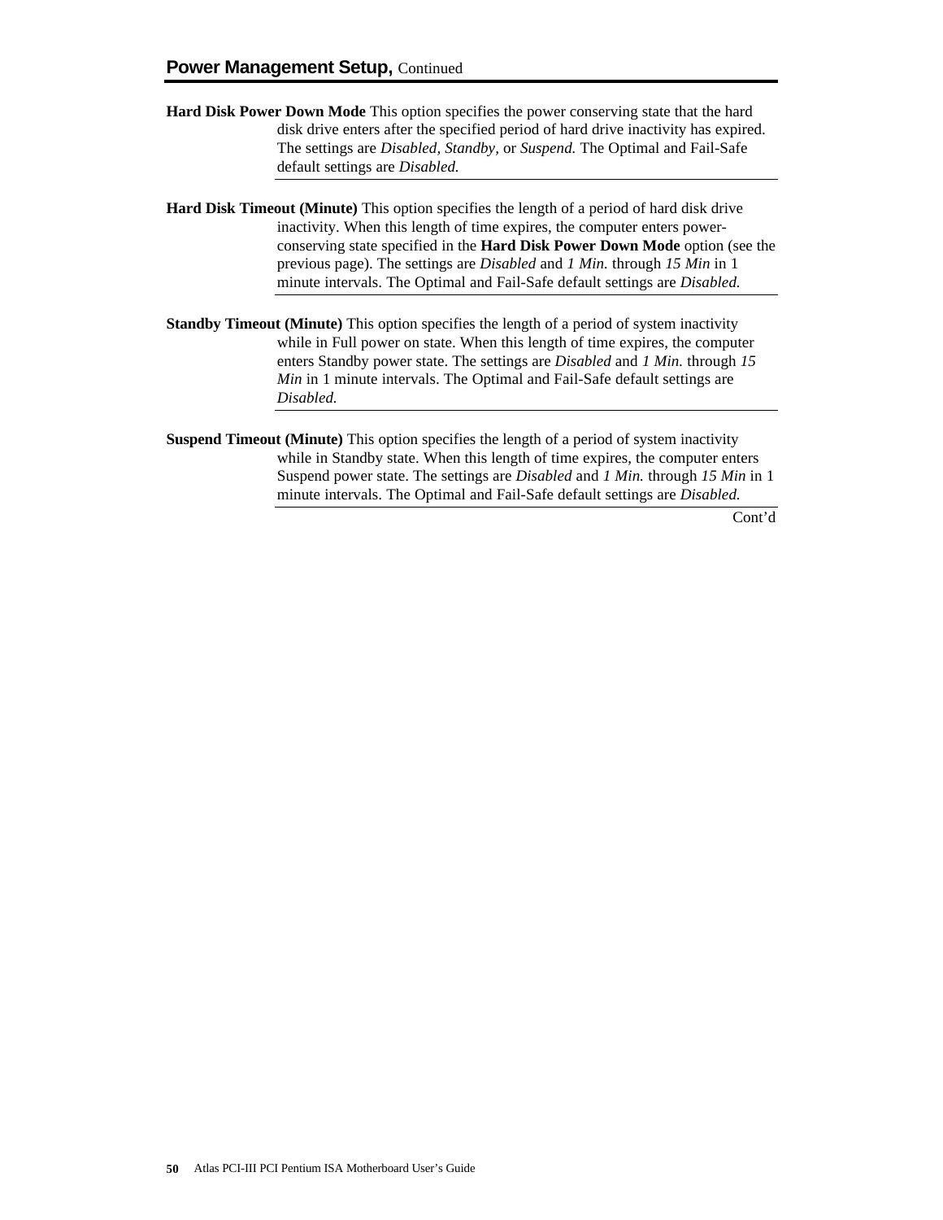## Power Management Setup, Continued

**Hard Disk Power Down Mode** This option specifies the power conserving state that the hard disk drive enters after the specified period of hard drive inactivity has expired. The settings are *Disabled, Standby*, or *Suspend.* The Optimal and Fail-Safe default settings are *Disabled.*

---

**Hard Disk Timeout (Minute)** This option specifies the length of a period of hard disk drive inactivity. When this length of time expires, the computer enters power-conserving state specified in the **Hard Disk Power Down Mode** option (see the previous page). The settings are *Disabled* and *1 Min.* through *15 Min* in 1 minute intervals. The Optimal and Fail-Safe default settings are *Disabled.*

---

**Standby Timeout (Minute)** This option specifies the length of a period of system inactivity while in Full power on state. When this length of time expires, the computer enters Standby power state. The settings are *Disabled* and *1 Min.* through *15 Min* in 1 minute intervals. The Optimal and Fail-Safe default settings are *Disabled.*

---

**Suspend Timeout (Minute)** This option specifies the length of a period of system inactivity while in Standby state. When this length of time expires, the computer enters Suspend power state. The settings are *Disabled* and *1 Min.* through *15 Min* in 1 minute intervals. The Optimal and Fail-Safe default settings are *Disabled.*

---

Cont'd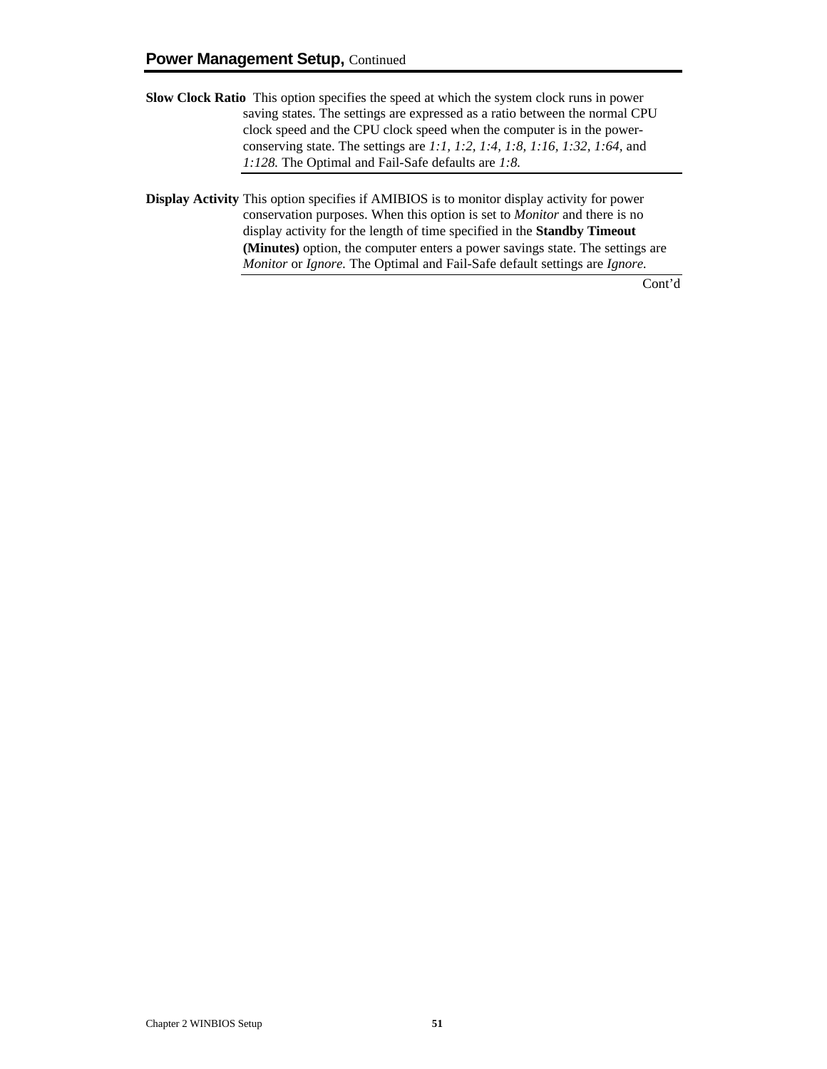## Power Management Setup, Continued

**Slow Clock Ratio** This option specifies the speed at which the system clock runs in power saving states. The settings are expressed as a ratio between the normal CPU clock speed and the CPU clock speed when the computer is in the power-conserving state. The settings are *1:1, 1:2, 1:4, 1:8, 1:16, 1:32, 1:64,* and *1:128.* The Optimal and Fail-Safe defaults are *1:8.*

---

**Display Activity** This option specifies if AMIBIOS is to monitor display activity for power conservation purposes. When this option is set to *Monitor* and there is no display activity for the length of time specified in the **Standby Timeout (Minutes)** option, the computer enters a power savings state. The settings are *Monitor* or *Ignore.* The Optimal and Fail-Safe default settings are *Ignore.*

---

Cont'd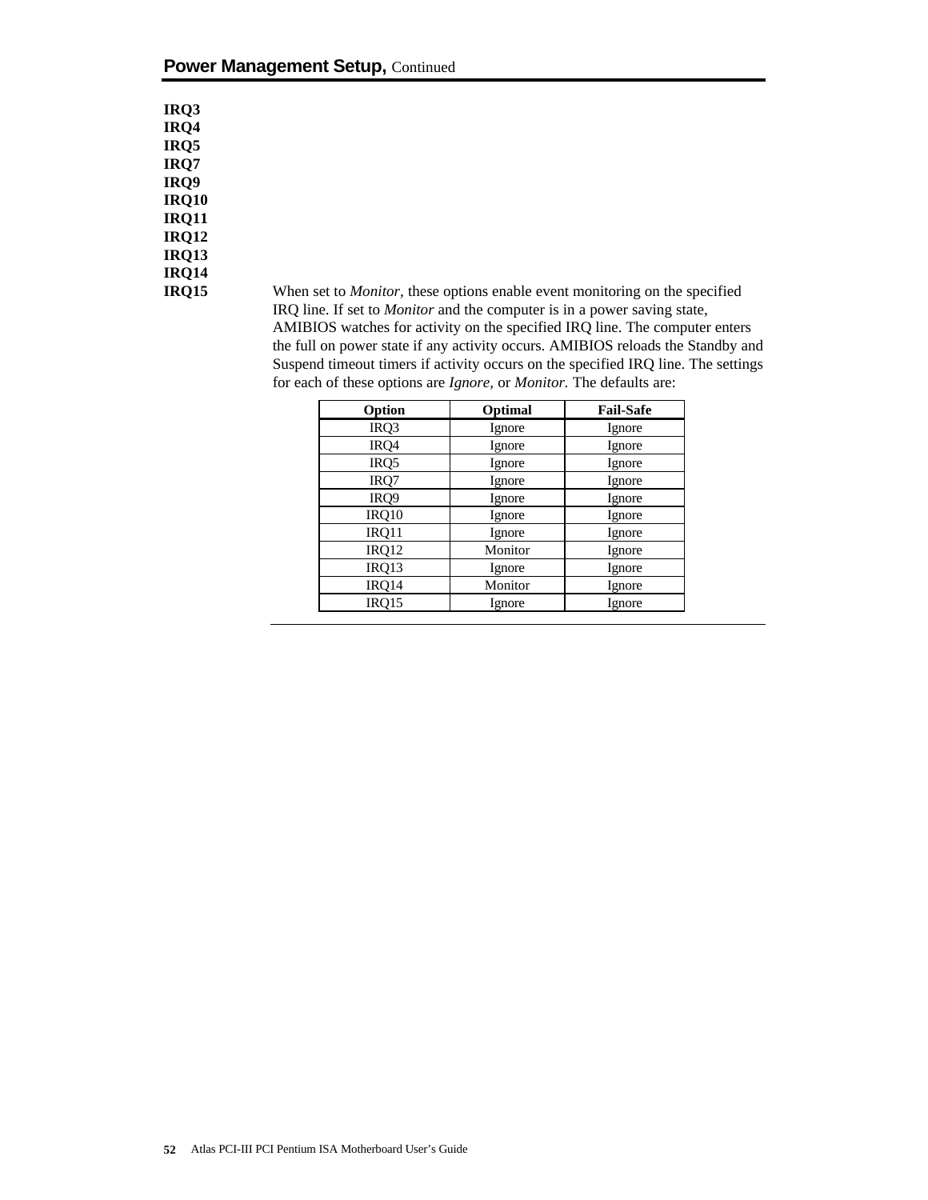## Power Management Setup, Continued

**IRQ3**
**IRQ4**
**IRQ5**
**IRQ7**
**IRQ9**
**IRQ10**
**IRQ11**
**IRQ12**
**IRQ13**
**IRQ14**
**IRQ15**

When set to *Monitor*, these options enable event monitoring on the specified IRQ line. If set to *Monitor* and the computer is in a power saving state, AMIBIOS watches for activity on the specified IRQ line. The computer enters the full on power state if any activity occurs. AMIBIOS reloads the Standby and Suspend timeout timers if activity occurs on the specified IRQ line. The settings for each of these options are *Ignore*, or *Monitor*. The defaults are:

| Option | Optimal | Fail-Safe |
|---|---|---|
| IRQ3 | Ignore | Ignore |
| IRQ4 | Ignore | Ignore |
| IRQ5 | Ignore | Ignore |
| IRQ7 | Ignore | Ignore |
| IRQ9 | Ignore | Ignore |
| IRQ10 | Ignore | Ignore |
| IRQ11 | Ignore | Ignore |
| IRQ12 | Monitor | Ignore |
| IRQ13 | Ignore | Ignore |
| IRQ14 | Monitor | Ignore |
| IRQ15 | Ignore | Ignore |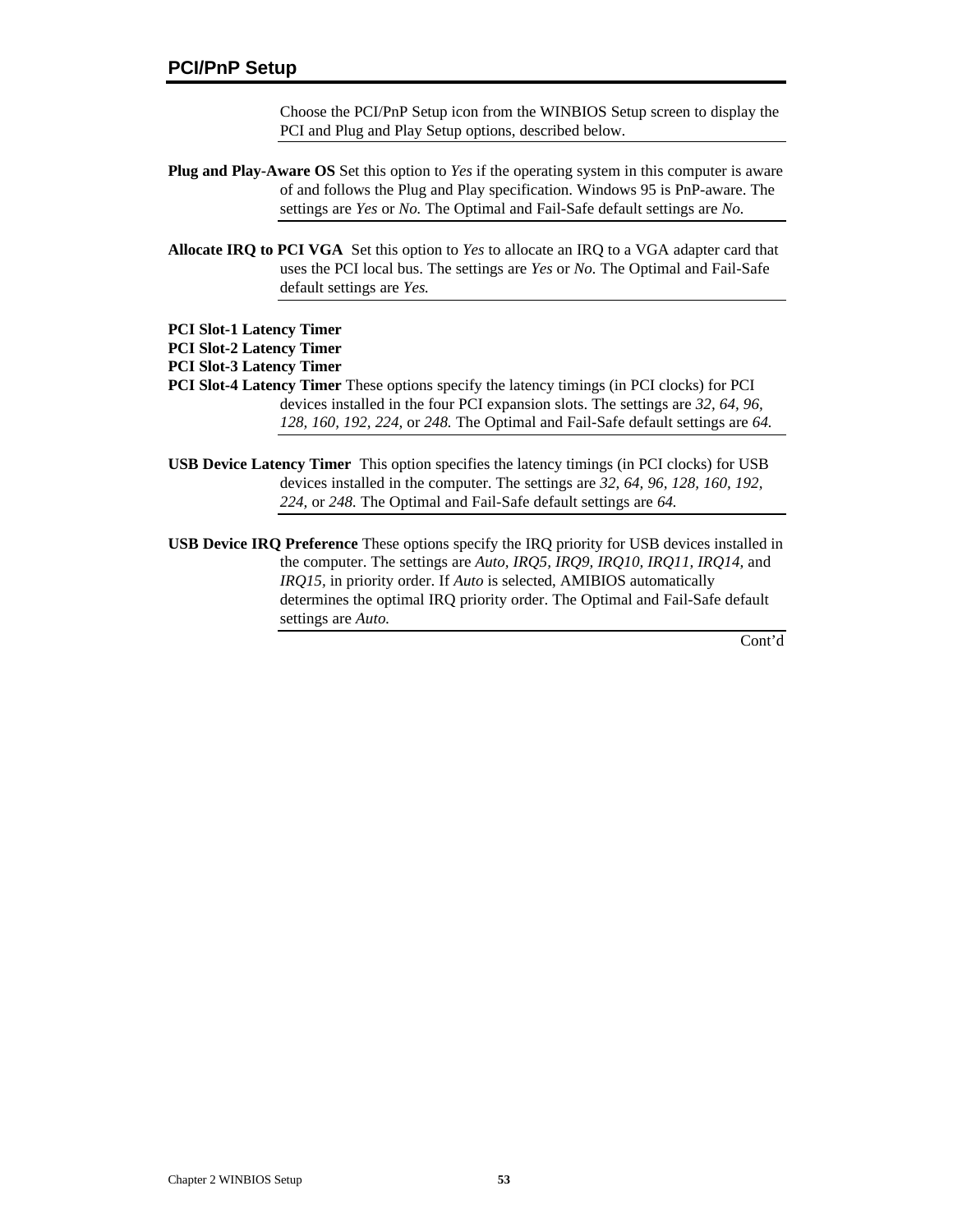## PCI/PnP Setup

Choose the PCI/PnP Setup icon from the WINBIOS Setup screen to display the PCI and Plug and Play Setup options, described below.

**Plug and Play-Aware OS** Set this option to *Yes* if the operating system in this computer is aware of and follows the Plug and Play specification. Windows 95 is PnP-aware. The settings are *Yes* or *No.* The Optimal and Fail-Safe default settings are *No.*

**Allocate IRQ to PCI VGA** Set this option to *Yes* to allocate an IRQ to a VGA adapter card that uses the PCI local bus. The settings are *Yes* or *No*. The Optimal and Fail-Safe default settings are *Yes.*

**PCI Slot-1 Latency Timer**
**PCI Slot-2 Latency Timer**
**PCI Slot-3 Latency Timer**
**PCI Slot-4 Latency Timer** These options specify the latency timings (in PCI clocks) for PCI devices installed in the four PCI expansion slots. The settings are *32, 64, 96, 128, 160, 192, 224,* or *248.* The Optimal and Fail-Safe default settings are *64.*

**USB Device Latency Timer** This option specifies the latency timings (in PCI clocks) for USB devices installed in the computer. The settings are *32, 64, 96, 128, 160, 192, 224,* or *248*. The Optimal and Fail-Safe default settings are *64.*

**USB Device IRQ Preference** These options specify the IRQ priority for USB devices installed in the computer. The settings are *Auto, IRQ5, IRQ9, IRQ10, IRQ11, IRQ14,* and *IRQ15,* in priority order. If *Auto* is selected, AMIBIOS automatically determines the optimal IRQ priority order. The Optimal and Fail-Safe default settings are *Auto.*

Cont'd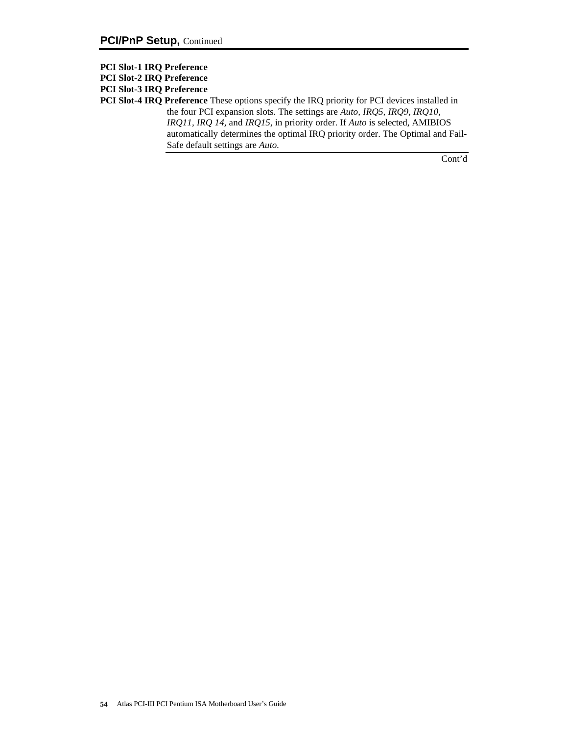## PCI/PnP Setup, Continued

**PCI Slot-1 IRQ Preference**
**PCI Slot-2 IRQ Preference**
**PCI Slot-3 IRQ Preference**
**PCI Slot-4 IRQ Preference** These options specify the IRQ priority for PCI devices installed in the four PCI expansion slots. The settings are *Auto, IRQ5, IRQ9, IRQ10, IRQ11, IRQ 14,* and *IRQ15,* in priority order. If *Auto* is selected, AMIBIOS automatically determines the optimal IRQ priority order. The Optimal and Fail-Safe default settings are *Auto.*

Cont'd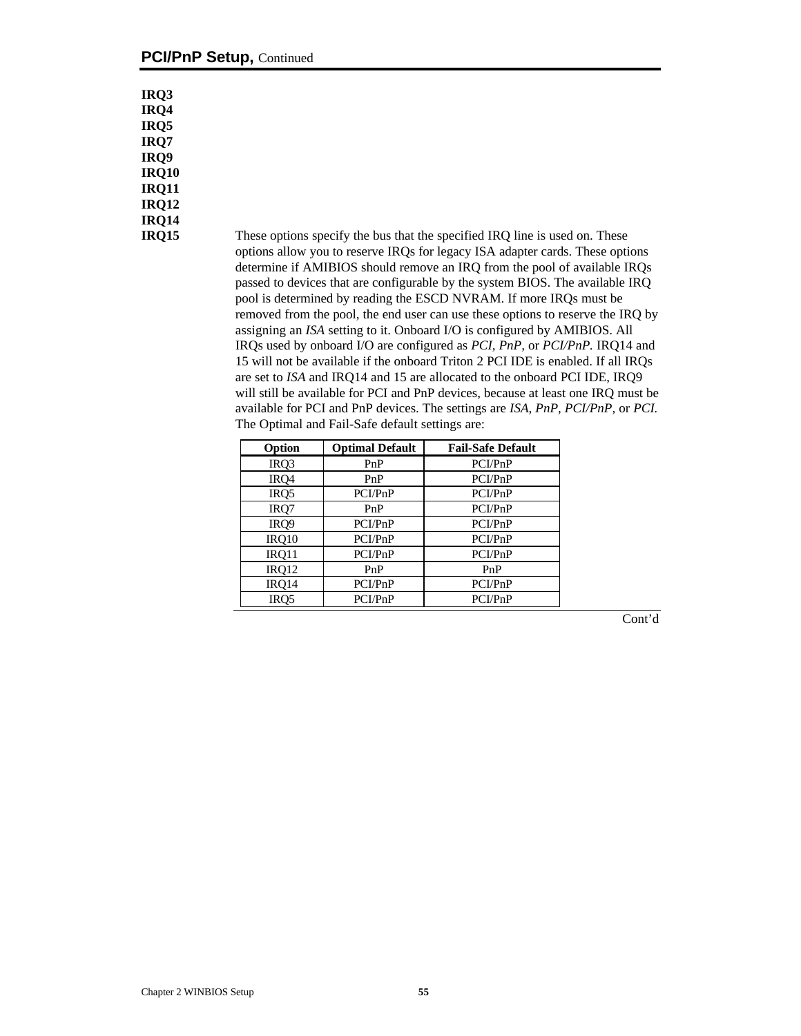## PCI/PnP Setup, Continued

**IRQ3**
**IRQ4**
**IRQ5**
**IRQ7**
**IRQ9**
**IRQ10**
**IRQ11**
**IRQ12**
**IRQ14**
**IRQ15**

These options specify the bus that the specified IRQ line is used on. These options allow you to reserve IRQs for legacy ISA adapter cards. These options determine if AMIBIOS should remove an IRQ from the pool of available IRQs passed to devices that are configurable by the system BIOS. The available IRQ pool is determined by reading the ESCD NVRAM. If more IRQs must be removed from the pool, the end user can use these options to reserve the IRQ by assigning an *ISA* setting to it. Onboard I/O is configured by AMIBIOS. All IRQs used by onboard I/O are configured as *PCI*, *PnP*, or *PCI/PnP.* IRQ14 and 15 will not be available if the onboard Triton 2 PCI IDE is enabled. If all IRQs are set to *ISA* and IRQ14 and 15 are allocated to the onboard PCI IDE, IRQ9 will still be available for PCI and PnP devices, because at least one IRQ must be available for PCI and PnP devices. The settings are *ISA*, *PnP*, *PCI/PnP,* or *PCI.* The Optimal and Fail-Safe default settings are:

| Option | Optimal Default | Fail-Safe Default |
|---|---|---|
| IRQ3 | PnP | PCI/PnP |
| IRQ4 | PnP | PCI/PnP |
| IRQ5 | PCI/PnP | PCI/PnP |
| IRQ7 | PnP | PCI/PnP |
| IRQ9 | PCI/PnP | PCI/PnP |
| IRQ10 | PCI/PnP | PCI/PnP |
| IRQ11 | PCI/PnP | PCI/PnP |
| IRQ12 | PnP | PnP |
| IRQ14 | PCI/PnP | PCI/PnP |
| IRQ5 | PCI/PnP | PCI/PnP |

Cont'd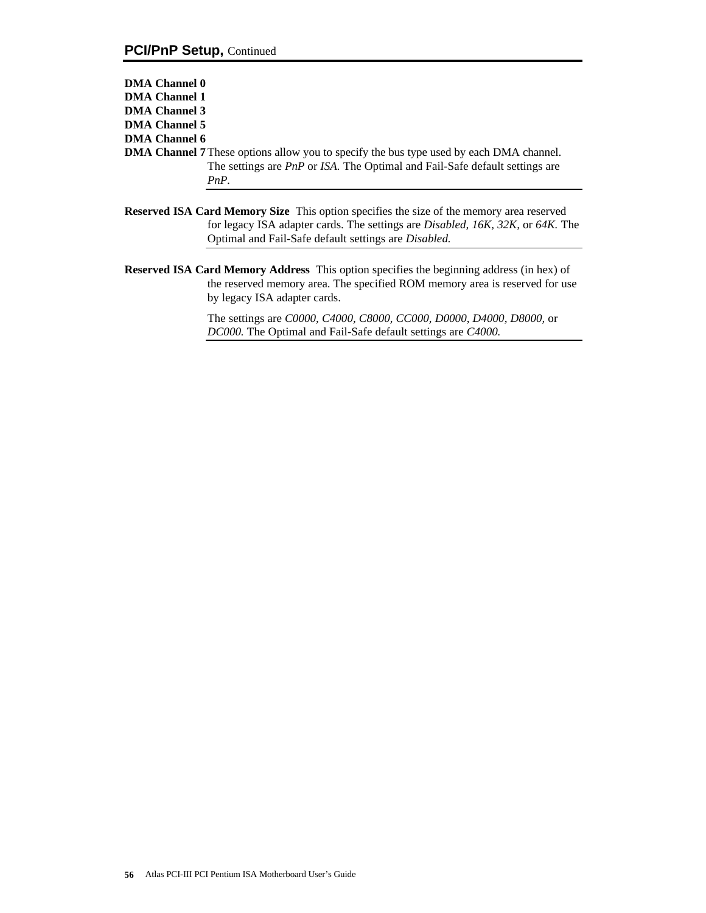## PCI/PnP Setup, Continued

**DMA Channel 0**
**DMA Channel 1**
**DMA Channel 3**
**DMA Channel 5**
**DMA Channel 6**
**DMA Channel 7** These options allow you to specify the bus type used by each DMA channel. The settings are *PnP* or *ISA.* The Optimal and Fail-Safe default settings are *PnP*.

**Reserved ISA Card Memory Size** This option specifies the size of the memory area reserved for legacy ISA adapter cards. The settings are *Disabled, 16K, 32K,* or *64K.* The Optimal and Fail-Safe default settings are *Disabled.*

**Reserved ISA Card Memory Address** This option specifies the beginning address (in hex) of the reserved memory area. The specified ROM memory area is reserved for use by legacy ISA adapter cards.

The settings are *C0000, C4000, C8000, CC000, D0000, D4000, D8000,* or *DC000.* The Optimal and Fail-Safe default settings are *C4000.*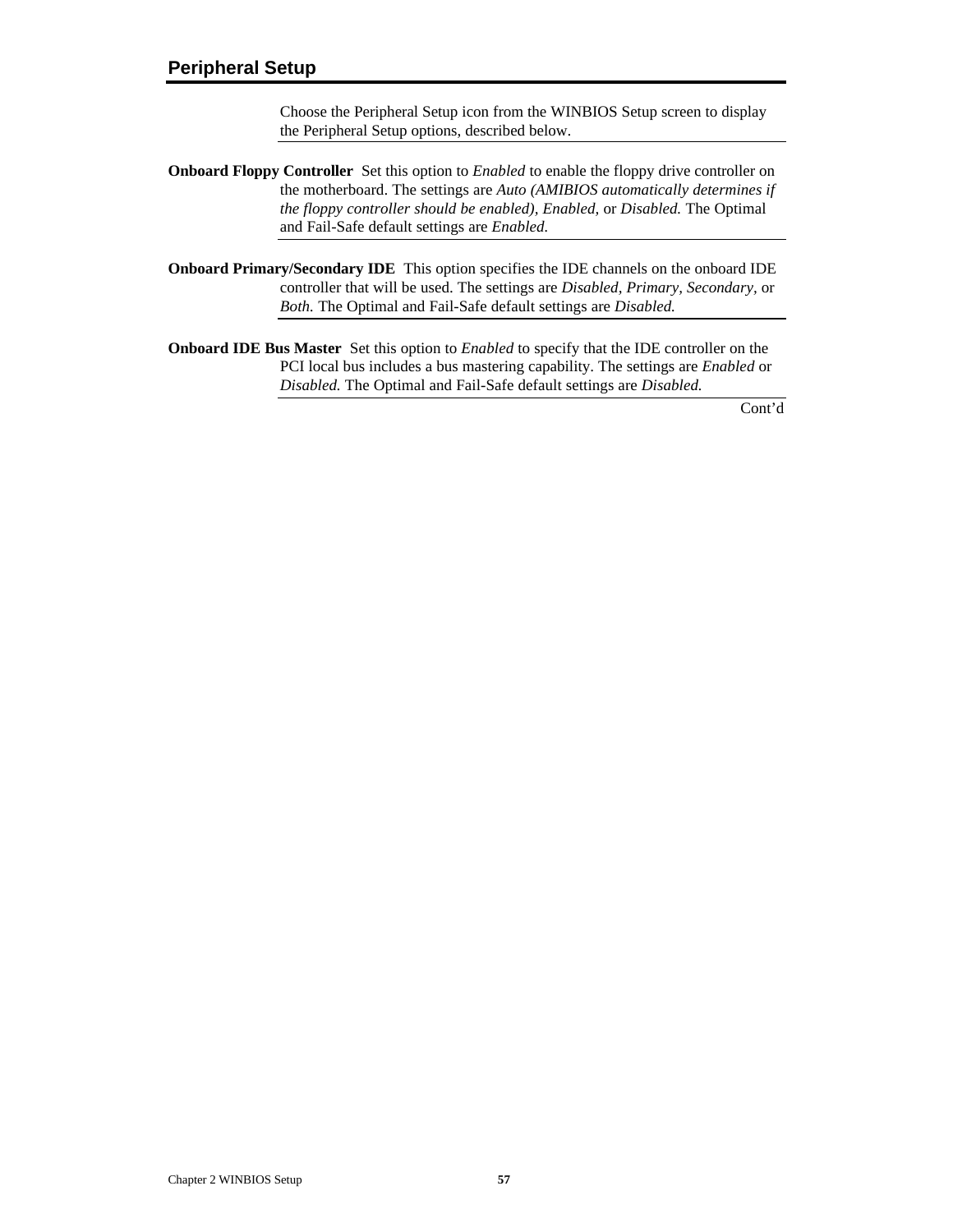## Peripheral Setup

Choose the Peripheral Setup icon from the WINBIOS Setup screen to display the Peripheral Setup options, described below.

**Onboard Floppy Controller** Set this option to *Enabled* to enable the floppy drive controller on the motherboard. The settings are *Auto (AMIBIOS automatically determines if the floppy controller should be enabled), Enabled,* or *Disabled.* The Optimal and Fail-Safe default settings are *Enabled.*

**Onboard Primary/Secondary IDE** This option specifies the IDE channels on the onboard IDE controller that will be used. The settings are *Disabled, Primary, Secondary,* or *Both.* The Optimal and Fail-Safe default settings are *Disabled.*

**Onboard IDE Bus Master** Set this option to *Enabled* to specify that the IDE controller on the PCI local bus includes a bus mastering capability. The settings are *Enabled* or *Disabled.* The Optimal and Fail-Safe default settings are *Disabled.*

Cont'd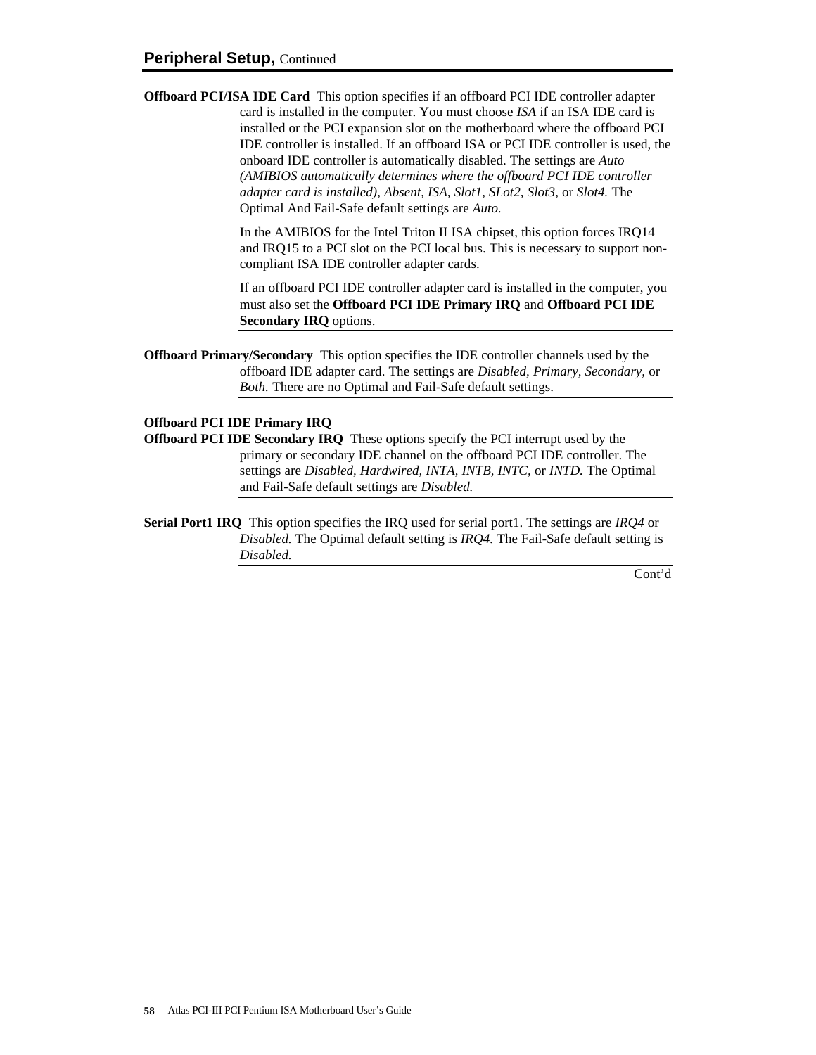## Peripheral Setup, Continued

**Offboard PCI/ISA IDE Card** This option specifies if an offboard PCI IDE controller adapter card is installed in the computer. You must choose *ISA* if an ISA IDE card is installed or the PCI expansion slot on the motherboard where the offboard PCI IDE controller is installed. If an offboard ISA or PCI IDE controller is used, the onboard IDE controller is automatically disabled. The settings are *Auto (AMIBIOS automatically determines where the offboard PCI IDE controller adapter card is installed), Absent, ISA, Slot1, SLot2, Slot3,* or *Slot4.* The Optimal And Fail-Safe default settings are *Auto.*

In the AMIBIOS for the Intel Triton II ISA chipset, this option forces IRQ14 and IRQ15 to a PCI slot on the PCI local bus. This is necessary to support non-compliant ISA IDE controller adapter cards.

If an offboard PCI IDE controller adapter card is installed in the computer, you must also set the **Offboard PCI IDE Primary IRQ** and **Offboard PCI IDE Secondary IRQ** options.

**Offboard Primary/Secondary** This option specifies the IDE controller channels used by the offboard IDE adapter card. The settings are *Disabled, Primary, Secondary,* or *Both.* There are no Optimal and Fail-Safe default settings.

**Offboard PCI IDE Primary IRQ**
**Offboard PCI IDE Secondary IRQ** These options specify the PCI interrupt used by the primary or secondary IDE channel on the offboard PCI IDE controller. The settings are *Disabled, Hardwired, INTA, INTB, INTC,* or *INTD.* The Optimal and Fail-Safe default settings are *Disabled.*

**Serial Port1 IRQ** This option specifies the IRQ used for serial port1. The settings are *IRQ4* or *Disabled.* The Optimal default setting is *IRQ4.* The Fail-Safe default setting is *Disabled.*

Cont'd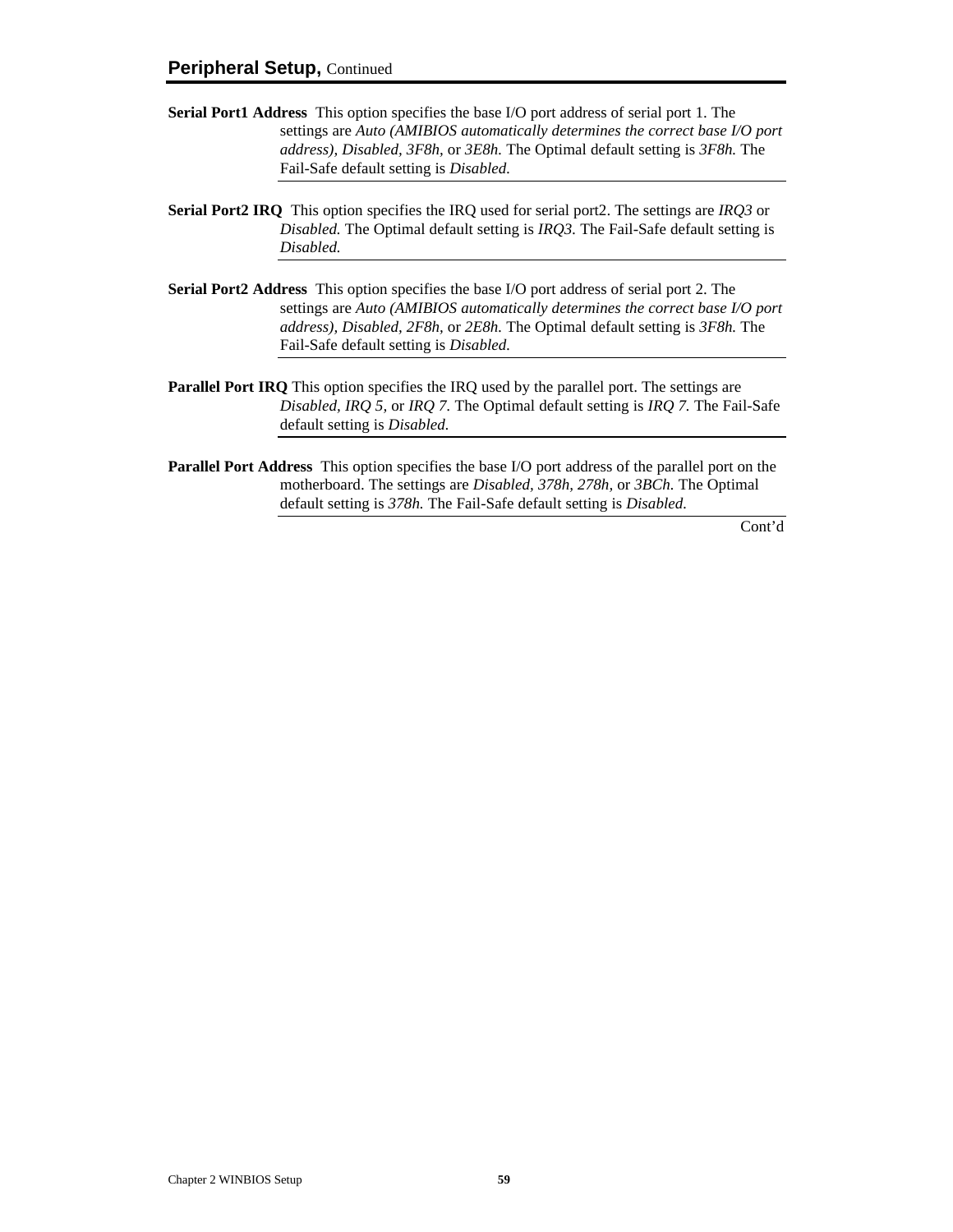## Peripheral Setup, Continued

**Serial Port1 Address** This option specifies the base I/O port address of serial port 1. The settings are *Auto (AMIBIOS automatically determines the correct base I/O port address), Disabled*, *3F8h,* or *3E8h.* The Optimal default setting is *3F8h.* The Fail-Safe default setting is *Disabled.*

**Serial Port2 IRQ** This option specifies the IRQ used for serial port2. The settings are *IRQ3* or *Disabled.* The Optimal default setting is *IRQ3.* The Fail-Safe default setting is *Disabled.*

**Serial Port2 Address** This option specifies the base I/O port address of serial port 2. The settings are *Auto (AMIBIOS automatically determines the correct base I/O port address), Disabled, 2F8h,* or *2E8h.* The Optimal default setting is *3F8h.* The Fail-Safe default setting is *Disabled.*

**Parallel Port IRQ** This option specifies the IRQ used by the parallel port. The settings are *Disabled, IRQ 5,* or *IRQ 7.* The Optimal default setting is *IRQ 7.* The Fail-Safe default setting is *Disabled.*

**Parallel Port Address** This option specifies the base I/O port address of the parallel port on the motherboard. The settings are *Disabled*, *378h, 278h,* or *3BCh.* The Optimal default setting is *378h.* The Fail-Safe default setting is *Disabled.*

Cont'd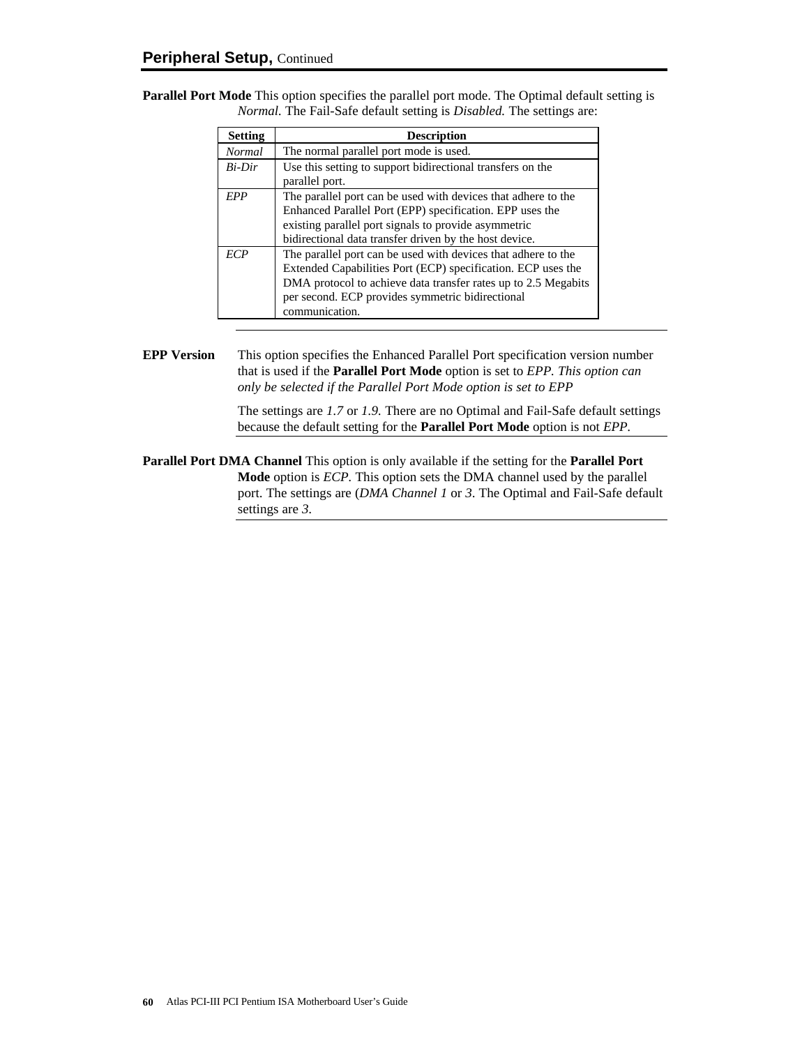## Peripheral Setup, Continued

**Parallel Port Mode** This option specifies the parallel port mode. The Optimal default setting is *Normal*. The Fail-Safe default setting is *Disabled.* The settings are:

| Setting | Description |
|---|---|
| *Normal* | The normal parallel port mode is used. |
| *Bi-Dir* | Use this setting to support bidirectional transfers on the parallel port. |
| *EPP* | The parallel port can be used with devices that adhere to the Enhanced Parallel Port (EPP) specification. EPP uses the existing parallel port signals to provide asymmetric bidirectional data transfer driven by the host device. |
| *ECP* | The parallel port can be used with devices that adhere to the Extended Capabilities Port (ECP) specification. ECP uses the DMA protocol to achieve data transfer rates up to 2.5 Megabits per second. ECP provides symmetric bidirectional communication. |

**EPP Version** This option specifies the Enhanced Parallel Port specification version number that is used if the **Parallel Port Mode** option is set to *EPP. This option can only be selected if the Parallel Port Mode option is set to EPP*

The settings are *1.7* or *1.9.* There are no Optimal and Fail-Safe default settings because the default setting for the **Parallel Port Mode** option is not *EPP*.

**Parallel Port DMA Channel** This option is only available if the setting for the **Parallel Port Mode** option is *ECP*. This option sets the DMA channel used by the parallel port. The settings are (*DMA Channel 1* or *3*. The Optimal and Fail-Safe default settings are *3*.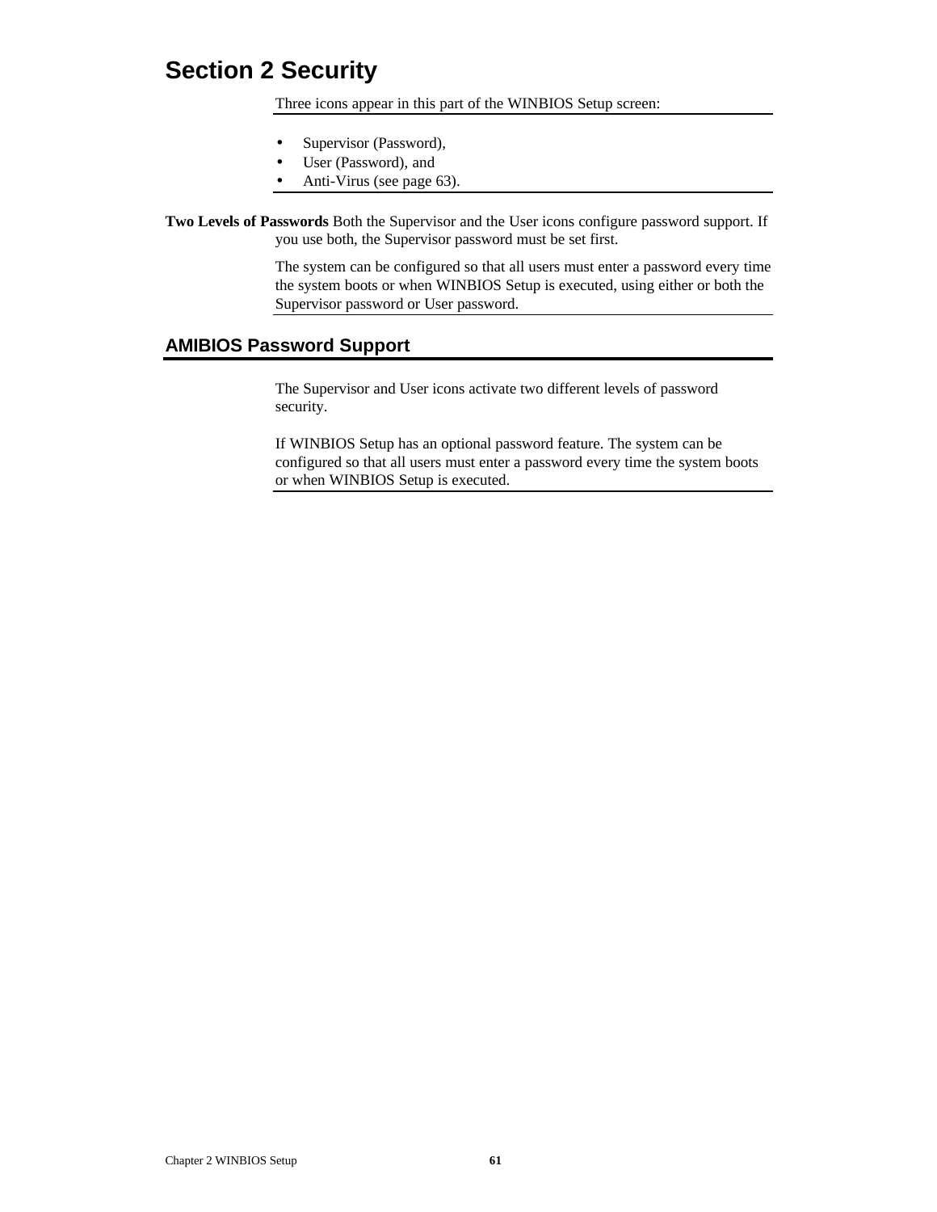# Section 2 Security

Three icons appear in this part of the WINBIOS Setup screen:

- Supervisor (Password),
- User (Password), and
- Anti-Virus (see page 63).

**Two Levels of Passwords** Both the Supervisor and the User icons configure password support. If you use both, the Supervisor password must be set first.

The system can be configured so that all users must enter a password every time the system boots or when WINBIOS Setup is executed, using either or both the Supervisor password or User password.

## AMIBIOS Password Support

The Supervisor and User icons activate two different levels of password security.

If WINBIOS Setup has an optional password feature. The system can be configured so that all users must enter a password every time the system boots or when WINBIOS Setup is executed.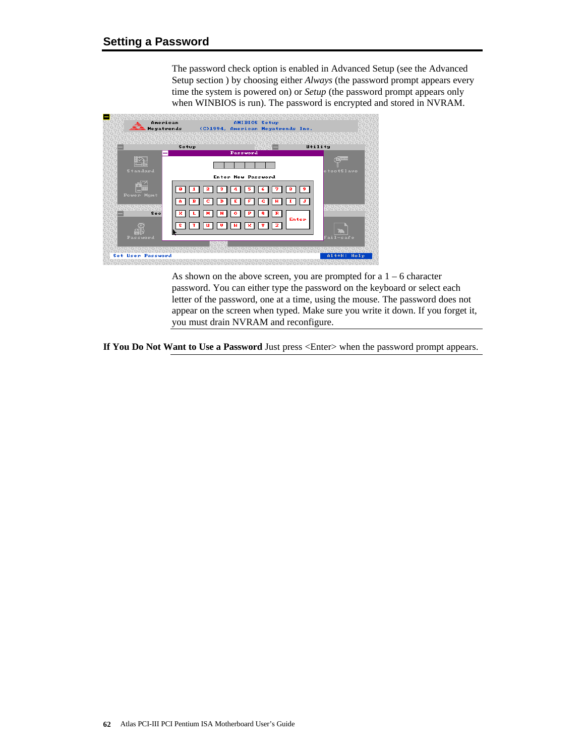## Setting a Password

The password check option is enabled in Advanced Setup (see the Advanced Setup section ) by choosing either *Always* (the password prompt appears every time the system is powered on) or *Setup* (the password prompt appears only when WINBIOS is run). The password is encrypted and stored in NVRAM.

As shown on the above screen, you are prompted for a 1 – 6 character password. You can either type the password on the keyboard or select each letter of the password, one at a time, using the mouse. The password does not appear on the screen when typed. Make sure you write it down. If you forget it, you must drain NVRAM and reconfigure.

**If You Do Not Want to Use a Password** Just press <Enter> when the password prompt appears.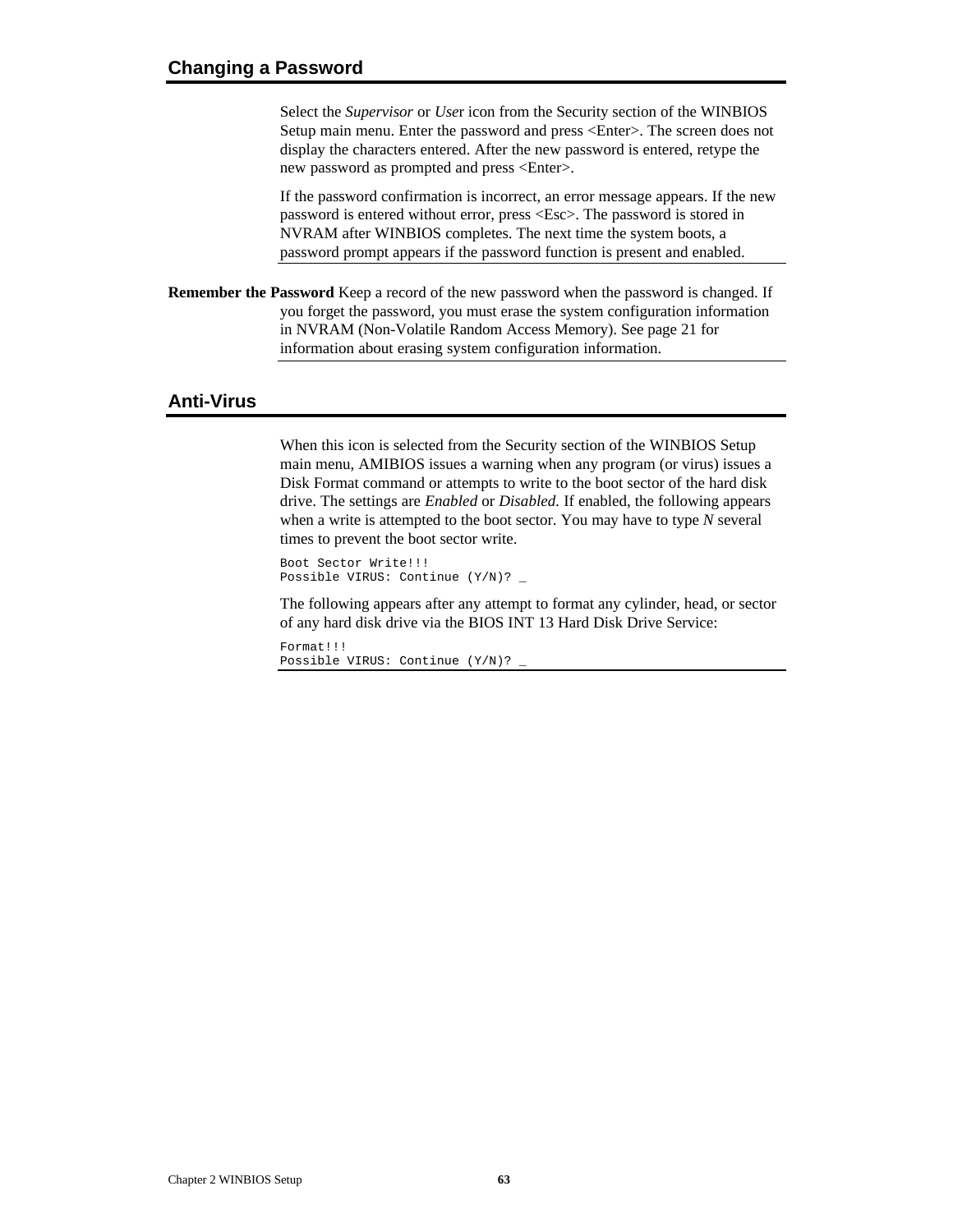## Changing a Password

Select the *Supervisor* or *User* icon from the Security section of the WINBIOS Setup main menu. Enter the password and press <Enter>. The screen does not display the characters entered. After the new password is entered, retype the new password as prompted and press <Enter>.

If the password confirmation is incorrect, an error message appears. If the new password is entered without error, press <Esc>. The password is stored in NVRAM after WINBIOS completes. The next time the system boots, a password prompt appears if the password function is present and enabled.

**Remember the Password** Keep a record of the new password when the password is changed. If you forget the password, you must erase the system configuration information in NVRAM (Non-Volatile Random Access Memory). See page 21 for information about erasing system configuration information.

## Anti-Virus

When this icon is selected from the Security section of the WINBIOS Setup main menu, AMIBIOS issues a warning when any program (or virus) issues a Disk Format command or attempts to write to the boot sector of the hard disk drive. The settings are *Enabled* or *Disabled.* If enabled, the following appears when a write is attempted to the boot sector. You may have to type *N* several times to prevent the boot sector write.

```
Boot Sector Write!!!
Possible VIRUS: Continue (Y/N)? _
```

The following appears after any attempt to format any cylinder, head, or sector of any hard disk drive via the BIOS INT 13 Hard Disk Drive Service:

```
Format!!!
Possible VIRUS: Continue (Y/N)? _
```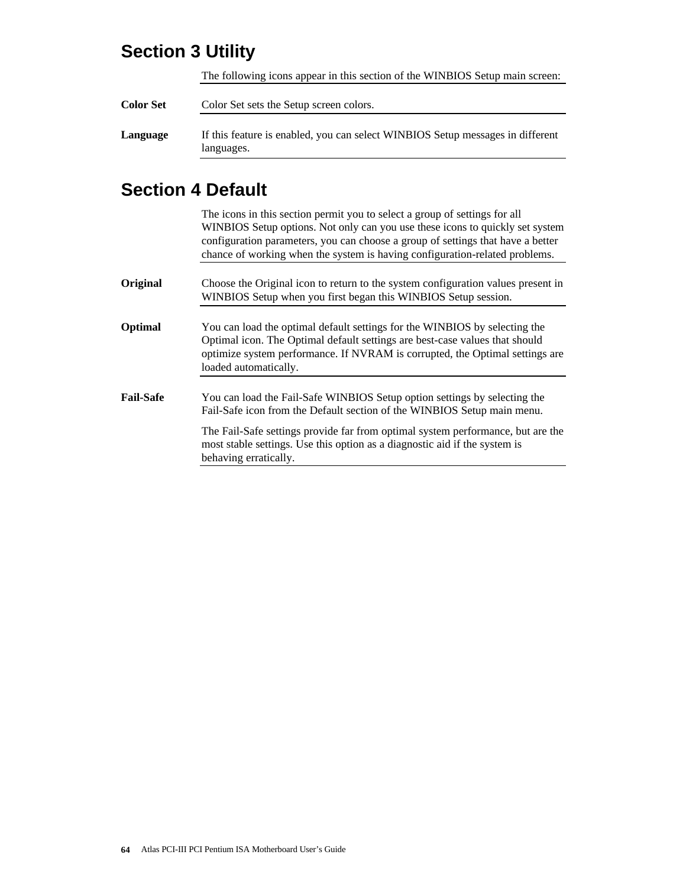## Section 3 Utility

The following icons appear in this section of the WINBIOS Setup main screen:

**Color Set**

Color Set sets the Setup screen colors.

**Language**

If this feature is enabled, you can select WINBIOS Setup messages in different languages.

## Section 4 Default

The icons in this section permit you to select a group of settings for all WINBIOS Setup options. Not only can you use these icons to quickly set system configuration parameters, you can choose a group of settings that have a better chance of working when the system is having configuration-related problems.

**Original**

Choose the Original icon to return to the system configuration values present in WINBIOS Setup when you first began this WINBIOS Setup session.

**Optimal**

You can load the optimal default settings for the WINBIOS by selecting the Optimal icon. The Optimal default settings are best-case values that should optimize system performance. If NVRAM is corrupted, the Optimal settings are loaded automatically.

**Fail-Safe**

You can load the Fail-Safe WINBIOS Setup option settings by selecting the Fail-Safe icon from the Default section of the WINBIOS Setup main menu.

The Fail-Safe settings provide far from optimal system performance, but are the most stable settings. Use this option as a diagnostic aid if the system is behaving erratically.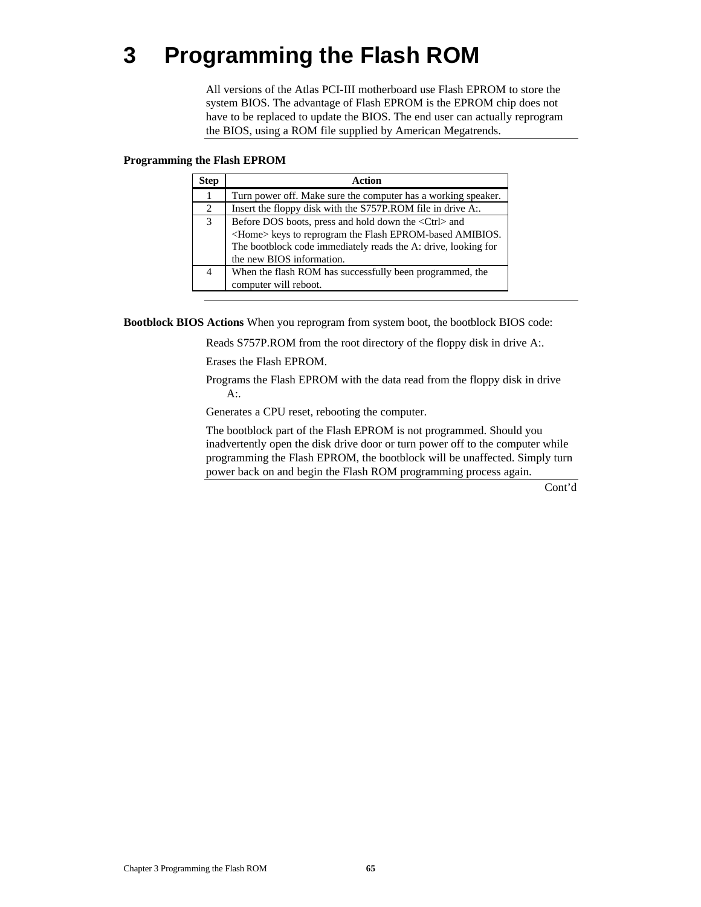# 3 Programming the Flash ROM

All versions of the Atlas PCI-III motherboard use Flash EPROM to store the system BIOS. The advantage of Flash EPROM is the EPROM chip does not have to be replaced to update the BIOS. The end user can actually reprogram the BIOS, using a ROM file supplied by American Megatrends.

**Programming the Flash EPROM**

| Step | Action |
|---|---|
| 1 | Turn power off. Make sure the computer has a working speaker. |
| 2 | Insert the floppy disk with the S757P.ROM file in drive A:. |
| 3 | Before DOS boots, press and hold down the <Ctrl> and <Home> keys to reprogram the Flash EPROM-based AMIBIOS. The bootblock code immediately reads the A: drive, looking for the new BIOS information. |
| 4 | When the flash ROM has successfully been programmed, the computer will reboot. |

**Bootblock BIOS Actions** When you reprogram from system boot, the bootblock BIOS code:

Reads S757P.ROM from the root directory of the floppy disk in drive A:.

Erases the Flash EPROM.

Programs the Flash EPROM with the data read from the floppy disk in drive A:.

Generates a CPU reset, rebooting the computer.

The bootblock part of the Flash EPROM is not programmed. Should you inadvertently open the disk drive door or turn power off to the computer while programming the Flash EPROM, the bootblock will be unaffected. Simply turn power back on and begin the Flash ROM programming process again.

Cont'd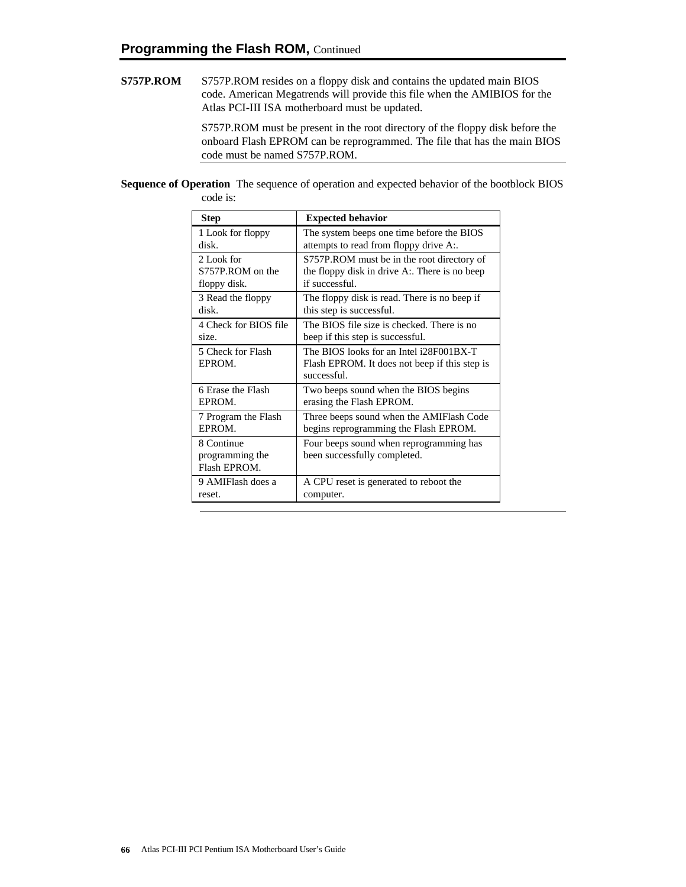## Programming the Flash ROM, Continued

**S757P.ROM** S757P.ROM resides on a floppy disk and contains the updated main BIOS code. American Megatrends will provide this file when the AMIBIOS for the Atlas PCI-III ISA motherboard must be updated.

S757P.ROM must be present in the root directory of the floppy disk before the onboard Flash EPROM can be reprogrammed. The file that has the main BIOS code must be named S757P.ROM.

**Sequence of Operation** The sequence of operation and expected behavior of the bootblock BIOS code is:

| Step | Expected behavior |
|---|---|
| 1 Look for floppy disk. | The system beeps one time before the BIOS attempts to read from floppy drive A:. |
| 2 Look for S757P.ROM on the floppy disk. | S757P.ROM must be in the root directory of the floppy disk in drive A:. There is no beep if successful. |
| 3 Read the floppy disk. | The floppy disk is read. There is no beep if this step is successful. |
| 4 Check for BIOS file size. | The BIOS file size is checked. There is no beep if this step is successful. |
| 5 Check for Flash EPROM. | The BIOS looks for an Intel i28F001BX-T Flash EPROM. It does not beep if this step is successful. |
| 6 Erase the Flash EPROM. | Two beeps sound when the BIOS begins erasing the Flash EPROM. |
| 7 Program the Flash EPROM. | Three beeps sound when the AMIFlash Code begins reprogramming the Flash EPROM. |
| 8 Continue programming the Flash EPROM. | Four beeps sound when reprogramming has been successfully completed. |
| 9 AMIFlash does a reset. | A CPU reset is generated to reboot the computer. |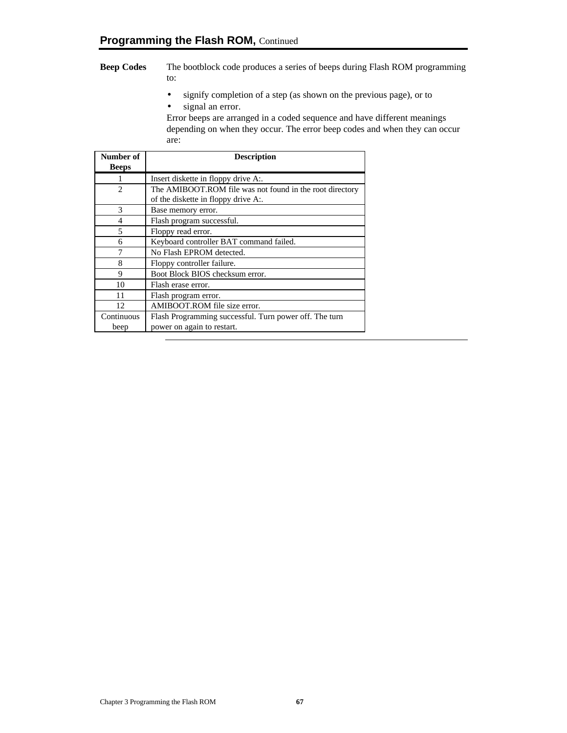## Programming the Flash ROM, Continued

**Beep Codes** The bootblock code produces a series of beeps during Flash ROM programming to:

- signify completion of a step (as shown on the previous page), or to
- signal an error.

Error beeps are arranged in a coded sequence and have different meanings depending on when they occur. The error beep codes and when they can occur are:

| Number of Beeps | Description |
|---|---|
| 1 | Insert diskette in floppy drive A:. |
| 2 | The AMIBOOT.ROM file was not found in the root directory of the diskette in floppy drive A:. |
| 3 | Base memory error. |
| 4 | Flash program successful. |
| 5 | Floppy read error. |
| 6 | Keyboard controller BAT command failed. |
| 7 | No Flash EPROM detected. |
| 8 | Floppy controller failure. |
| 9 | Boot Block BIOS checksum error. |
| 10 | Flash erase error. |
| 11 | Flash program error. |
| 12 | AMIBOOT.ROM file size error. |
| Continuous beep | Flash Programming successful. Turn power off. The turn power on again to restart. |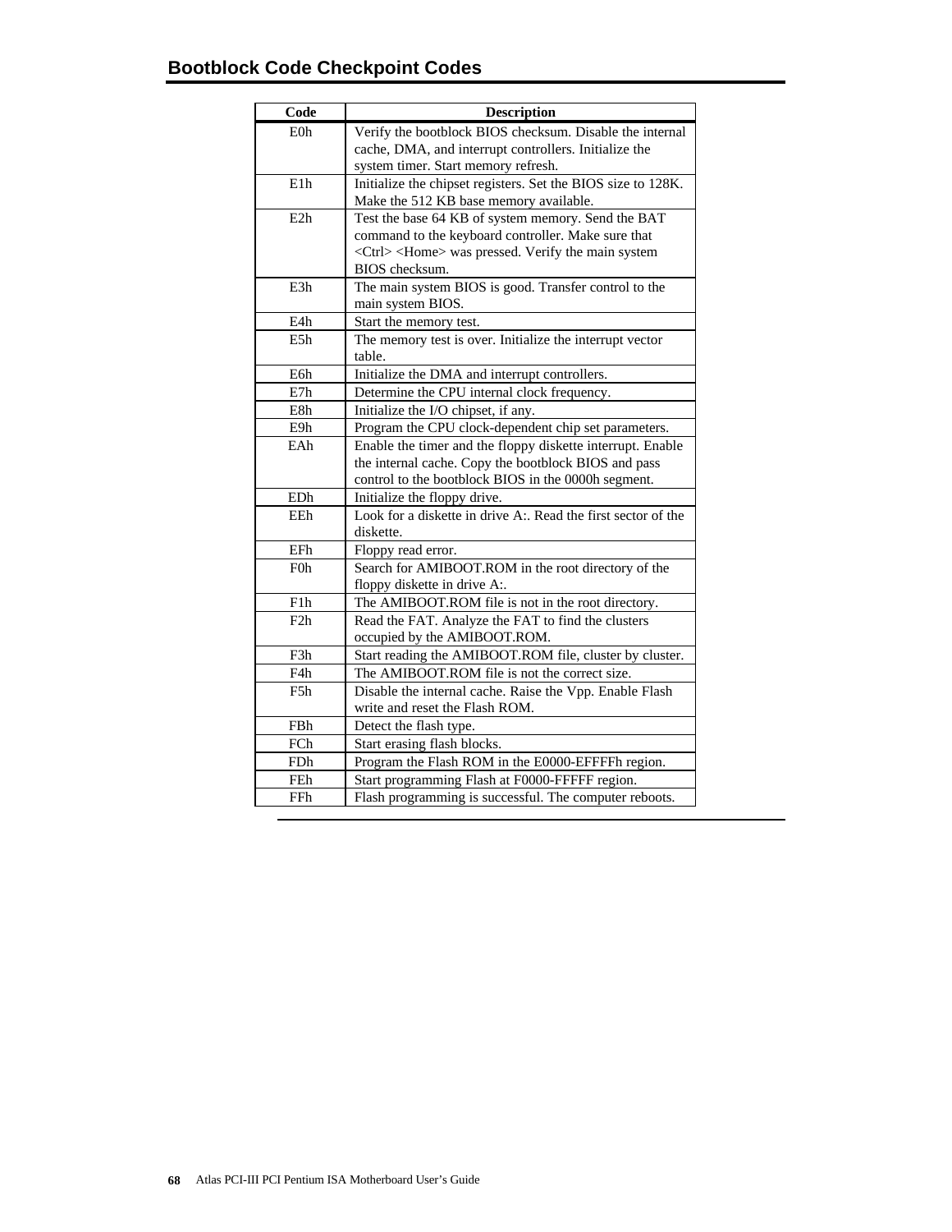## Bootblock Code Checkpoint Codes

| Code | Description |
|---|---|
| E0h | Verify the bootblock BIOS checksum. Disable the internal cache, DMA, and interrupt controllers. Initialize the system timer. Start memory refresh. |
| E1h | Initialize the chipset registers. Set the BIOS size to 128K. Make the 512 KB base memory available. |
| E2h | Test the base 64 KB of system memory. Send the BAT command to the keyboard controller. Make sure that <Ctrl> <Home> was pressed. Verify the main system BIOS checksum. |
| E3h | The main system BIOS is good. Transfer control to the main system BIOS. |
| E4h | Start the memory test. |
| E5h | The memory test is over. Initialize the interrupt vector table. |
| E6h | Initialize the DMA and interrupt controllers. |
| E7h | Determine the CPU internal clock frequency. |
| E8h | Initialize the I/O chipset, if any. |
| E9h | Program the CPU clock-dependent chip set parameters. |
| EAh | Enable the timer and the floppy diskette interrupt. Enable the internal cache. Copy the bootblock BIOS and pass control to the bootblock BIOS in the 0000h segment. |
| EDh | Initialize the floppy drive. |
| EEh | Look for a diskette in drive A:. Read the first sector of the diskette. |
| EFh | Floppy read error. |
| F0h | Search for AMIBOOT.ROM in the root directory of the floppy diskette in drive A:. |
| F1h | The AMIBOOT.ROM file is not in the root directory. |
| F2h | Read the FAT. Analyze the FAT to find the clusters occupied by the AMIBOOT.ROM. |
| F3h | Start reading the AMIBOOT.ROM file, cluster by cluster. |
| F4h | The AMIBOOT.ROM file is not the correct size. |
| F5h | Disable the internal cache. Raise the Vpp. Enable Flash write and reset the Flash ROM. |
| FBh | Detect the flash type. |
| FCh | Start erasing flash blocks. |
| FDh | Program the Flash ROM in the E0000-EFFFFh region. |
| FEh | Start programming Flash at F0000-FFFFF region. |
| FFh | Flash programming is successful. The computer reboots. |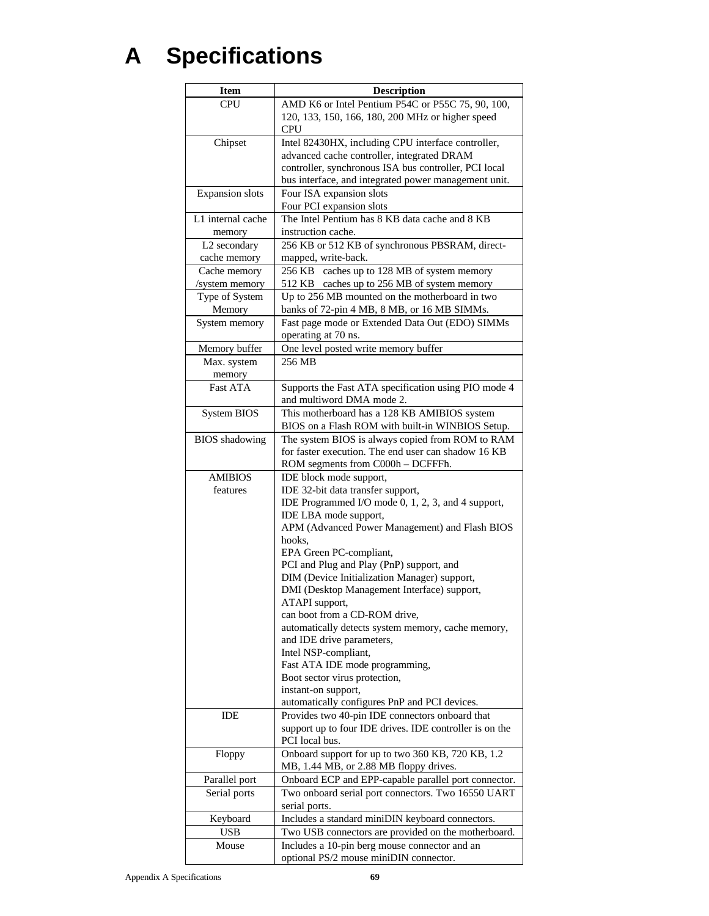# A Specifications

| Item | Description |
|---|---|
| CPU | AMD K6 or Intel Pentium P54C or P55C 75, 90, 100, 120, 133, 150, 166, 180, 200 MHz or higher speed CPU |
| Chipset | Intel 82430HX, including CPU interface controller, advanced cache controller, integrated DRAM controller, synchronous ISA bus controller, PCI local bus interface, and integrated power management unit. |
| Expansion slots | Four ISA expansion slots<br>Four PCI expansion slots |
| L1 internal cache memory | The Intel Pentium has 8 KB data cache and 8 KB instruction cache. |
| L2 secondary cache memory | 256 KB or 512 KB of synchronous PBSRAM, direct-mapped, write-back. |
| Cache memory /system memory | 256 KB caches up to 128 MB of system memory<br>512 KB caches up to 256 MB of system memory |
| Type of System Memory | Up to 256 MB mounted on the motherboard in two banks of 72-pin 4 MB, 8 MB, or 16 MB SIMMs. |
| System memory | Fast page mode or Extended Data Out (EDO) SIMMs operating at 70 ns. |
| Memory buffer | One level posted write memory buffer |
| Max. system memory | 256 MB |
| Fast ATA | Supports the Fast ATA specification using PIO mode 4 and multiword DMA mode 2. |
| System BIOS | This motherboard has a 128 KB AMIBIOS system BIOS on a Flash ROM with built-in WINBIOS Setup. |
| BIOS shadowing | The system BIOS is always copied from ROM to RAM for faster execution. The end user can shadow 16 KB ROM segments from C000h – DCFFFh. |
| AMIBIOS features | IDE block mode support,<br>IDE 32-bit data transfer support,<br>IDE Programmed I/O mode 0, 1, 2, 3, and 4 support,<br>IDE LBA mode support,<br>APM (Advanced Power Management) and Flash BIOS hooks,<br>EPA Green PC-compliant,<br>PCI and Plug and Play (PnP) support, and<br>DIM (Device Initialization Manager) support,<br>DMI (Desktop Management Interface) support,<br>ATAPI support,<br>can boot from a CD-ROM drive,<br>automatically detects system memory, cache memory, and IDE drive parameters,<br>Intel NSP-compliant,<br>Fast ATA IDE mode programming,<br>Boot sector virus protection,<br>instant-on support,<br>automatically configures PnP and PCI devices. |
| IDE | Provides two 40-pin IDE connectors onboard that support up to four IDE drives. IDE controller is on the PCI local bus. |
| Floppy | Onboard support for up to two 360 KB, 720 KB, 1.2 MB, 1.44 MB, or 2.88 MB floppy drives. |
| Parallel port | Onboard ECP and EPP-capable parallel port connector. |
| Serial ports | Two onboard serial port connectors. Two 16550 UART serial ports. |
| Keyboard | Includes a standard miniDIN keyboard connectors. |
| USB | Two USB connectors are provided on the motherboard. |
| Mouse | Includes a 10-pin berg mouse connector and an optional PS/2 mouse miniDIN connector. |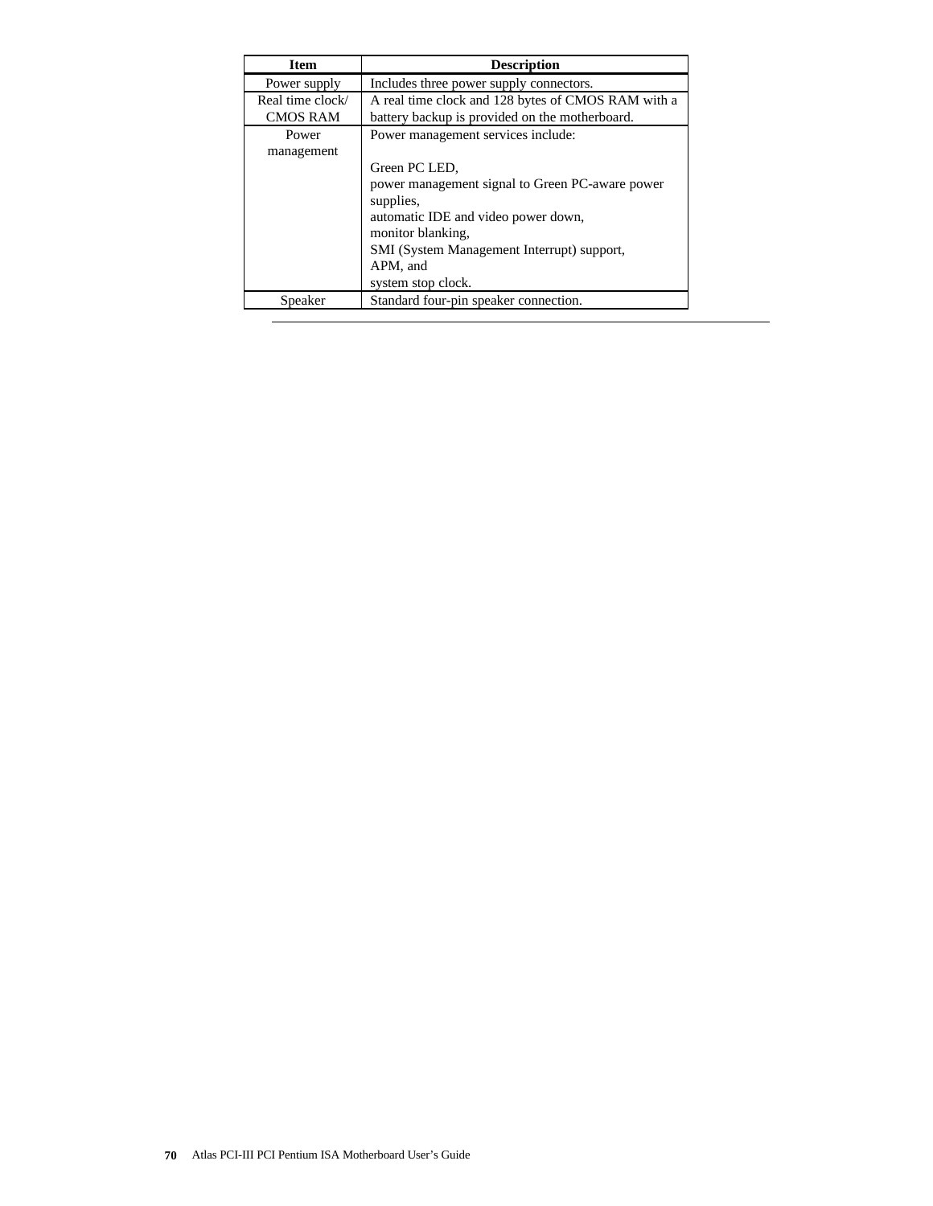| Item | Description |
| --- | --- |
| Power supply | Includes three power supply connectors. |
| Real time clock/ CMOS RAM | A real time clock and 128 bytes of CMOS RAM with a battery backup is provided on the motherboard. |
| Power management | Power management services include:<br><br>Green PC LED,<br>power management signal to Green PC-aware power supplies,<br>automatic IDE and video power down,<br>monitor blanking,<br>SMI (System Management Interrupt) support,<br>APM, and<br>system stop clock. |
| Speaker | Standard four-pin speaker connection. |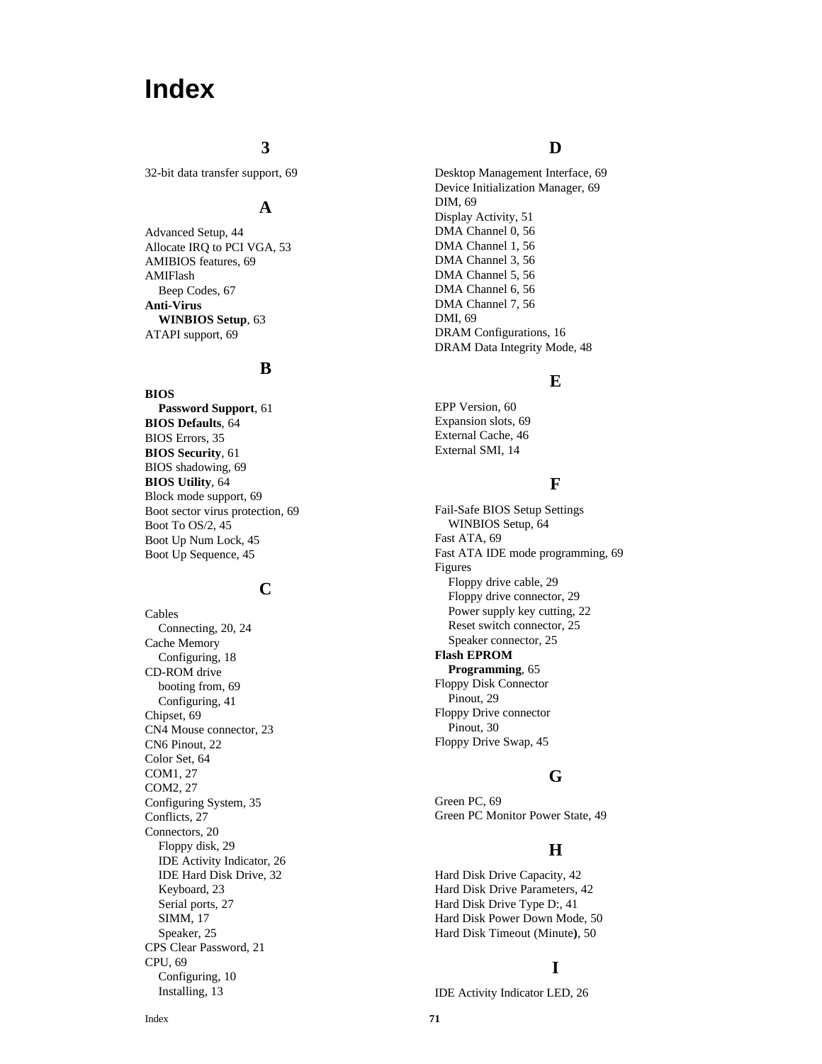# Index

## 3

32-bit data transfer support, 69

## A

Advanced Setup, 44
Allocate IRQ to PCI VGA, 53
AMIBIOS features, 69
AMIFlash
  Beep Codes, 67
**Anti-Virus**
  **WINBIOS Setup**, 63
ATAPI support, 69

## B

**BIOS**
  **Password Support**, 61
**BIOS Defaults**, 64
BIOS Errors, 35
**BIOS Security**, 61
BIOS shadowing, 69
**BIOS Utility**, 64
Block mode support, 69
Boot sector virus protection, 69
Boot To OS/2, 45
Boot Up Num Lock, 45
Boot Up Sequence, 45

## C

Cables
  Connecting, 20, 24
Cache Memory
  Configuring, 18
CD-ROM drive
  booting from, 69
  Configuring, 41
Chipset, 69
CN4 Mouse connector, 23
CN6 Pinout, 22
Color Set, 64
COM1, 27
COM2, 27
Configuring System, 35
Conflicts, 27
Connectors, 20
  Floppy disk, 29
  IDE Activity Indicator, 26
  IDE Hard Disk Drive, 32
  Keyboard, 23
  Serial ports, 27
  SIMM, 17
  Speaker, 25
CPS Clear Password, 21
CPU, 69
  Configuring, 10
  Installing, 13

## D

Desktop Management Interface, 69
Device Initialization Manager, 69
DIM, 69
Display Activity, 51
DMA Channel 0, 56
DMA Channel 1, 56
DMA Channel 3, 56
DMA Channel 5, 56
DMA Channel 6, 56
DMA Channel 7, 56
DMI, 69
DRAM Configurations, 16
DRAM Data Integrity Mode, 48

## E

EPP Version, 60
Expansion slots, 69
External Cache, 46
External SMI, 14

## F

Fail-Safe BIOS Setup Settings
  WINBIOS Setup, 64
Fast ATA, 69
Fast ATA IDE mode programming, 69
Figures
  Floppy drive cable, 29
  Floppy drive connector, 29
  Power supply key cutting, 22
  Reset switch connector, 25
  Speaker connector, 25
**Flash EPROM**
  **Programming**, 65
Floppy Disk Connector
  Pinout, 29
Floppy Drive connector
  Pinout, 30
Floppy Drive Swap, 45

## G

Green PC, 69
Green PC Monitor Power State, 49

## H

Hard Disk Drive Capacity, 42
Hard Disk Drive Parameters, 42
Hard Disk Drive Type D:, 41
Hard Disk Power Down Mode, 50
Hard Disk Timeout (Minute**)**, 50

## I

IDE Activity Indicator LED, 26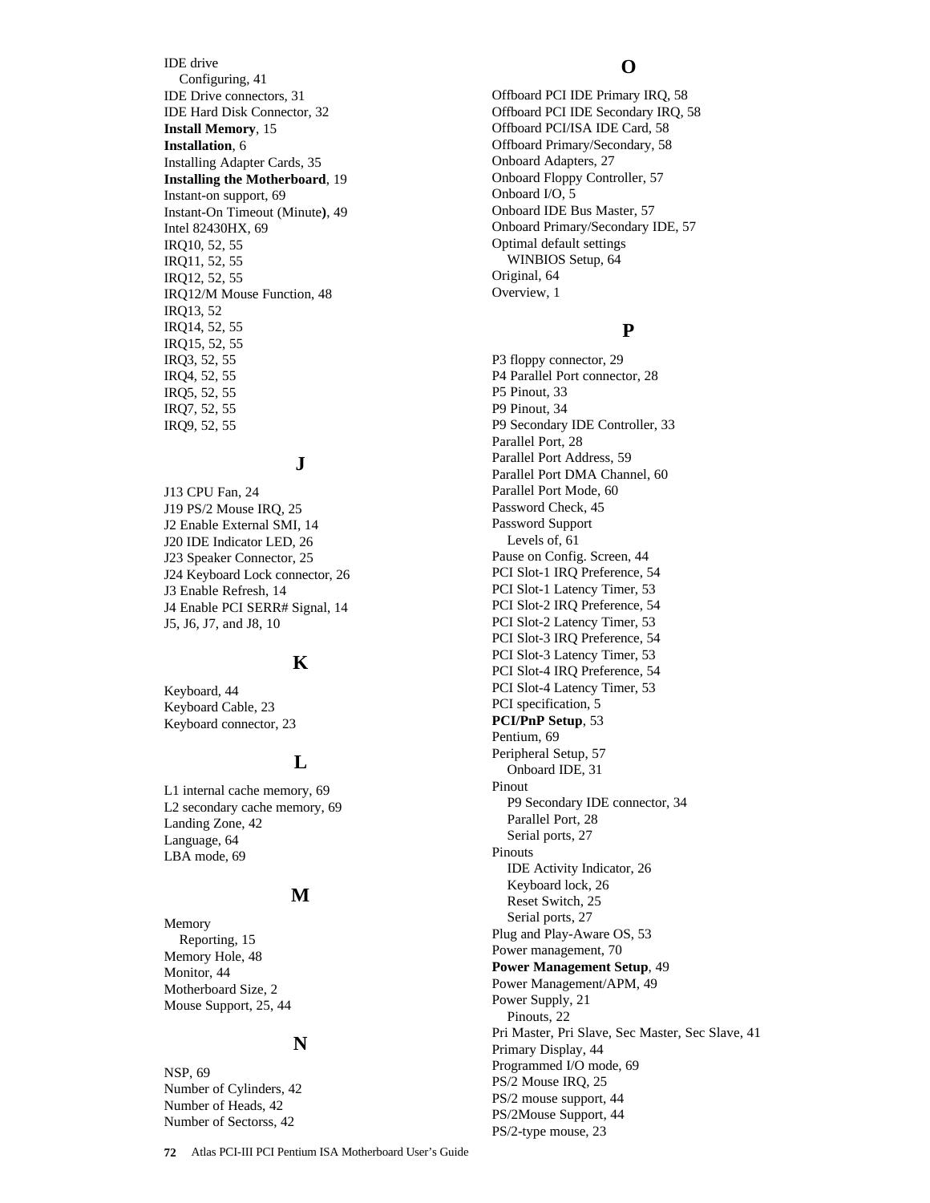IDE drive
  Configuring, 41
IDE Drive connectors, 31
IDE Hard Disk Connector, 32
**Install Memory**, 15
**Installation**, 6
Installing Adapter Cards, 35
**Installing the Motherboard**, 19
Instant-on support, 69
Instant-On Timeout (Minute**)**, 49
Intel 82430HX, 69
IRQ10, 52, 55
IRQ11, 52, 55
IRQ12, 52, 55
IRQ12/M Mouse Function, 48
IRQ13, 52
IRQ14, 52, 55
IRQ15, 52, 55
IRQ3, 52, 55
IRQ4, 52, 55
IRQ5, 52, 55
IRQ7, 52, 55
IRQ9, 52, 55

## J

J13 CPU Fan, 24
J19 PS/2 Mouse IRQ, 25
J2 Enable External SMI, 14
J20 IDE Indicator LED, 26
J23 Speaker Connector, 25
J24 Keyboard Lock connector, 26
J3 Enable Refresh, 14
J4 Enable PCI SERR# Signal, 14
J5, J6, J7, and J8, 10

## K

Keyboard, 44
Keyboard Cable, 23
Keyboard connector, 23

## L

L1 internal cache memory, 69
L2 secondary cache memory, 69
Landing Zone, 42
Language, 64
LBA mode, 69

## M

Memory
  Reporting, 15
Memory Hole, 48
Monitor, 44
Motherboard Size, 2
Mouse Support, 25, 44

## N

NSP, 69
Number of Cylinders, 42
Number of Heads, 42
Number of Sectorss, 42

## O

Offboard PCI IDE Primary IRQ, 58
Offboard PCI IDE Secondary IRQ, 58
Offboard PCI/ISA IDE Card, 58
Offboard Primary/Secondary, 58
Onboard Adapters, 27
Onboard Floppy Controller, 57
Onboard I/O, 5
Onboard IDE Bus Master, 57
Onboard Primary/Secondary IDE, 57
Optimal default settings
  WINBIOS Setup, 64
Original, 64
Overview, 1

## P

P3 floppy connector, 29
P4 Parallel Port connector, 28
P5 Pinout, 33
P9 Pinout, 34
P9 Secondary IDE Controller, 33
Parallel Port, 28
Parallel Port Address, 59
Parallel Port DMA Channel, 60
Parallel Port Mode, 60
Password Check, 45
Password Support
  Levels of, 61
Pause on Config. Screen, 44
PCI Slot-1 IRQ Preference, 54
PCI Slot-1 Latency Timer, 53
PCI Slot-2 IRQ Preference, 54
PCI Slot-2 Latency Timer, 53
PCI Slot-3 IRQ Preference, 54
PCI Slot-3 Latency Timer, 53
PCI Slot-4 IRQ Preference, 54
PCI Slot-4 Latency Timer, 53
PCI specification, 5
**PCI/PnP Setup**, 53
Pentium, 69
Peripheral Setup, 57
  Onboard IDE, 31
Pinout
  P9 Secondary IDE connector, 34
  Parallel Port, 28
  Serial ports, 27
Pinouts
  IDE Activity Indicator, 26
  Keyboard lock, 26
  Reset Switch, 25
  Serial ports, 27
Plug and Play-Aware OS, 53
Power management, 70
**Power Management Setup**, 49
Power Management/APM, 49
Power Supply, 21
  Pinouts, 22
Pri Master, Pri Slave, Sec Master, Sec Slave, 41
Primary Display, 44
Programmed I/O mode, 69
PS/2 Mouse IRQ, 25
PS/2 mouse support, 44
PS/2Mouse Support, 44
PS/2-type mouse, 23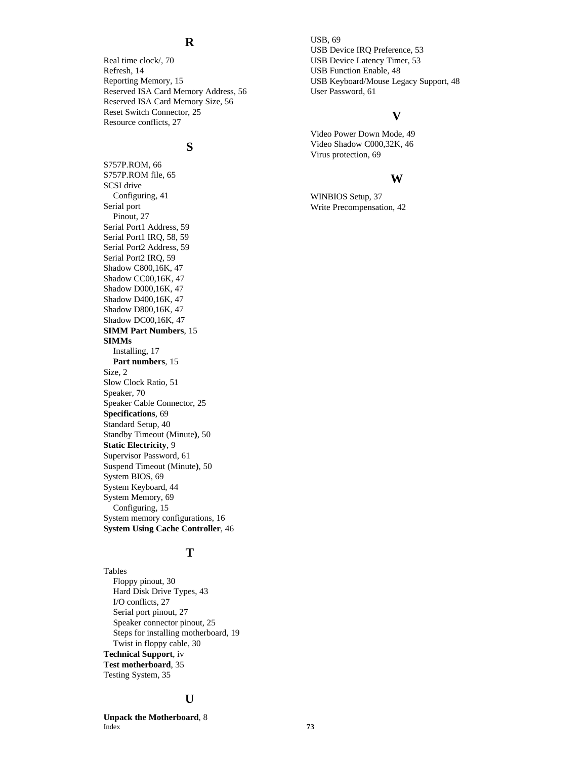## R

Real time clock/, 70
Refresh, 14
Reporting Memory, 15
Reserved ISA Card Memory Address, 56
Reserved ISA Card Memory Size, 56
Reset Switch Connector, 25
Resource conflicts, 27

## S

S757P.ROM, 66
S757P.ROM file, 65
SCSI drive
  Configuring, 41
Serial port
  Pinout, 27
Serial Port1 Address, 59
Serial Port1 IRQ, 58, 59
Serial Port2 Address, 59
Serial Port2 IRQ, 59
Shadow C800,16K, 47
Shadow CC00,16K, 47
Shadow D000,16K, 47
Shadow D400,16K, 47
Shadow D800,16K, 47
Shadow DC00,16K, 47
**SIMM Part Numbers**, 15
**SIMMs**
  Installing, 17
  **Part numbers**, 15
Size, 2
Slow Clock Ratio, 51
Speaker, 70
Speaker Cable Connector, 25
**Specifications**, 69
Standard Setup, 40
Standby Timeout (Minute**)**, 50
**Static Electricity**, 9
Supervisor Password, 61
Suspend Timeout (Minute**)**, 50
System BIOS, 69
System Keyboard, 44
System Memory, 69
  Configuring, 15
System memory configurations, 16
**System Using Cache Controller**, 46

## T

Tables
  Floppy pinout, 30
  Hard Disk Drive Types, 43
  I/O conflicts, 27
  Serial port pinout, 27
  Speaker connector pinout, 25
  Steps for installing motherboard, 19
  Twist in floppy cable, 30
**Technical Support**, iv
**Test motherboard**, 35
Testing System, 35

## U

**Unpack the Motherboard**, 8
USB, 69
USB Device IRQ Preference, 53
USB Device Latency Timer, 53
USB Function Enable, 48
USB Keyboard/Mouse Legacy Support, 48
User Password, 61

## V

Video Power Down Mode, 49
Video Shadow C000,32K, 46
Virus protection, 69

## W

WINBIOS Setup, 37
Write Precompensation, 42